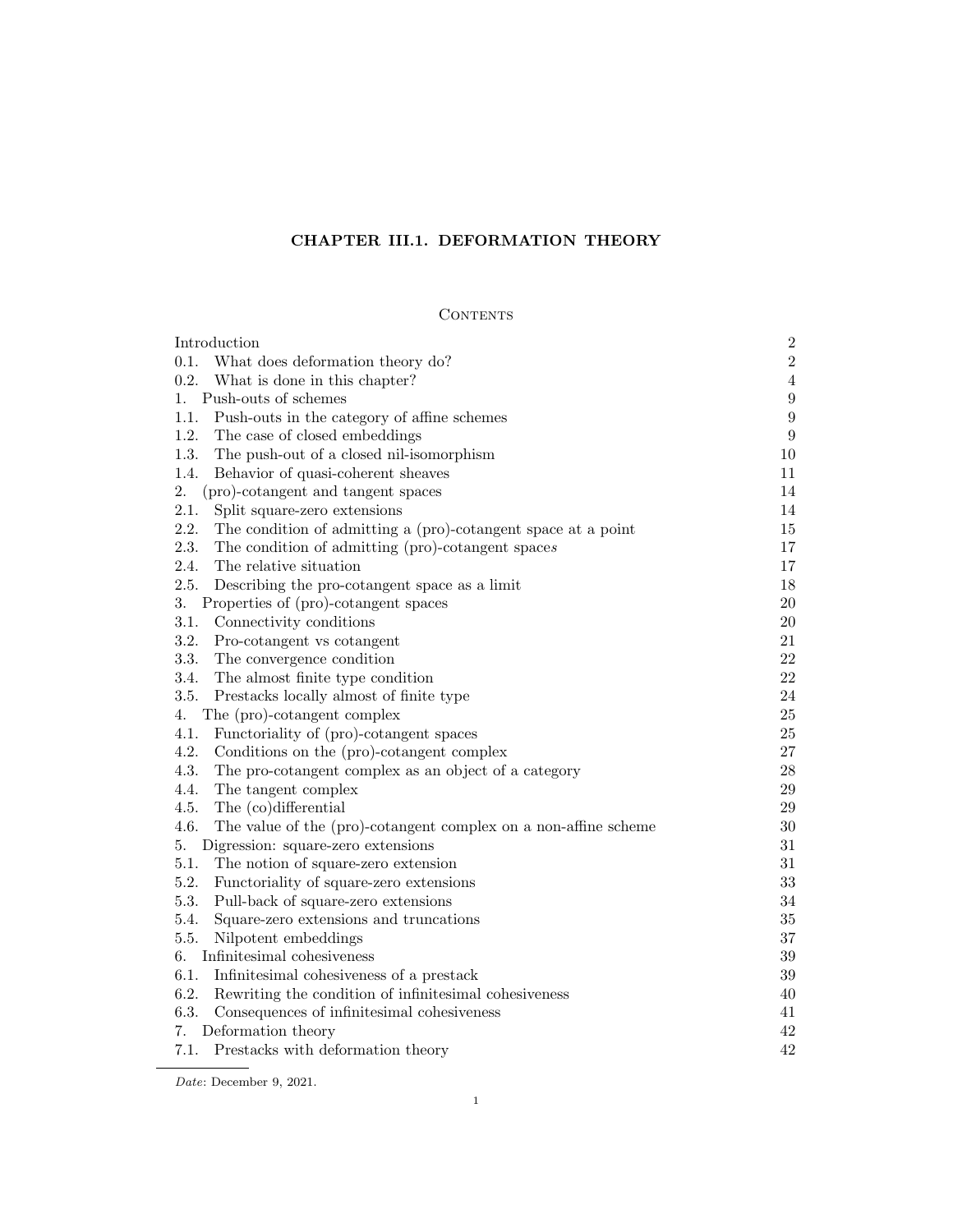# CHAPTER III.1. DEFORMATION THEORY

## Contents

| | |
|---|---|
| Introduction | 2 |
| 0.1. What does deformation theory do? | 2 |
| 0.2. What is done in this chapter? | 4 |
| 1. Push-outs of schemes | 9 |
| 1.1. Push-outs in the category of affine schemes | 9 |
| 1.2. The case of closed embeddings | 9 |
| 1.3. The push-out of a closed nil-isomorphism | 10 |
| 1.4. Behavior of quasi-coherent sheaves | 11 |
| 2. (pro)-cotangent and tangent spaces | 14 |
| 2.1. Split square-zero extensions | 14 |
| 2.2. The condition of admitting a (pro)-cotangent space at a point | 15 |
| 2.3. The condition of admitting (pro)-cotangent spaces | 17 |
| 2.4. The relative situation | 17 |
| 2.5. Describing the pro-cotangent space as a limit | 18 |
| 3. Properties of (pro)-cotangent spaces | 20 |
| 3.1. Connectivity conditions | 20 |
| 3.2. Pro-cotangent vs cotangent | 21 |
| 3.3. The convergence condition | 22 |
| 3.4. The almost finite type condition | 22 |
| 3.5. Prestacks locally almost of finite type | 24 |
| 4. The (pro)-cotangent complex | 25 |
| 4.1. Functoriality of (pro)-cotangent spaces | 25 |
| 4.2. Conditions on the (pro)-cotangent complex | 27 |
| 4.3. The pro-cotangent complex as an object of a category | 28 |
| 4.4. The tangent complex | 29 |
| 4.5. The (co)differential | 29 |
| 4.6. The value of the (pro)-cotangent complex on a non-affine scheme | 30 |
| 5. Digression: square-zero extensions | 31 |
| 5.1. The notion of square-zero extension | 31 |
| 5.2. Functoriality of square-zero extensions | 33 |
| 5.3. Pull-back of square-zero extensions | 34 |
| 5.4. Square-zero extensions and truncations | 35 |
| 5.5. Nilpotent embeddings | 37 |
| 6. Infinitesimal cohesiveness | 39 |
| 6.1. Infinitesimal cohesiveness of a prestack | 39 |
| 6.2. Rewriting the condition of infinitesimal cohesiveness | 40 |
| 6.3. Consequences of infinitesimal cohesiveness | 41 |
| 7. Deformation theory | 42 |
| 7.1. Prestacks with deformation theory | 42 |

*Date*: December 9, 2021.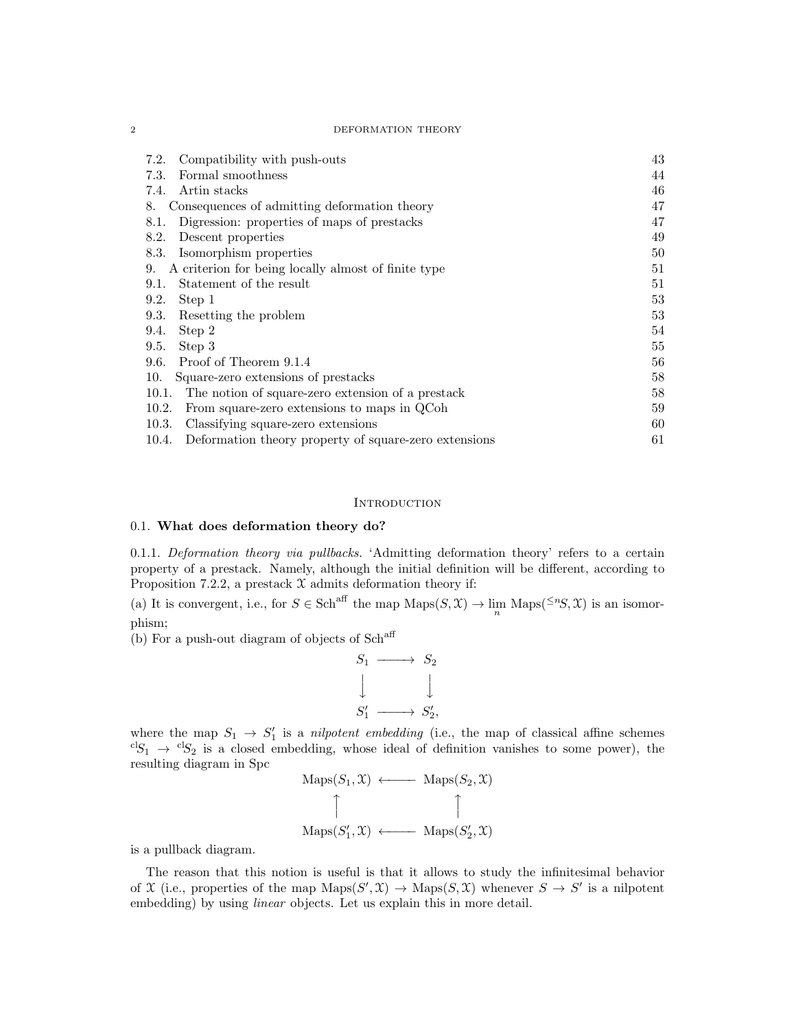7.2. Compatibility with push-outs 43
7.3. Formal smoothness 44
7.4. Artin stacks 46
8. Consequences of admitting deformation theory 47
8.1. Digression: properties of maps of prestacks 47
8.2. Descent properties 49
8.3. Isomorphism properties 50
9. A criterion for being locally almost of finite type 51
9.1. Statement of the result 51
9.2. Step 1 53
9.3. Resetting the problem 53
9.4. Step 2 54
9.5. Step 3 55
9.6. Proof of Theorem 9.1.4 56
10. Square-zero extensions of prestacks 58
10.1. The notion of square-zero extension of a prestack 58
10.2. From square-zero extensions to maps in QCoh 59
10.3. Classifying square-zero extensions 60
10.4. Deformation theory property of square-zero extensions 61

# Introduction

## 0.1. What does deformation theory do?

0.1.1. *Deformation theory via pullbacks.* 'Admitting deformation theory' refers to a certain property of a prestack. Namely, although the initial definition will be different, according to Proposition 7.2.2, a prestack $\mathcal{X}$ admits deformation theory if:

(a) It is convergent, i.e., for $S \in \mathrm{Sch}^{\mathrm{aff}}$ the map $\mathrm{Maps}(S, \mathcal{X}) \to \lim_n \mathrm{Maps}({}^{\leq n}S, \mathcal{X})$ is an isomorphism;

(b) For a push-out diagram of objects of $\mathrm{Sch}^{\mathrm{aff}}$

$$
\begin{array}{ccc}
S_1 & \longrightarrow & S_2 \\
\downarrow & & \downarrow \\
S_1' & \longrightarrow & S_2',
\end{array}
$$

where the map $S_1 \to S_1'$ is a *nilpotent embedding* (i.e., the map of classical affine schemes ${}^{\mathrm{cl}}S_1 \to {}^{\mathrm{cl}}S_2$ is a closed embedding, whose ideal of definition vanishes to some power), the resulting diagram in Spc

$$
\begin{array}{ccc}
\mathrm{Maps}(S_1, \mathcal{X}) & \longleftarrow & \mathrm{Maps}(S_2, \mathcal{X}) \\
\uparrow & & \uparrow \\
\mathrm{Maps}(S_1', \mathcal{X}) & \longleftarrow & \mathrm{Maps}(S_2', \mathcal{X})
\end{array}
$$

is a pullback diagram.

The reason that this notion is useful is that it allows to study the infinitesimal behavior of $\mathcal{X}$ (i.e., properties of the map $\mathrm{Maps}(S', \mathcal{X}) \to \mathrm{Maps}(S, \mathcal{X})$ whenever $S \to S'$ is a nilpotent embedding) by using *linear* objects. Let us explain this in more detail.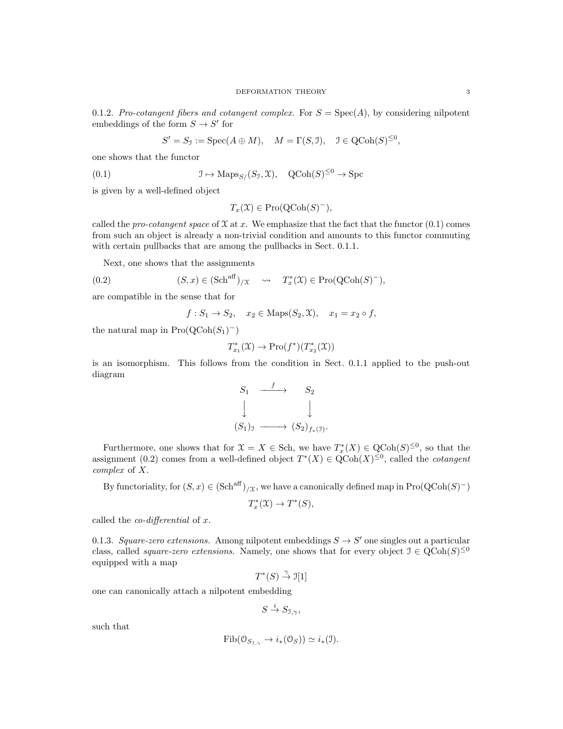0.1.2. *Pro-cotangent fibers and cotangent complex.* For $S = \operatorname{Spec}(A)$, by considering nilpotent embeddings of the form $S \to S'$ for

$$S' = S_{\mathcal{I}} := \operatorname{Spec}(A \oplus M), \quad M = \Gamma(S, \mathcal{I}), \quad \mathcal{I} \in \operatorname{QCoh}(S)^{\leq 0},$$

one shows that the functor

$$\mathcal{I} \mapsto \operatorname{Maps}_{S/}(S_{\mathcal{I}}, \mathcal{X}), \quad \operatorname{QCoh}(S)^{\leq 0} \to \operatorname{Spc} \tag{0.1}$$

is given by a well-defined object

$$T_x(\mathcal{X}) \in \operatorname{Pro}(\operatorname{QCoh}(S)^-),$$

called the *pro-cotangent space* of $\mathcal{X}$ at $x$. We emphasize that the fact that the functor (0.1) comes from such an object is already a non-trivial condition and amounts to this functor commuting with certain pullbacks that are among the pullbacks in Sect. 0.1.1.

Next, one shows that the assignments

$$(S, x) \in (\operatorname{Sch}^{\operatorname{aff}})_{/\mathcal{X}} \quad \rightsquigarrow \quad T^*_x(\mathcal{X}) \in \operatorname{Pro}(\operatorname{QCoh}(S)^-), \tag{0.2}$$

are compatible in the sense that for

$$f : S_1 \to S_2, \quad x_2 \in \operatorname{Maps}(S_2, \mathcal{X}), \quad x_1 = x_2 \circ f,$$

the natural map in $\operatorname{Pro}(\operatorname{QCoh}(S_1)^-)$

$$T^*_{x_1}(\mathcal{X}) \to \operatorname{Pro}(f^*)(T^*_{x_2}(\mathcal{X}))$$

is an isomorphism. This follows from the condition in Sect. 0.1.1 applied to the push-out diagram

$$\begin{array}{ccc} S_1 & \xrightarrow{f} & S_2 \\ \downarrow & & \downarrow \\ (S_1)_{\mathcal{I}} & \longrightarrow & (S_2)_{f_*(\mathcal{I})}. \end{array}$$

Furthermore, one shows that for $\mathcal{X} = X \in \operatorname{Sch}$, we have $T^*_x(X) \in \operatorname{QCoh}(S)^{\leq 0}$, so that the assignment (0.2) comes from a well-defined object $T^*(X) \in \operatorname{QCoh}(X)^{\leq 0}$, called the *cotangent complex* of $X$.

By functoriality, for $(S, x) \in (\operatorname{Sch}^{\operatorname{aff}})_{/\mathcal{X}}$, we have a canonically defined map in $\operatorname{Pro}(\operatorname{QCoh}(S)^-)$

$$T^*_x(\mathcal{X}) \to T^*(S),$$

called the *co-differential* of $x$.

0.1.3. *Square-zero extensions.* Among nilpotent embeddings $S \to S'$ one singles out a particular class, called *square-zero extensions*. Namely, one shows that for every object $\mathcal{I} \in \operatorname{QCoh}(S)^{\leq 0}$ equipped with a map

$$T^*(S) \xrightarrow{\gamma} \mathcal{I}[1]$$

one can canonically attach a nilpotent embedding

$$S \xrightarrow{i} S_{\mathcal{I},\gamma},$$

such that

$$\operatorname{Fib}(\mathcal{O}_{S_{\mathcal{I},\gamma}} \to i_*(\mathcal{O}_S)) \simeq i_*(\mathcal{I}).$$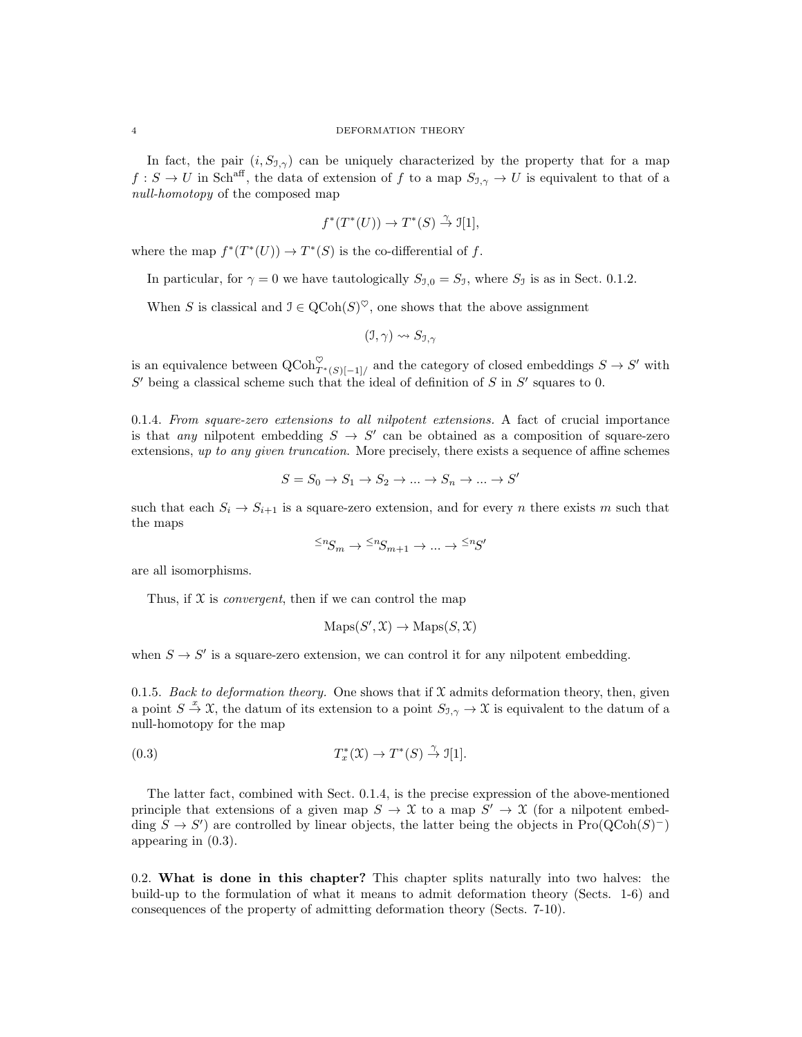In fact, the pair $(i, S_{\mathcal{I},\gamma})$ can be uniquely characterized by the property that for a map $f : S \to U$ in $\mathrm{Sch}^{\mathrm{aff}}$, the data of extension of $f$ to a map $S_{\mathcal{I},\gamma} \to U$ is equivalent to that of a *null-homotopy* of the composed map

$$f^*(T^*(U)) \to T^*(S) \overset{\gamma}{\to} \mathcal{I}[1],$$

where the map $f^*(T^*(U)) \to T^*(S)$ is the co-differential of $f$.

In particular, for $\gamma = 0$ we have tautologically $S_{\mathcal{I},0} = S_{\mathcal{I}}$, where $S_{\mathcal{I}}$ is as in Sect. 0.1.2.

When $S$ is classical and $\mathcal{I} \in \mathrm{QCoh}(S)^{\heartsuit}$, one shows that the above assignment

$$(\mathcal{I}, \gamma) \rightsquigarrow S_{\mathcal{I},\gamma}$$

is an equivalence between $\mathrm{QCoh}^{\heartsuit}_{T^*(S)[-1]/}$ and the category of closed embeddings $S \to S'$ with $S'$ being a classical scheme such that the ideal of definition of $S$ in $S'$ squares to 0.

0.1.4. *From square-zero extensions to all nilpotent extensions.* A fact of crucial importance is that *any* nilpotent embedding $S \to S'$ can be obtained as a composition of square-zero extensions, *up to any given truncation*. More precisely, there exists a sequence of affine schemes

$$S = S_0 \to S_1 \to S_2 \to ... \to S_n \to ... \to S'$$

such that each $S_i \to S_{i+1}$ is a square-zero extension, and for every $n$ there exists $m$ such that the maps

$$^{\leq n}S_m \to {}^{\leq n}S_{m+1} \to ... \to {}^{\leq n}S'$$

are all isomorphisms.

Thus, if $\mathcal{X}$ is *convergent*, then if we can control the map

$$\mathrm{Maps}(S', \mathcal{X}) \to \mathrm{Maps}(S, \mathcal{X})$$

when $S \to S'$ is a square-zero extension, we can control it for any nilpotent embedding.

0.1.5. *Back to deformation theory.* One shows that if $\mathcal{X}$ admits deformation theory, then, given a point $S \overset{x}{\to} \mathcal{X}$, the datum of its extension to a point $S_{\mathcal{I},\gamma} \to \mathcal{X}$ is equivalent to the datum of a null-homotopy for the map

$$T^*_x(\mathcal{X}) \to T^*(S) \overset{\gamma}{\to} \mathcal{I}[1]. \tag{0.3}$$

The latter fact, combined with Sect. 0.1.4, is the precise expression of the above-mentioned principle that extensions of a given map $S \to \mathcal{X}$ to a map $S' \to \mathcal{X}$ (for a nilpotent embedding $S \to S'$) are controlled by linear objects, the latter being the objects in $\mathrm{Pro}(\mathrm{QCoh}(S)^-)$ appearing in (0.3).

0.2. **What is done in this chapter?** This chapter splits naturally into two halves: the build-up to the formulation of what it means to admit deformation theory (Sects. 1-6) and consequences of the property of admitting deformation theory (Sects. 7-10).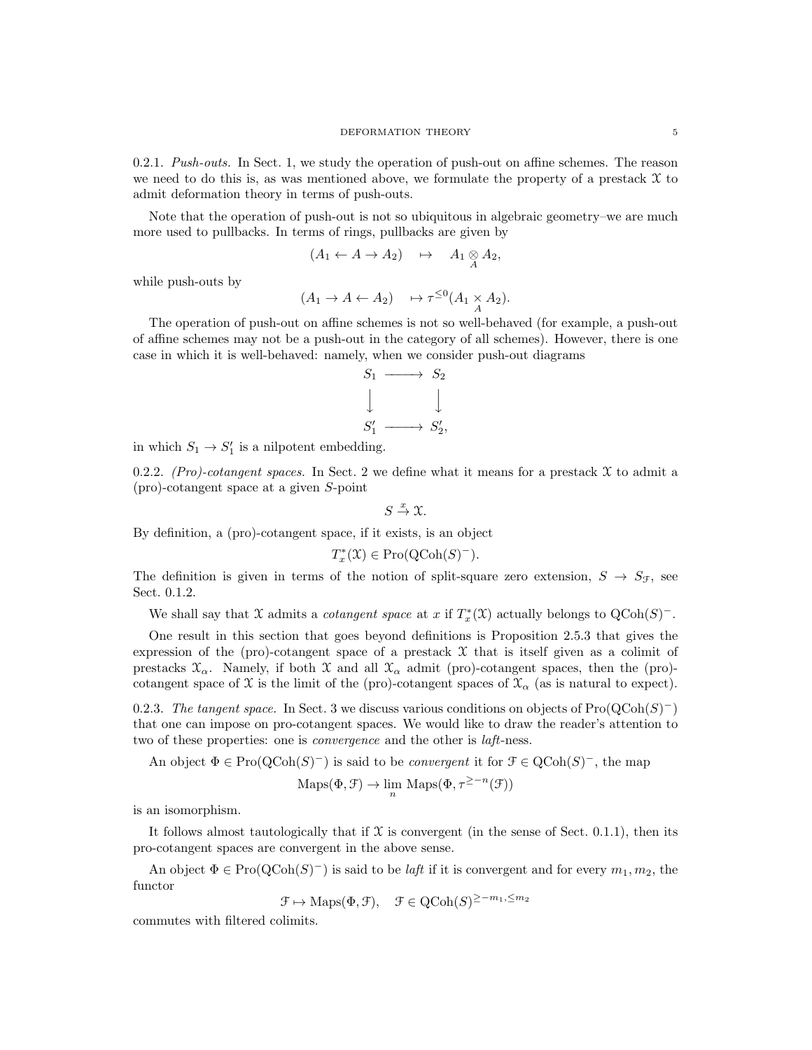0.2.1. *Push-outs.* In Sect. 1, we study the operation of push-out on affine schemes. The reason we need to do this is, as was mentioned above, we formulate the property of a prestack $\mathcal{X}$ to admit deformation theory in terms of push-outs.

Note that the operation of push-out is not so ubiquitous in algebraic geometry–we are much more used to pullbacks. In terms of rings, pullbacks are given by

$$(A_1 \leftarrow A \rightarrow A_2) \quad \mapsto \quad A_1 \underset{A}{\otimes} A_2,$$

while push-outs by

$$(A_1 \rightarrow A \leftarrow A_2) \quad \mapsto \tau^{\leq 0}(A_1 \underset{A}{\times} A_2).$$

The operation of push-out on affine schemes is not so well-behaved (for example, a push-out of affine schemes may not be a push-out in the category of all schemes). However, there is one case in which it is well-behaved: namely, when we consider push-out diagrams

$$\begin{array}{ccc} S_1 & \longrightarrow & S_2 \\ \downarrow & & \downarrow \\ S_1' & \longrightarrow & S_2', \end{array}$$

in which $S_1 \to S_1'$ is a nilpotent embedding.

0.2.2. *(Pro)-cotangent spaces.* In Sect. 2 we define what it means for a prestack $\mathcal{X}$ to admit a (pro)-cotangent space at a given $S$-point

$$S \overset{x}{\to} \mathcal{X}.$$

By definition, a (pro)-cotangent space, if it exists, is an object

$$T^*_x(\mathcal{X}) \in \operatorname{Pro}(\operatorname{QCoh}(S)^-).$$

The definition is given in terms of the notion of split-square zero extension, $S \to S_{\mathcal{F}}$, see Sect. 0.1.2.

We shall say that $\mathcal{X}$ admits a *cotangent space* at $x$ if $T^*_x(\mathcal{X})$ actually belongs to $\operatorname{QCoh}(S)^-$.

One result in this section that goes beyond definitions is Proposition 2.5.3 that gives the expression of the (pro)-cotangent space of a prestack $\mathcal{X}$ that is itself given as a colimit of prestacks $\mathcal{X}_\alpha$. Namely, if both $\mathcal{X}$ and all $\mathcal{X}_\alpha$ admit (pro)-cotangent spaces, then the (pro)-cotangent space of $\mathcal{X}$ is the limit of the (pro)-cotangent spaces of $\mathcal{X}_\alpha$ (as is natural to expect).

0.2.3. *The tangent space.* In Sect. 3 we discuss various conditions on objects of $\operatorname{Pro}(\operatorname{QCoh}(S)^-)$ that one can impose on pro-cotangent spaces. We would like to draw the reader's attention to two of these properties: one is *convergence* and the other is *laft*-ness.

An object $\Phi \in \operatorname{Pro}(\operatorname{QCoh}(S)^-)$ is said to be *convergent* it for $\mathcal{F} \in \operatorname{QCoh}(S)^-$, the map

$$\operatorname{Maps}(\Phi, \mathcal{F}) \to \lim_n \operatorname{Maps}(\Phi, \tau^{\geq -n}(\mathcal{F}))$$

is an isomorphism.

It follows almost tautologically that if $\mathcal{X}$ is convergent (in the sense of Sect. 0.1.1), then its pro-cotangent spaces are convergent in the above sense.

An object $\Phi \in \operatorname{Pro}(\operatorname{QCoh}(S)^-)$ is said to be *laft* if it is convergent and for every $m_1, m_2$, the functor

$$\mathcal{F} \mapsto \operatorname{Maps}(\Phi, \mathcal{F}), \quad \mathcal{F} \in \operatorname{QCoh}(S)^{\geq -m_1, \leq m_2}$$

commutes with filtered colimits.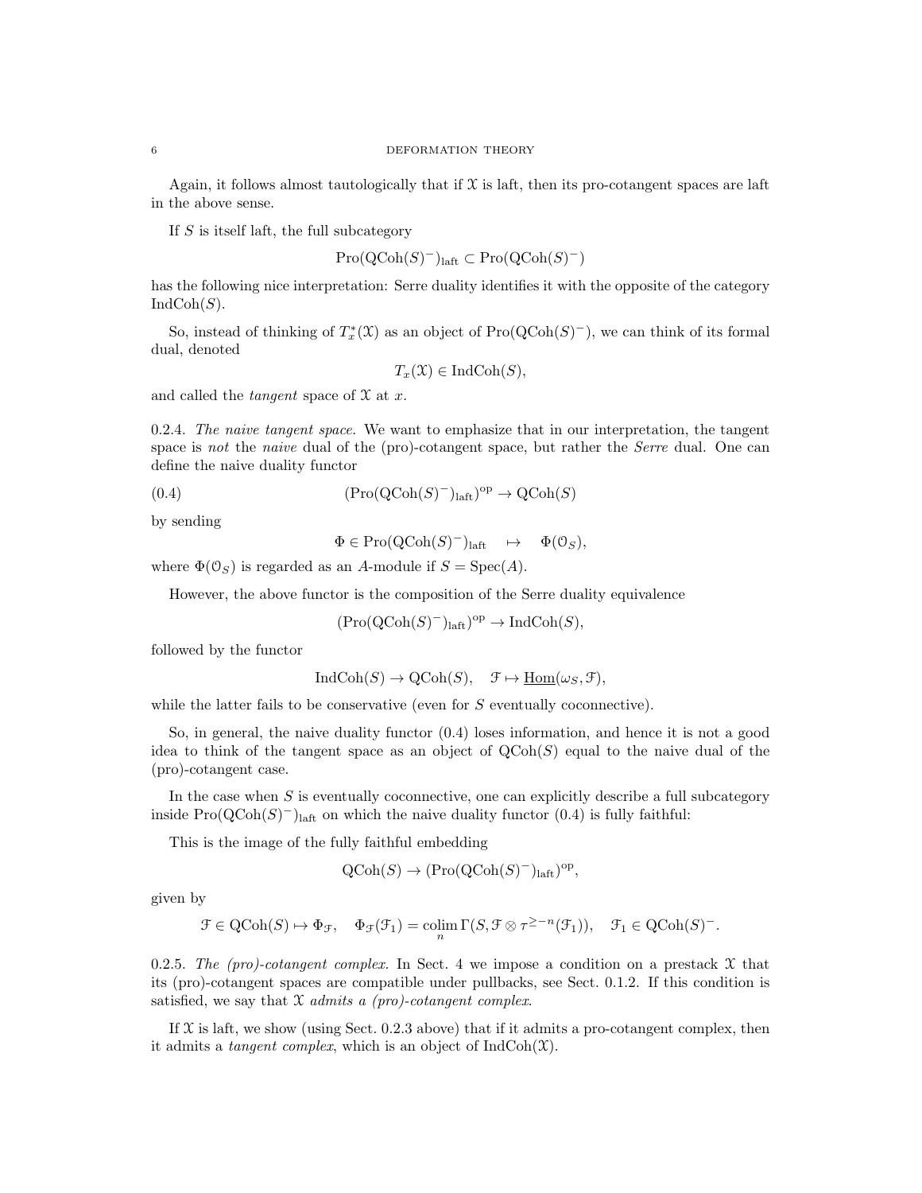Again, it follows almost tautologically that if $\mathcal{X}$ is laft, then its pro-cotangent spaces are laft in the above sense.

If $S$ is itself laft, the full subcategory

$$\text{Pro}(\text{QCoh}(S)^-)_{\text{laft}} \subset \text{Pro}(\text{QCoh}(S)^-)$$

has the following nice interpretation: Serre duality identifies it with the opposite of the category $\text{IndCoh}(S)$.

So, instead of thinking of $T^*_x(\mathcal{X})$ as an object of $\text{Pro}(\text{QCoh}(S)^-)$, we can think of its formal dual, denoted

$$T_x(\mathcal{X}) \in \text{IndCoh}(S),$$

and called the *tangent* space of $\mathcal{X}$ at $x$.

0.2.4. *The naive tangent space.* We want to emphasize that in our interpretation, the tangent space is *not* the *naive* dual of the (pro)-cotangent space, but rather the *Serre* dual. One can define the naive duality functor

$$(\text{Pro}(\text{QCoh}(S)^-)_{\text{laft}})^{\text{op}} \to \text{QCoh}(S) \tag{0.4}$$

by sending

$$\Phi \in \text{Pro}(\text{QCoh}(S)^-)_{\text{laft}} \quad \mapsto \quad \Phi(\mathcal{O}_S),$$

where $\Phi(\mathcal{O}_S)$ is regarded as an $A$-module if $S = \text{Spec}(A)$.

However, the above functor is the composition of the Serre duality equivalence

$$(\text{Pro}(\text{QCoh}(S)^-)_{\text{laft}})^{\text{op}} \to \text{IndCoh}(S),$$

followed by the functor

$$\text{IndCoh}(S) \to \text{QCoh}(S), \quad \mathcal{F} \mapsto \underline{\text{Hom}}(\omega_S, \mathcal{F}),$$

while the latter fails to be conservative (even for $S$ eventually coconnective).

So, in general, the naive duality functor (0.4) loses information, and hence it is not a good idea to think of the tangent space as an object of $\text{QCoh}(S)$ equal to the naive dual of the (pro)-cotangent case.

In the case when $S$ is eventually coconnective, one can explicitly describe a full subcategory inside $\text{Pro}(\text{QCoh}(S)^-)_{\text{laft}}$ on which the naive duality functor (0.4) is fully faithful:

This is the image of the fully faithful embedding

$$\text{QCoh}(S) \to (\text{Pro}(\text{QCoh}(S)^-)_{\text{laft}})^{\text{op}},$$

given by

$$\mathcal{F} \in \text{QCoh}(S) \mapsto \Phi_{\mathcal{F}}, \quad \Phi_{\mathcal{F}}(\mathcal{F}_1) = \underset{n}{\text{colim}}\, \Gamma(S, \mathcal{F} \otimes \tau^{\geq -n}(\mathcal{F}_1)), \quad \mathcal{F}_1 \in \text{QCoh}(S)^-.$$

0.2.5. *The (pro)-cotangent complex.* In Sect. 4 we impose a condition on a prestack $\mathcal{X}$ that its (pro)-cotangent spaces are compatible under pullbacks, see Sect. 0.1.2. If this condition is satisfied, we say that $\mathcal{X}$ *admits a (pro)-cotangent complex*.

If $\mathcal{X}$ is laft, we show (using Sect. 0.2.3 above) that if it admits a pro-cotangent complex, then it admits a *tangent complex*, which is an object of $\text{IndCoh}(\mathcal{X})$.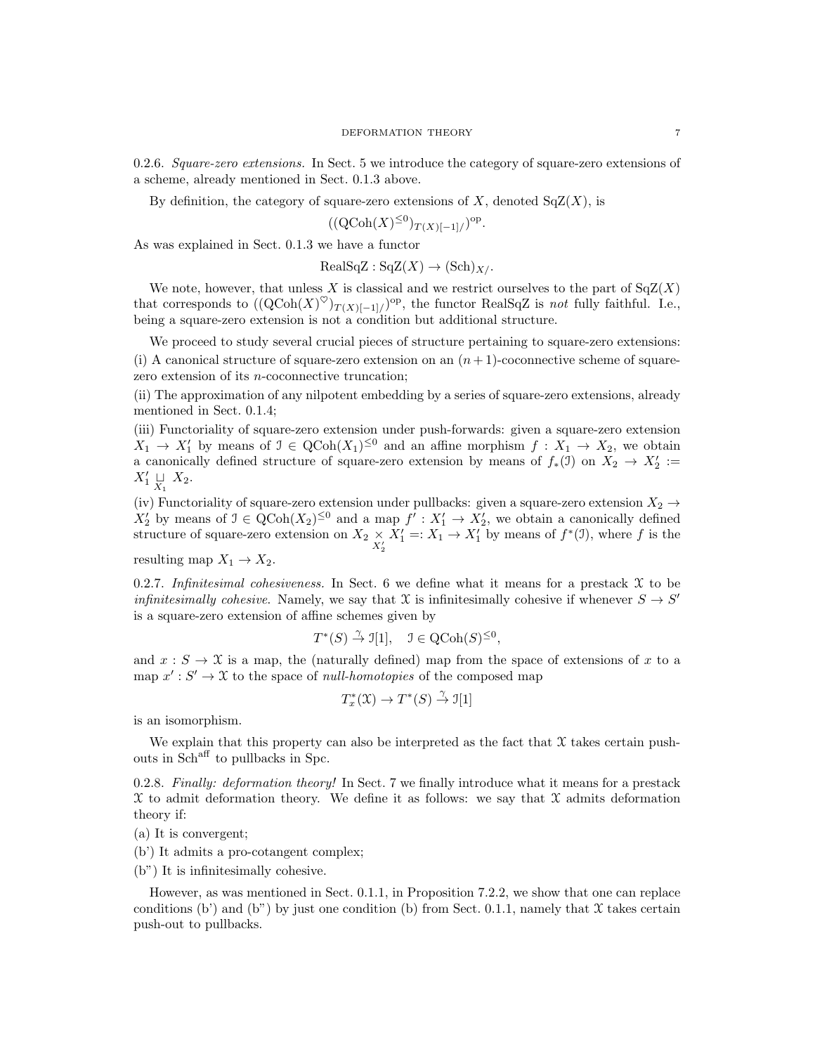0.2.6. *Square-zero extensions.* In Sect. 5 we introduce the category of square-zero extensions of a scheme, already mentioned in Sect. 0.1.3 above.

By definition, the category of square-zero extensions of $X$, denoted $\mathrm{SqZ}(X)$, is

$$((\mathrm{QCoh}(X)^{\leq 0})_{T(X)[-1]/})^{\mathrm{op}}.$$

As was explained in Sect. 0.1.3 we have a functor

$$\mathrm{RealSqZ} : \mathrm{SqZ}(X) \to (\mathrm{Sch})_{X/}.$$

We note, however, that unless $X$ is classical and we restrict ourselves to the part of $\mathrm{SqZ}(X)$ that corresponds to $((\mathrm{QCoh}(X)^{\heartsuit})_{T(X)[-1]/})^{\mathrm{op}}$, the functor RealSqZ is *not* fully faithful. I.e., being a square-zero extension is not a condition but additional structure.

We proceed to study several crucial pieces of structure pertaining to square-zero extensions:
(i) A canonical structure of square-zero extension on an $(n+1)$-coconnective scheme of square-zero extension of its $n$-coconnective truncation;
(ii) The approximation of any nilpotent embedding by a series of square-zero extensions, already mentioned in Sect. 0.1.4;
(iii) Functoriality of square-zero extension under push-forwards: given a square-zero extension $X_1 \to X_1'$ by means of $\mathcal{I} \in \mathrm{QCoh}(X_1)^{\leq 0}$ and an affine morphism $f : X_1 \to X_2$, we obtain a canonically defined structure of square-zero extension by means of $f_*(\mathcal{I})$ on $X_2 \to X_2' := X_1' \underset{X_1}{\sqcup} X_2$.
(iv) Functoriality of square-zero extension under pullbacks: given a square-zero extension $X_2 \to X_2'$ by means of $\mathcal{I} \in \mathrm{QCoh}(X_2)^{\leq 0}$ and a map $f' : X_1' \to X_2'$, we obtain a canonically defined structure of square-zero extension on $X_2 \underset{X_2'}{\times} X_1' =: X_1 \to X_1'$ by means of $f^*(\mathcal{I})$, where $f$ is the resulting map $X_1 \to X_2$.

0.2.7. *Infinitesimal cohesiveness.* In Sect. 6 we define what it means for a prestack $\mathcal{X}$ to be *infinitesimally cohesive*. Namely, we say that $\mathcal{X}$ is infinitesimally cohesive if whenever $S \to S'$ is a square-zero extension of affine schemes given by

$$T^*(S) \xrightarrow{\gamma} \mathcal{I}[1], \quad \mathcal{I} \in \mathrm{QCoh}(S)^{\leq 0},$$

and $x : S \to \mathcal{X}$ is a map, the (naturally defined) map from the space of extensions of $x$ to a map $x' : S' \to \mathcal{X}$ to the space of *null-homotopies* of the composed map

$$T^*_x(\mathcal{X}) \to T^*(S) \xrightarrow{\gamma} \mathcal{I}[1]$$

is an isomorphism.

We explain that this property can also be interpreted as the fact that $\mathcal{X}$ takes certain push-outs in $\mathrm{Sch}^{\mathrm{aff}}$ to pullbacks in Spc.

0.2.8. *Finally: deformation theory!* In Sect. 7 we finally introduce what it means for a prestack $\mathcal{X}$ to admit deformation theory. We define it as follows: we say that $\mathcal{X}$ admits deformation theory if:
(a) It is convergent;
(b') It admits a pro-cotangent complex;
(b") It is infinitesimally cohesive.

However, as was mentioned in Sect. 0.1.1, in Proposition 7.2.2, we show that one can replace conditions (b') and (b") by just one condition (b) from Sect. 0.1.1, namely that $\mathcal{X}$ takes certain push-out to pullbacks.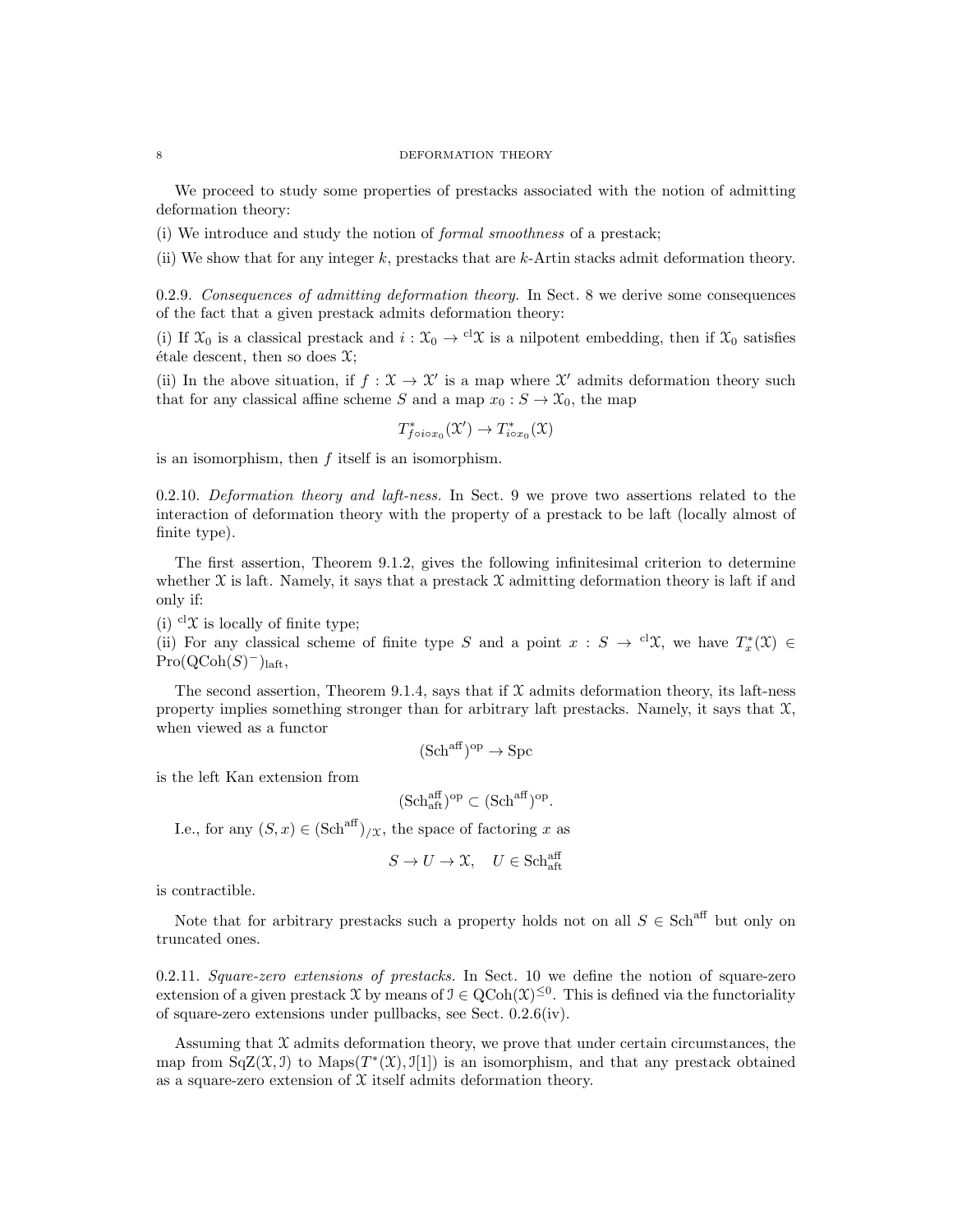We proceed to study some properties of prestacks associated with the notion of admitting deformation theory:

(i) We introduce and study the notion of *formal smoothness* of a prestack;

(ii) We show that for any integer $k$, prestacks that are $k$-Artin stacks admit deformation theory.

0.2.9. *Consequences of admitting deformation theory.* In Sect. 8 we derive some consequences of the fact that a given prestack admits deformation theory:

(i) If $\mathcal{X}_0$ is a classical prestack and $i : \mathcal{X}_0 \to {}^{\mathrm{cl}}\mathcal{X}$ is a nilpotent embedding, then if $\mathcal{X}_0$ satisfies étale descent, then so does $\mathcal{X}$;

(ii) In the above situation, if $f : \mathcal{X} \to \mathcal{X}'$ is a map where $\mathcal{X}'$ admits deformation theory such that for any classical affine scheme $S$ and a map $x_0 : S \to \mathcal{X}_0$, the map

$$T^*_{f \circ i \circ x_0}(\mathcal{X}') \to T^*_{i \circ x_0}(\mathcal{X})$$

is an isomorphism, then $f$ itself is an isomorphism.

0.2.10. *Deformation theory and laft-ness.* In Sect. 9 we prove two assertions related to the interaction of deformation theory with the property of a prestack to be laft (locally almost of finite type).

The first assertion, Theorem 9.1.2, gives the following infinitesimal criterion to determine whether $\mathcal{X}$ is laft. Namely, it says that a prestack $\mathcal{X}$ admitting deformation theory is laft if and only if:

(i) ${}^{\mathrm{cl}}\mathcal{X}$ is locally of finite type;

(ii) For any classical scheme of finite type $S$ and a point $x : S \to {}^{\mathrm{cl}}\mathcal{X}$, we have $T^*_x(\mathcal{X}) \in \mathrm{Pro}(\mathrm{QCoh}(S)^-)_{\mathrm{laft}}$,

The second assertion, Theorem 9.1.4, says that if $\mathcal{X}$ admits deformation theory, its laft-ness property implies something stronger than for arbitrary laft prestacks. Namely, it says that $\mathcal{X}$, when viewed as a functor

$$(\mathrm{Sch}^{\mathrm{aff}})^{\mathrm{op}} \to \mathrm{Spc}$$

is the left Kan extension from

$$(\mathrm{Sch}^{\mathrm{aff}}_{\mathrm{aft}})^{\mathrm{op}} \subset (\mathrm{Sch}^{\mathrm{aff}})^{\mathrm{op}}.$$

I.e., for any $(S, x) \in (\mathrm{Sch}^{\mathrm{aff}})_{/\mathcal{X}}$, the space of factoring $x$ as

$$S \to U \to \mathcal{X}, \quad U \in \mathrm{Sch}^{\mathrm{aff}}_{\mathrm{aft}}$$

is contractible.

Note that for arbitrary prestacks such a property holds not on all $S \in \mathrm{Sch}^{\mathrm{aff}}$ but only on truncated ones.

0.2.11. *Square-zero extensions of prestacks.* In Sect. 10 we define the notion of square-zero extension of a given prestack $\mathcal{X}$ by means of $\mathcal{I} \in \mathrm{QCoh}(\mathcal{X})^{\leq 0}$. This is defined via the functoriality of square-zero extensions under pullbacks, see Sect. 0.2.6(iv).

Assuming that $\mathcal{X}$ admits deformation theory, we prove that under certain circumstances, the map from $\mathrm{SqZ}(\mathcal{X}, \mathcal{I})$ to $\mathrm{Maps}(T^*(\mathcal{X}), \mathcal{I}[1])$ is an isomorphism, and that any prestack obtained as a square-zero extension of $\mathcal{X}$ itself admits deformation theory.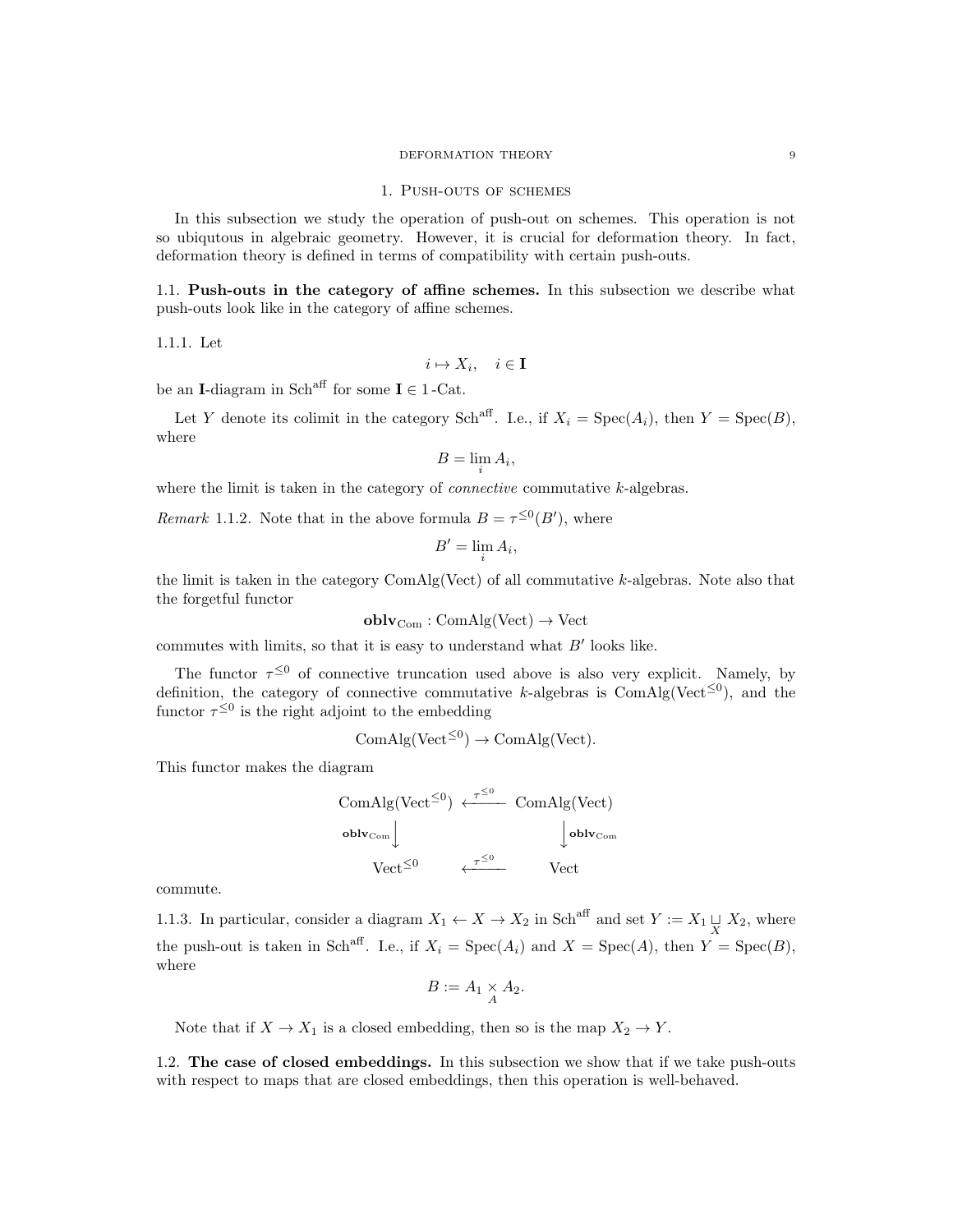## 1. Push-outs of schemes

In this subsection we study the operation of push-out on schemes. This operation is not so ubiqutous in algebraic geometry. However, it is crucial for deformation theory. In fact, deformation theory is defined in terms of compatibility with certain push-outs.

### 1.1. **Push-outs in the category of affine schemes.** 

In this subsection we describe what push-outs look like in the category of affine schemes.

1.1.1. Let

$$i \mapsto X_i, \quad i \in \mathbf{I}$$

be an $\mathbf{I}$-diagram in $\mathrm{Sch}^{\mathrm{aff}}$ for some $\mathbf{I} \in 1\text{-Cat}$.

Let $Y$ denote its colimit in the category $\mathrm{Sch}^{\mathrm{aff}}$. I.e., if $X_i = \mathrm{Spec}(A_i)$, then $Y = \mathrm{Spec}(B)$, where

$$B = \lim_i A_i,$$

where the limit is taken in the category of *connective* commutative $k$-algebras.

*Remark* 1.1.2. Note that in the above formula $B = \tau^{\leq 0}(B')$, where

$$B' = \lim_i A_i,$$

the limit is taken in the category $\mathrm{ComAlg}(\mathrm{Vect})$ of all commutative $k$-algebras. Note also that the forgetful functor

$$\mathbf{oblv}_{\mathrm{Com}} : \mathrm{ComAlg}(\mathrm{Vect}) \to \mathrm{Vect}$$

commutes with limits, so that it is easy to understand what $B'$ looks like.

The functor $\tau^{\leq 0}$ of connective truncation used above is also very explicit. Namely, by definition, the category of connective commutative $k$-algebras is $\mathrm{ComAlg}(\mathrm{Vect}^{\leq 0})$, and the functor $\tau^{\leq 0}$ is the right adjoint to the embedding

$$\mathrm{ComAlg}(\mathrm{Vect}^{\leq 0}) \to \mathrm{ComAlg}(\mathrm{Vect}).$$

This functor makes the diagram

$$\begin{array}{ccc}
\mathrm{ComAlg}(\mathrm{Vect}^{\leq 0}) & \xleftarrow{\tau^{\leq 0}} & \mathrm{ComAlg}(\mathrm{Vect}) \\
{\scriptstyle \mathbf{oblv}_{\mathrm{Com}}} \downarrow & & \downarrow {\scriptstyle \mathbf{oblv}_{\mathrm{Com}}} \\
\mathrm{Vect}^{\leq 0} & \xleftarrow{\tau^{\leq 0}} & \mathrm{Vect}
\end{array}$$

commute.

1.1.3. In particular, consider a diagram $X_1 \leftarrow X \to X_2$ in $\mathrm{Sch}^{\mathrm{aff}}$ and set $Y := X_1 \underset{X}{\sqcup} X_2$, where the push-out is taken in $\mathrm{Sch}^{\mathrm{aff}}$. I.e., if $X_i = \mathrm{Spec}(A_i)$ and $X = \mathrm{Spec}(A)$, then $Y = \mathrm{Spec}(B)$, where

$$B := A_1 \underset{A}{\times} A_2.$$

Note that if $X \to X_1$ is a closed embedding, then so is the map $X_2 \to Y$.

### 1.2. **The case of closed embeddings.** 

In this subsection we show that if we take push-outs with respect to maps that are closed embeddings, then this operation is well-behaved.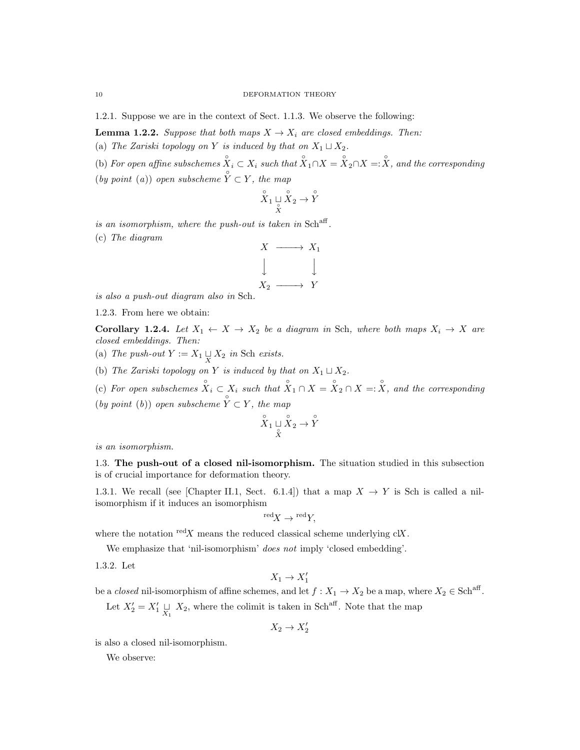1.2.1. Suppose we are in the context of Sect. 1.1.3. We observe the following:

**Lemma 1.2.2.** *Suppose that both maps $X \to X_i$ are closed embeddings. Then:*

(a) *The Zariski topology on $Y$ is induced by that on $X_1 \sqcup X_2$.*

(b) *For open affine subschemes $\overset{\circ}{X}_i \subset X_i$ such that $\overset{\circ}{X}_1 \cap X = \overset{\circ}{X}_2 \cap X =: \overset{\circ}{X}$, and the corresponding (by point (a)) open subscheme $\overset{\circ}{Y} \subset Y$, the map*

$$\overset{\circ}{X}_1 \underset{\overset{\circ}{X}}{\sqcup} \overset{\circ}{X}_2 \to \overset{\circ}{Y}$$

*is an isomorphism, where the push-out is taken in $\mathrm{Sch}^{\mathrm{aff}}$.*

(c) *The diagram*

$$\begin{array}{ccc} X & \longrightarrow & X_1 \\ \downarrow & & \downarrow \\ X_2 & \longrightarrow & Y \end{array}$$

*is also a push-out diagram also in* Sch.

1.2.3. From here we obtain:

**Corollary 1.2.4.** *Let $X_1 \leftarrow X \to X_2$ be a diagram in* Sch, *where both maps $X_i \to X$ are closed embeddings. Then:*

(a) *The push-out $Y := X_1 \underset{X}{\sqcup} X_2$ in* Sch *exists.*

(b) *The Zariski topology on $Y$ is induced by that on $X_1 \sqcup X_2$.*

(c) *For open subschemes $\overset{\circ}{X}_i \subset X_i$ such that $\overset{\circ}{X}_1 \cap X = \overset{\circ}{X}_2 \cap X =: \overset{\circ}{X}$, and the corresponding (by point (b)) open subscheme $\overset{\circ}{Y} \subset Y$, the map*

$$\overset{\circ}{X}_1 \underset{\overset{\circ}{X}}{\sqcup} \overset{\circ}{X}_2 \to \overset{\circ}{Y}$$

*is an isomorphism.*

## 1.3. The push-out of a closed nil-isomorphism.

The situation studied in this subsection is of crucial importance for deformation theory.

1.3.1. We recall (see [Chapter II.1, Sect. 6.1.4]) that a map $X \to Y$ is Sch is called a nil-isomorphism if it induces an isomorphism

$$^{\mathrm{red}}X \to {}^{\mathrm{red}}Y,$$

where the notation $^{\mathrm{red}}X$ means the reduced classical scheme underlying ${}^{\mathrm{cl}}X$.

We emphasize that 'nil-isomorphism' *does not* imply 'closed embedding'.

1.3.2. Let

$$X_1 \to X_1'$$

be a *closed* nil-isomorphism of affine schemes, and let $f : X_1 \to X_2$ be a map, where $X_2 \in \mathrm{Sch}^{\mathrm{aff}}$.

Let $X_2' = X_1' \underset{X_1}{\sqcup} X_2$, where the colimit is taken in $\mathrm{Sch}^{\mathrm{aff}}$. Note that the map

$$X_2 \to X_2'$$

is also a closed nil-isomorphism.

We observe: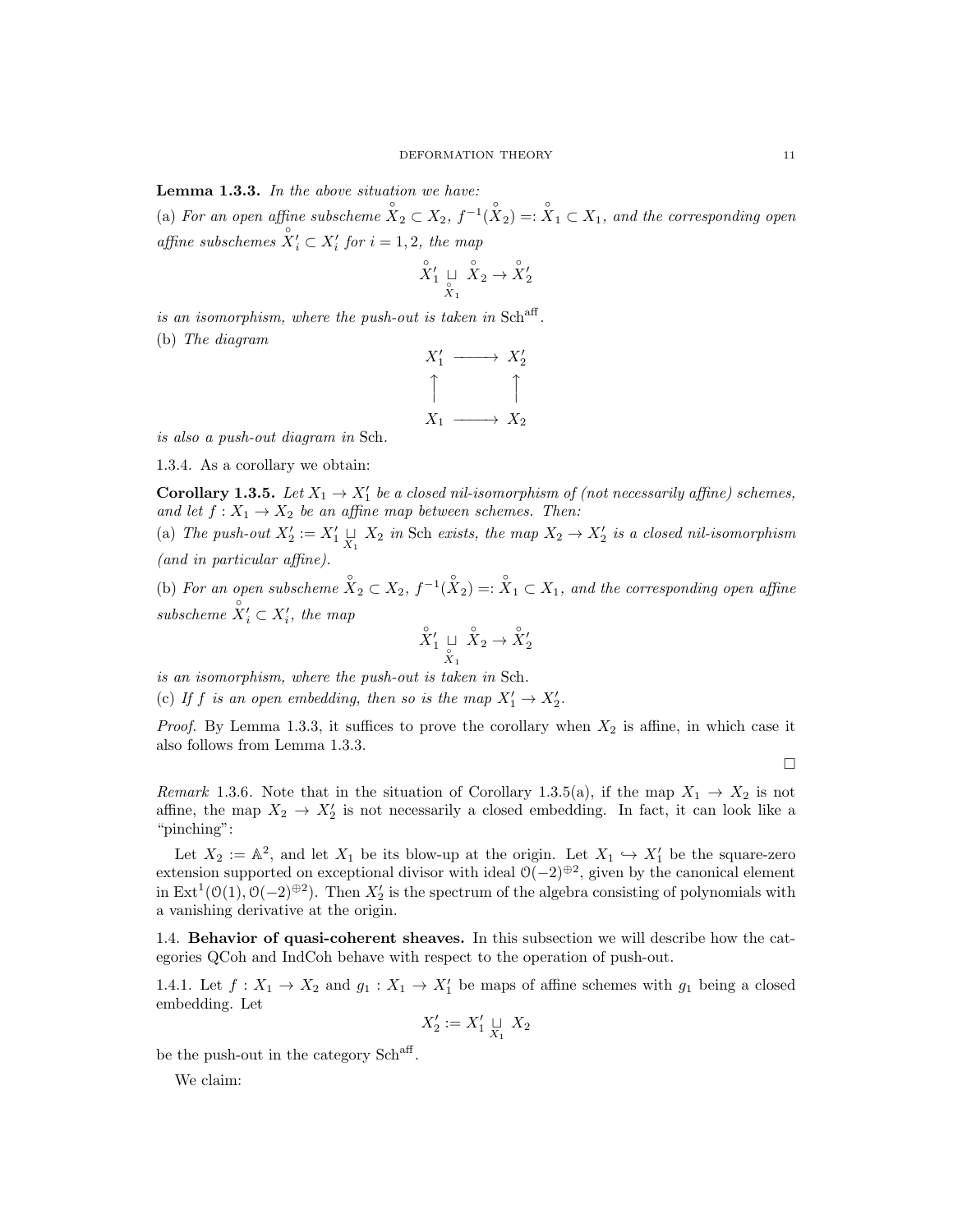**Lemma 1.3.3.** *In the above situation we have:*

(a) *For an open affine subscheme $\overset{\circ}{X}_2 \subset X_2$, $f^{-1}(\overset{\circ}{X}_2) =: \overset{\circ}{X}_1 \subset X_1$, and the corresponding open affine subschemes $\overset{\circ}{X}{}'_i \subset X'_i$ for $i = 1, 2$, the map*

$$\overset{\circ}{X}{}'_1 \underset{\overset{\circ}{X}_1}{\sqcup} \overset{\circ}{X}_2 \to \overset{\circ}{X}{}'_2$$

*is an isomorphism, where the push-out is taken in* $\mathrm{Sch}^{\mathrm{aff}}$.

(b) *The diagram*

$$\begin{array}{ccc} X'_1 & \longrightarrow & X'_2 \\ \uparrow & & \uparrow \\ X_1 & \longrightarrow & X_2 \end{array}$$

*is also a push-out diagram in* Sch.

1.3.4. As a corollary we obtain:

**Corollary 1.3.5.** *Let $X_1 \to X'_1$ be a closed nil-isomorphism of (not necessarily affine) schemes, and let $f : X_1 \to X_2$ be an affine map between schemes. Then:*

(a) *The push-out $X'_2 := X'_1 \underset{X_1}{\sqcup} X_2$ in* Sch *exists, the map $X_2 \to X'_2$ is a closed nil-isomorphism (and in particular affine).*

(b) *For an open subscheme $\overset{\circ}{X}_2 \subset X_2$, $f^{-1}(\overset{\circ}{X}_2) =: \overset{\circ}{X}_1 \subset X_1$, and the corresponding open affine subscheme $\overset{\circ}{X}{}'_i \subset X'_i$, the map*

$$\overset{\circ}{X}{}'_1 \underset{\overset{\circ}{X}_1}{\sqcup} \overset{\circ}{X}_2 \to \overset{\circ}{X}{}'_2$$

*is an isomorphism, where the push-out is taken in* Sch.

(c) *If $f$ is an open embedding, then so is the map $X'_1 \to X'_2$.*

*Proof.* By Lemma 1.3.3, it suffices to prove the corollary when $X_2$ is affine, in which case it also follows from Lemma 1.3.3. □

*Remark* 1.3.6. Note that in the situation of Corollary 1.3.5(a), if the map $X_1 \to X_2$ is not affine, the map $X_2 \to X'_2$ is not necessarily a closed embedding. In fact, it can look like a "pinching":

Let $X_2 := \mathbb{A}^2$, and let $X_1$ be its blow-up at the origin. Let $X_1 \hookrightarrow X'_1$ be the square-zero extension supported on exceptional divisor with ideal $\mathcal{O}(-2)^{\oplus 2}$, given by the canonical element in $\mathrm{Ext}^1(\mathcal{O}(1), \mathcal{O}(-2)^{\oplus 2})$. Then $X'_2$ is the spectrum of the algebra consisting of polynomials with a vanishing derivative at the origin.

1.4. **Behavior of quasi-coherent sheaves.** In this subsection we will describe how the categories QCoh and IndCoh behave with respect to the operation of push-out.

1.4.1. Let $f : X_1 \to X_2$ and $g_1 : X_1 \to X'_1$ be maps of affine schemes with $g_1$ being a closed embedding. Let

$$X'_2 := X'_1 \underset{X_1}{\sqcup} X_2$$

be the push-out in the category $\mathrm{Sch}^{\mathrm{aff}}$.

We claim: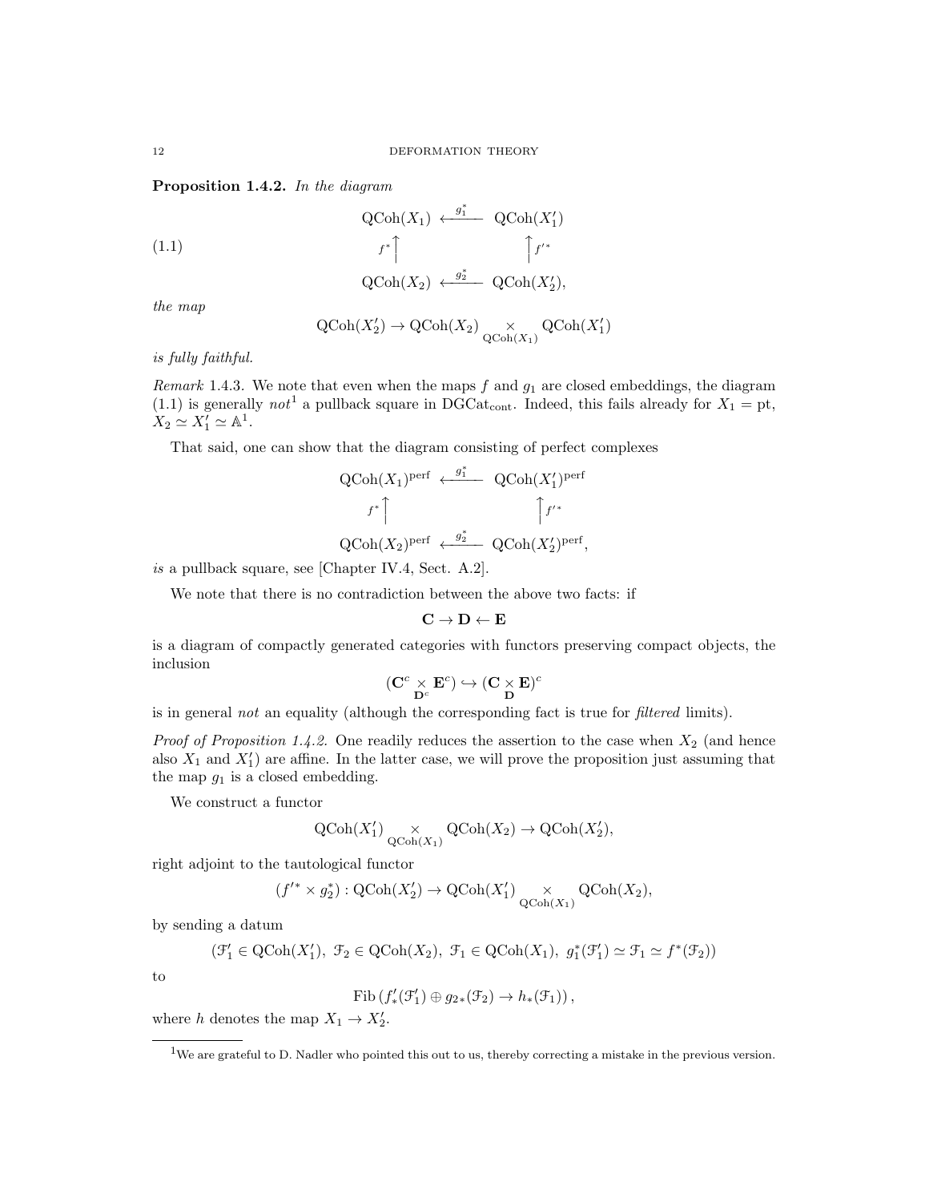**Proposition 1.4.2.** *In the diagram*

$$
\begin{array}{ccc}
\mathrm{QCoh}(X_1) & \xleftarrow{g_1^*} & \mathrm{QCoh}(X_1') \\
{\scriptstyle f^*}\uparrow & & \uparrow{\scriptstyle f'^*} \\
\mathrm{QCoh}(X_2) & \xleftarrow{g_2^*} & \mathrm{QCoh}(X_2'),
\end{array}
\tag{1.1}
$$

*the map*

$$\mathrm{QCoh}(X_2') \to \mathrm{QCoh}(X_2) \underset{\mathrm{QCoh}(X_1)}{\times} \mathrm{QCoh}(X_1')$$

*is fully faithful.*

*Remark* 1.4.3. We note that even when the maps $f$ and $g_1$ are closed embeddings, the diagram (1.1) is generally *not*[1] a pullback square in $\mathrm{DGCat}_{\mathrm{cont}}$. Indeed, this fails already for $X_1 = \mathrm{pt}$, $X_2 \simeq X_1' \simeq \mathbb{A}^1$.

That said, one can show that the diagram consisting of perfect complexes

$$
\begin{array}{ccc}
\mathrm{QCoh}(X_1)^{\mathrm{perf}} & \xleftarrow{g_1^*} & \mathrm{QCoh}(X_1')^{\mathrm{perf}} \\
{\scriptstyle f^*}\uparrow & & \uparrow{\scriptstyle f'^*} \\
\mathrm{QCoh}(X_2)^{\mathrm{perf}} & \xleftarrow{g_2^*} & \mathrm{QCoh}(X_2')^{\mathrm{perf}},
\end{array}
$$

*is* a pullback square, see [Chapter IV.4, Sect. A.2].

We note that there is no contradiction between the above two facts: if

$$\mathbf{C} \to \mathbf{D} \leftarrow \mathbf{E}$$

is a diagram of compactly generated categories with functors preserving compact objects, the inclusion

$$(\mathbf{C}^c \underset{\mathbf{D}^c}{\times} \mathbf{E}^c) \hookrightarrow (\mathbf{C} \underset{\mathbf{D}}{\times} \mathbf{E})^c$$

is in general *not* an equality (although the corresponding fact is true for *filtered* limits).

*Proof of Proposition 1.4.2.* One readily reduces the assertion to the case when $X_2$ (and hence also $X_1$ and $X_1'$) are affine. In the latter case, we will prove the proposition just assuming that the map $g_1$ is a closed embedding.

We construct a functor

$$\mathrm{QCoh}(X_1') \underset{\mathrm{QCoh}(X_1)}{\times} \mathrm{QCoh}(X_2) \to \mathrm{QCoh}(X_2'),$$

right adjoint to the tautological functor

$$(f'^* \times g_2^*) : \mathrm{QCoh}(X_2') \to \mathrm{QCoh}(X_1') \underset{\mathrm{QCoh}(X_1)}{\times} \mathrm{QCoh}(X_2),$$

by sending a datum

$$(\mathcal{F}_1' \in \mathrm{QCoh}(X_1'),\ \mathcal{F}_2 \in \mathrm{QCoh}(X_2),\ \mathcal{F}_1 \in \mathrm{QCoh}(X_1),\ g_1^*(\mathcal{F}_1') \simeq \mathcal{F}_1 \simeq f^*(\mathcal{F}_2))$$

to

$$\mathrm{Fib}\left(f'_*(\mathcal{F}_1') \oplus g_{2*}(\mathcal{F}_2) \to h_*(\mathcal{F}_1)\right),$$

where $h$ denotes the map $X_1 \to X_2'$.

[1]We are grateful to D. Nadler who pointed this out to us, thereby correcting a mistake in the previous version.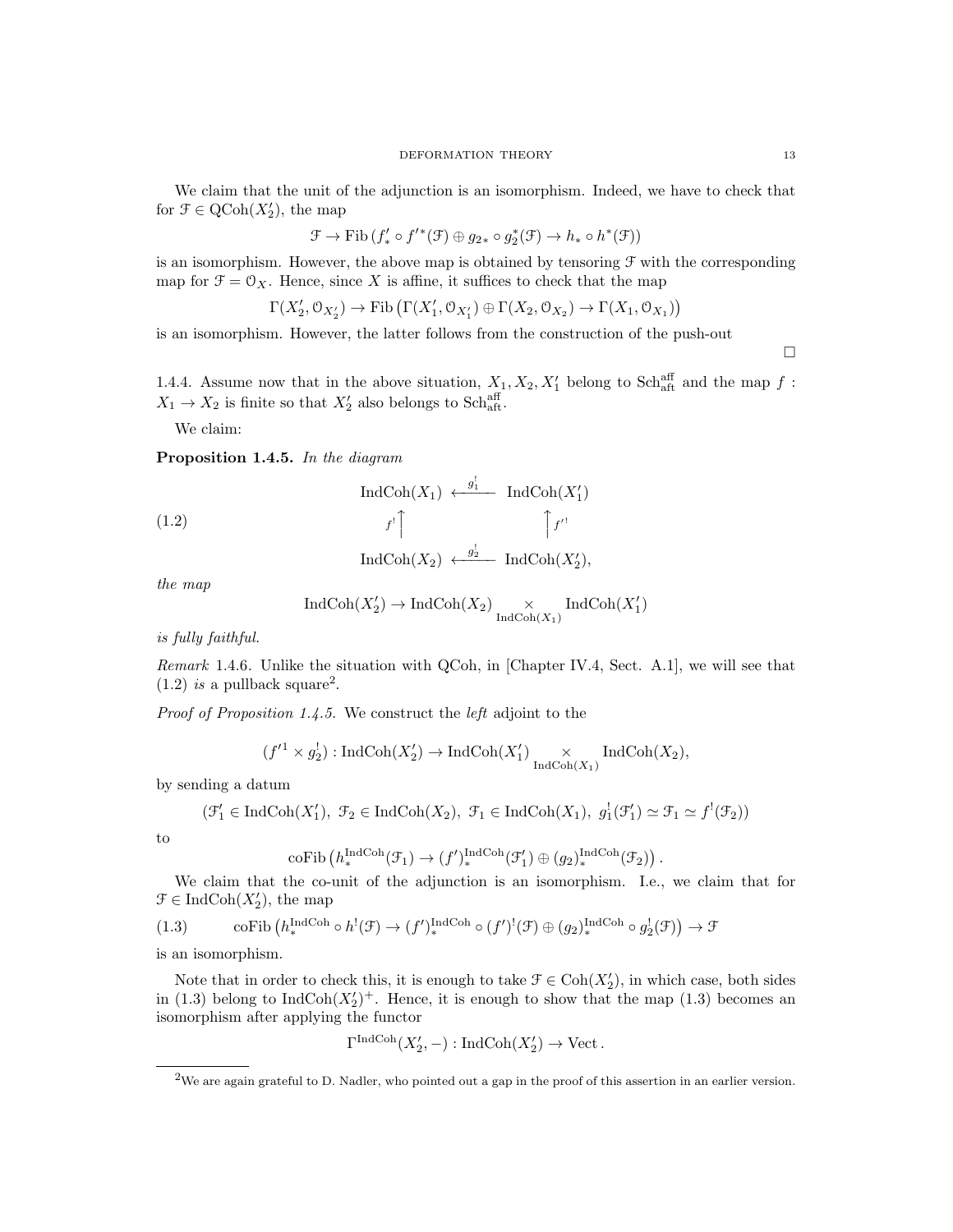We claim that the unit of the adjunction is an isomorphism. Indeed, we have to check that for $\mathcal{F} \in \mathrm{QCoh}(X_2')$, the map

$$\mathcal{F} \to \mathrm{Fib}\left(f'_* \circ f'^*(\mathcal{F}) \oplus g_{2*} \circ g_2^*(\mathcal{F}) \to h_* \circ h^*(\mathcal{F})\right)$$

is an isomorphism. However, the above map is obtained by tensoring $\mathcal{F}$ with the corresponding map for $\mathcal{F} = \mathcal{O}_X$. Hence, since $X$ is affine, it suffices to check that the map

$$\Gamma(X_2', \mathcal{O}_{X_2'}) \to \mathrm{Fib}\left(\Gamma(X_1', \mathcal{O}_{X_1'}) \oplus \Gamma(X_2, \mathcal{O}_{X_2}) \to \Gamma(X_1, \mathcal{O}_{X_1})\right)$$

is an isomorphism. However, the latter follows from the construction of the push-out

□

1.4.4. Assume now that in the above situation, $X_1, X_2, X_1'$ belong to $\mathrm{Sch}^{\mathrm{aff}}_{\mathrm{aft}}$ and the map $f : X_1 \to X_2$ is finite so that $X_2'$ also belongs to $\mathrm{Sch}^{\mathrm{aff}}_{\mathrm{aft}}$.

We claim:

**Proposition 1.4.5.** *In the diagram*

$$\begin{array}{ccc} \mathrm{IndCoh}(X_1) & \xleftarrow{g_1^!} & \mathrm{IndCoh}(X_1') \\ {\scriptstyle f^!}\uparrow & & \uparrow{\scriptstyle f'^!} \\ \mathrm{IndCoh}(X_2) & \xleftarrow{g_2^!} & \mathrm{IndCoh}(X_2'), \end{array} \tag{1.2}$$

*the map*

$$\mathrm{IndCoh}(X_2') \to \mathrm{IndCoh}(X_2) \underset{\mathrm{IndCoh}(X_1)}{\times} \mathrm{IndCoh}(X_1')$$

*is fully faithful.*

*Remark* 1.4.6. Unlike the situation with QCoh, in [Chapter IV.4, Sect. A.1], we will see that (1.2) *is* a pullback square[2].

*Proof of Proposition 1.4.5.* We construct the *left* adjoint to the

$$(f'^1 \times g_2^!) : \mathrm{IndCoh}(X_2') \to \mathrm{IndCoh}(X_1') \underset{\mathrm{IndCoh}(X_1)}{\times} \mathrm{IndCoh}(X_2),$$

by sending a datum

$$(\mathcal{F}_1' \in \mathrm{IndCoh}(X_1'),\ \mathcal{F}_2 \in \mathrm{IndCoh}(X_2),\ \mathcal{F}_1 \in \mathrm{IndCoh}(X_1),\ g_1^!(\mathcal{F}_1') \simeq \mathcal{F}_1 \simeq f^!(\mathcal{F}_2))$$

to

$$\mathrm{coFib}\left(h_*^{\mathrm{IndCoh}}(\mathcal{F}_1) \to (f')_*^{\mathrm{IndCoh}}(\mathcal{F}_1') \oplus (g_2)_*^{\mathrm{IndCoh}}(\mathcal{F}_2)\right).$$

We claim that the co-unit of the adjunction is an isomorphism. I.e., we claim that for $\mathcal{F} \in \mathrm{IndCoh}(X_2')$, the map

$$\mathrm{coFib}\left(h_*^{\mathrm{IndCoh}} \circ h^!(\mathcal{F}) \to (f')_*^{\mathrm{IndCoh}} \circ (f')^!(\mathcal{F}) \oplus (g_2)_*^{\mathrm{IndCoh}} \circ g_2^!(\mathcal{F})\right) \to \mathcal{F} \tag{1.3}$$

is an isomorphism.

Note that in order to check this, it is enough to take $\mathcal{F} \in \mathrm{Coh}(X_2')$, in which case, both sides in (1.3) belong to $\mathrm{IndCoh}(X_2')^+$. Hence, it is enough to show that the map (1.3) becomes an isomorphism after applying the functor

$$\Gamma^{\mathrm{IndCoh}}(X_2', -) : \mathrm{IndCoh}(X_2') \to \mathrm{Vect}.$$

---

[2] We are again grateful to D. Nadler, who pointed out a gap in the proof of this assertion in an earlier version.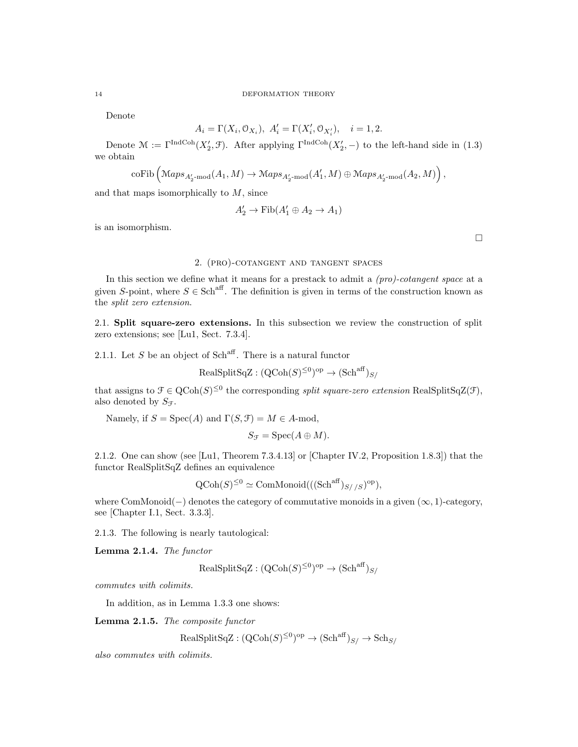Denote

$$A_i = \Gamma(X_i, \mathcal{O}_{X_i}),\ A'_i = \Gamma(X'_i, \mathcal{O}_{X'_i}), \quad i = 1, 2.$$

Denote $\mathcal{M} := \Gamma^{\mathrm{IndCoh}}(X'_2, \mathcal{F})$. After applying $\Gamma^{\mathrm{IndCoh}}(X'_2, -)$ to the left-hand side in (1.3) we obtain

$$\mathrm{coFib}\left(\mathcal{M}aps_{A'_2\text{-mod}}(A_1, M) \to \mathcal{M}aps_{A'_2\text{-mod}}(A'_1, M) \oplus \mathcal{M}aps_{A'_2\text{-mod}}(A_2, M)\right),$$

and that maps isomorphically to $M$, since

$$A'_2 \to \mathrm{Fib}(A'_1 \oplus A_2 \to A_1)$$

is an isomorphism.

□

## 2. (pro)-cotangent and tangent spaces

In this section we define what it means for a prestack to admit a *(pro)-cotangent space* at a given $S$-point, where $S \in \mathrm{Sch}^{\mathrm{aff}}$. The definition is given in terms of the construction known as the *split zero extension*.

**2.1. Split square-zero extensions.** In this subsection we review the construction of split zero extensions; see [Lu1, Sect. 7.3.4].

2.1.1. Let $S$ be an object of $\mathrm{Sch}^{\mathrm{aff}}$. There is a natural functor

$$\mathrm{RealSplitSqZ} : (\mathrm{QCoh}(S)^{\leq 0})^{\mathrm{op}} \to (\mathrm{Sch}^{\mathrm{aff}})_{S/}$$

that assigns to $\mathcal{F} \in \mathrm{QCoh}(S)^{\leq 0}$ the corresponding *split square-zero extension* $\mathrm{RealSplitSqZ}(\mathcal{F})$, also denoted by $S_{\mathcal{F}}$.

Namely, if $S = \mathrm{Spec}(A)$ and $\Gamma(S, \mathcal{F}) = M \in A$-mod,

$$S_{\mathcal{F}} = \mathrm{Spec}(A \oplus M).$$

2.1.2. One can show (see [Lu1, Theorem 7.3.4.13] or [Chapter IV.2, Proposition 1.8.3]) that the functor RealSplitSqZ defines an equivalence

$$\mathrm{QCoh}(S)^{\leq 0} \simeq \mathrm{ComMonoid}(((\mathrm{Sch}^{\mathrm{aff}})_{S//S})^{\mathrm{op}}),$$

where $\mathrm{ComMonoid}(-)$ denotes the category of commutative monoids in a given $(\infty,1)$-category, see [Chapter I.1, Sect. 3.3.3].

2.1.3. The following is nearly tautological:

**Lemma 2.1.4.** *The functor*

$$\mathrm{RealSplitSqZ} : (\mathrm{QCoh}(S)^{\leq 0})^{\mathrm{op}} \to (\mathrm{Sch}^{\mathrm{aff}})_{S/}$$

*commutes with colimits.*

In addition, as in Lemma 1.3.3 one shows:

**Lemma 2.1.5.** *The composite functor*

$$\mathrm{RealSplitSqZ} : (\mathrm{QCoh}(S)^{\leq 0})^{\mathrm{op}} \to (\mathrm{Sch}^{\mathrm{aff}})_{S/} \to \mathrm{Sch}_{S/}$$

*also commutes with colimits.*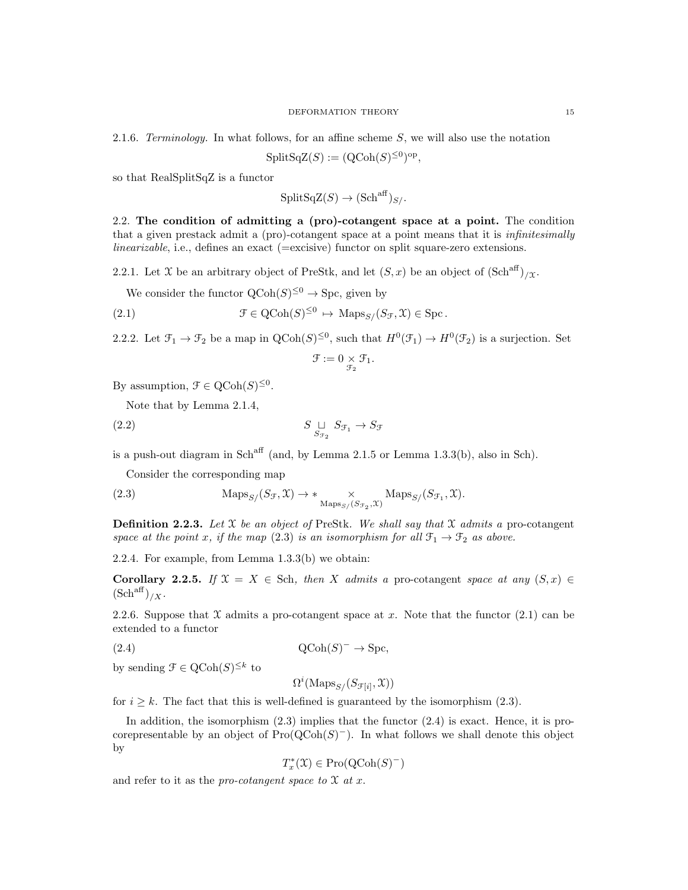2.1.6. *Terminology.* In what follows, for an affine scheme $S$, we will also use the notation

$$\mathrm{SplitSqZ}(S) := (\mathrm{QCoh}(S)^{\leq 0})^{\mathrm{op}},$$

so that RealSplitSqZ is a functor

$$\mathrm{SplitSqZ}(S) \to (\mathrm{Sch}^{\mathrm{aff}})_{S/}.$$

## 2.2. The condition of admitting a (pro)-cotangent space at a point.

The condition that a given prestack admit a (pro)-cotangent space at a point means that it is *infinitesimally linearizable*, i.e., defines an exact (=excisive) functor on split square-zero extensions.

2.2.1. Let $\mathcal{X}$ be an arbitrary object of PreStk, and let $(S, x)$ be an object of $(\mathrm{Sch}^{\mathrm{aff}})_{/\mathcal{X}}$.

We consider the functor $\mathrm{QCoh}(S)^{\leq 0} \to \mathrm{Spc}$, given by

$$\mathcal{F} \in \mathrm{QCoh}(S)^{\leq 0} \mapsto \mathrm{Maps}_{S/}(S_{\mathcal{F}}, \mathcal{X}) \in \mathrm{Spc}\,. \tag{2.1}$$

2.2.2. Let $\mathcal{F}_1 \to \mathcal{F}_2$ be a map in $\mathrm{QCoh}(S)^{\leq 0}$, such that $H^0(\mathcal{F}_1) \to H^0(\mathcal{F}_2)$ is a surjection. Set

$$\mathcal{F} := 0 \underset{\mathcal{F}_2}{\times} \mathcal{F}_1.$$

By assumption, $\mathcal{F} \in \mathrm{QCoh}(S)^{\leq 0}$.

Note that by Lemma 2.1.4,

$$S \underset{S_{\mathcal{F}_2}}{\sqcup} S_{\mathcal{F}_1} \to S_{\mathcal{F}} \tag{2.2}$$

is a push-out diagram in $\mathrm{Sch}^{\mathrm{aff}}$ (and, by Lemma 2.1.5 or Lemma 1.3.3(b), also in Sch).

Consider the corresponding map

$$\mathrm{Maps}_{S/}(S_{\mathcal{F}}, \mathcal{X}) \to * \underset{\mathrm{Maps}_{S/}(S_{\mathcal{F}_2}, \mathcal{X})}{\times} \mathrm{Maps}_{S/}(S_{\mathcal{F}_1}, \mathcal{X}). \tag{2.3}$$

**Definition 2.2.3.** *Let $\mathcal{X}$ be an object of* PreStk*. We shall say that $\mathcal{X}$ admits a* pro-cotangent *space at the point $x$, if the map (2.3) is an isomorphism for all $\mathcal{F}_1 \to \mathcal{F}_2$ as above.*

2.2.4. For example, from Lemma 1.3.3(b) we obtain:

**Corollary 2.2.5.** *If $\mathcal{X} = X \in \mathrm{Sch}$, then $X$ admits a* pro-cotangent *space at any $(S, x) \in (\mathrm{Sch}^{\mathrm{aff}})_{/X}$.*

2.2.6. Suppose that $\mathcal{X}$ admits a pro-cotangent space at $x$. Note that the functor (2.1) can be extended to a functor

$$\mathrm{QCoh}(S)^{-} \to \mathrm{Spc}, \tag{2.4}$$

by sending $\mathcal{F} \in \mathrm{QCoh}(S)^{\leq k}$ to

$$\Omega^i(\mathrm{Maps}_{S/}(S_{\mathcal{F}[i]}, \mathcal{X}))$$

for $i \geq k$. The fact that this is well-defined is guaranteed by the isomorphism (2.3).

In addition, the isomorphism (2.3) implies that the functor (2.4) is exact. Hence, it is pro-corepresentable by an object of $\mathrm{Pro}(\mathrm{QCoh}(S)^{-})$. In what follows we shall denote this object by

$$T^*_x(\mathcal{X}) \in \mathrm{Pro}(\mathrm{QCoh}(S)^{-})$$

and refer to it as the *pro-cotangent space to $\mathcal{X}$ at $x$.*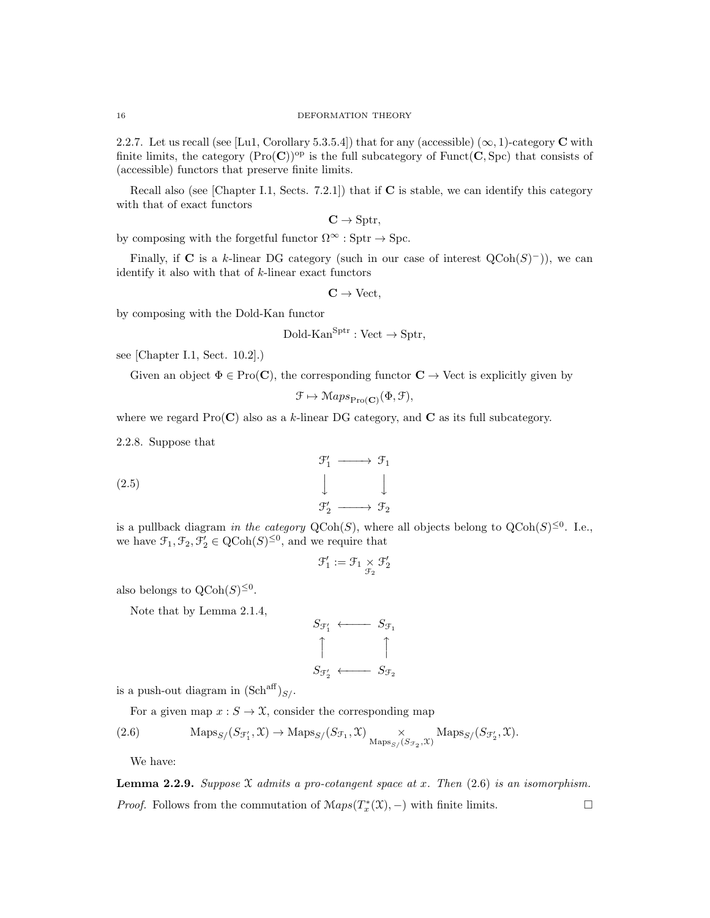2.2.7. Let us recall (see [Lu1, Corollary 5.3.5.4]) that for any (accessible) $(\infty,1)$-category $\mathbf{C}$ with finite limits, the category $(\operatorname{Pro}(\mathbf{C}))^{\mathrm{op}}$ is the full subcategory of $\operatorname{Funct}(\mathbf{C}, \operatorname{Spc})$ that consists of (accessible) functors that preserve finite limits.

Recall also (see [Chapter I.1, Sects. 7.2.1]) that if $\mathbf{C}$ is stable, we can identify this category with that of exact functors

$$\mathbf{C} \to \operatorname{Sptr},$$

by composing with the forgetful functor $\Omega^\infty : \operatorname{Sptr} \to \operatorname{Spc}$.

Finally, if $\mathbf{C}$ is a $k$-linear DG category (such in our case of interest $\operatorname{QCoh}(S)^-)$), we can identify it also with that of $k$-linear exact functors

$$\mathbf{C} \to \operatorname{Vect},$$

by composing with the Dold-Kan functor

$$\text{Dold-Kan}^{\operatorname{Sptr}} : \operatorname{Vect} \to \operatorname{Sptr},$$

see [Chapter I.1, Sect. 10.2].)

Given an object $\Phi \in \operatorname{Pro}(\mathbf{C})$, the corresponding functor $\mathbf{C} \to \operatorname{Vect}$ is explicitly given by

$$\mathcal{F} \mapsto \mathcal{M}aps_{\operatorname{Pro}(\mathbf{C})}(\Phi, \mathcal{F}),$$

where we regard $\operatorname{Pro}(\mathbf{C})$ also as a $k$-linear DG category, and $\mathbf{C}$ as its full subcategory.

2.2.8. Suppose that

$$\begin{array}{ccc} \mathcal{F}'_1 & \longrightarrow & \mathcal{F}_1 \\ \downarrow & & \downarrow \\ \mathcal{F}'_2 & \longrightarrow & \mathcal{F}_2 \end{array} \tag{2.5}$$

is a pullback diagram *in the category* $\operatorname{QCoh}(S)$, where all objects belong to $\operatorname{QCoh}(S)^{\leq 0}$. I.e., we have $\mathcal{F}_1, \mathcal{F}_2, \mathcal{F}'_2 \in \operatorname{QCoh}(S)^{\leq 0}$, and we require that

$$\mathcal{F}'_1 := \mathcal{F}_1 \underset{\mathcal{F}_2}{\times} \mathcal{F}'_2$$

also belongs to $\operatorname{QCoh}(S)^{\leq 0}$.

Note that by Lemma 2.1.4,

$$\begin{array}{ccc} S_{\mathcal{F}'_1} & \longleftarrow & S_{\mathcal{F}_1} \\ \uparrow & & \uparrow \\ S_{\mathcal{F}'_2} & \longleftarrow & S_{\mathcal{F}_2} \end{array}$$

is a push-out diagram in $(\operatorname{Sch}^{\mathrm{aff}})_{S/}$.

For a given map $x : S \to \mathcal{X}$, consider the corresponding map

$$\operatorname{Maps}_{S/}(S_{\mathcal{F}'_1}, \mathcal{X}) \to \operatorname{Maps}_{S/}(S_{\mathcal{F}_1}, \mathcal{X}) \underset{\operatorname{Maps}_{S/}(S_{\mathcal{F}_2}, \mathcal{X})}{\times} \operatorname{Maps}_{S/}(S_{\mathcal{F}'_2}, \mathcal{X}). \tag{2.6}$$

We have:

**Lemma 2.2.9.** *Suppose $\mathcal{X}$ admits a pro-cotangent space at $x$. Then (2.6) is an isomorphism.*

*Proof.* Follows from the commutation of $\mathcal{M}aps(T^*_x(\mathcal{X}), -)$ with finite limits. $\square$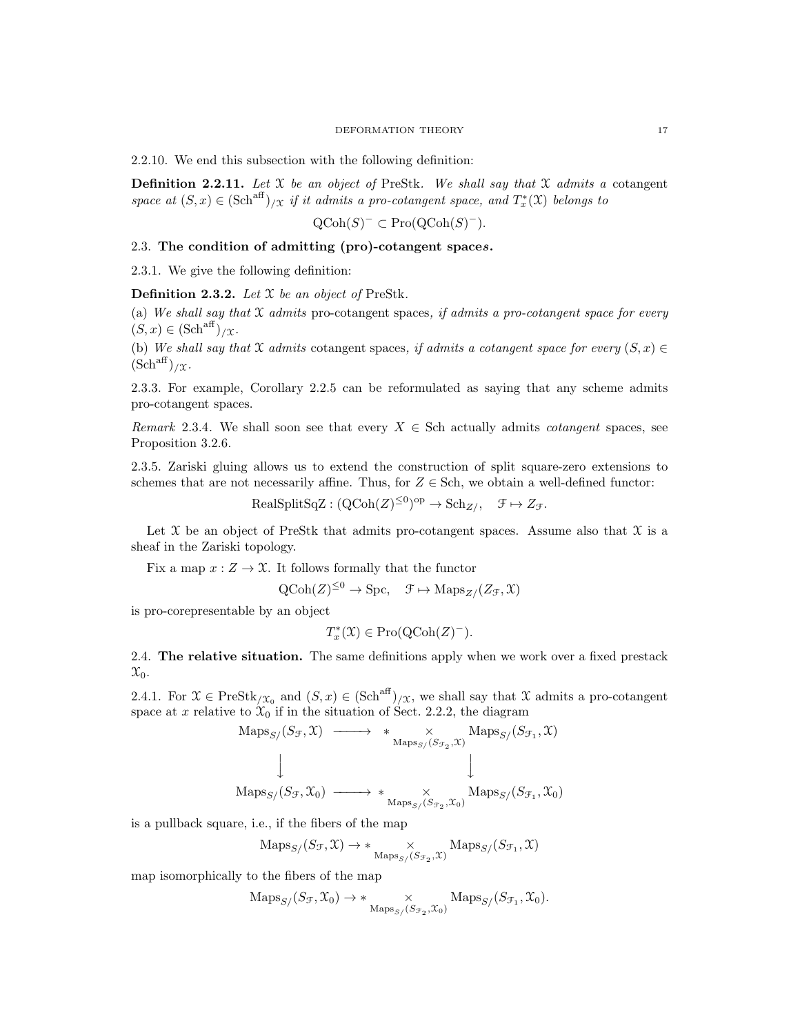2.2.10. We end this subsection with the following definition:

**Definition 2.2.11.** *Let $\mathcal{X}$ be an object of* PreStk. *We shall say that $\mathcal{X}$ admits a* cotangent space *at $(S,x) \in (\mathrm{Sch}^{\mathrm{aff}})_{/\mathcal{X}}$ if it admits a pro-cotangent space, and $T^*_x(\mathcal{X})$ belongs to*

$$\mathrm{QCoh}(S)^- \subset \mathrm{Pro}(\mathrm{QCoh}(S)^-).$$

## 2.3. The condition of admitting (pro)-cotangent spaces.

2.3.1. We give the following definition:

**Definition 2.3.2.** *Let $\mathcal{X}$ be an object of* PreStk.

(a) *We shall say that $\mathcal{X}$ admits* pro-cotangent spaces*, if admits a pro-cotangent space for every $(S,x) \in (\mathrm{Sch}^{\mathrm{aff}})_{/\mathcal{X}}$.*

(b) *We shall say that $\mathcal{X}$ admits* cotangent spaces*, if admits a cotangent space for every $(S,x) \in (\mathrm{Sch}^{\mathrm{aff}})_{/\mathcal{X}}$.*

2.3.3. For example, Corollary 2.2.5 can be reformulated as saying that any scheme admits pro-cotangent spaces.

*Remark* 2.3.4. We shall soon see that every $X \in \mathrm{Sch}$ actually admits *cotangent* spaces, see Proposition 3.2.6.

2.3.5. Zariski gluing allows us to extend the construction of split square-zero extensions to schemes that are not necessarily affine. Thus, for $Z \in \mathrm{Sch}$, we obtain a well-defined functor:

$$\mathrm{RealSplitSqZ} : (\mathrm{QCoh}(Z)^{\leq 0})^{\mathrm{op}} \to \mathrm{Sch}_{Z/}, \quad \mathcal{F} \mapsto Z_{\mathcal{F}}.$$

Let $\mathcal{X}$ be an object of PreStk that admits pro-cotangent spaces. Assume also that $\mathcal{X}$ is a sheaf in the Zariski topology.

Fix a map $x : Z \to \mathcal{X}$. It follows formally that the functor

$$\mathrm{QCoh}(Z)^{\leq 0} \to \mathrm{Spc}, \quad \mathcal{F} \mapsto \mathrm{Maps}_{Z/}(Z_{\mathcal{F}}, \mathcal{X})$$

is pro-corepresentable by an object

$$T^*_x(\mathcal{X}) \in \mathrm{Pro}(\mathrm{QCoh}(Z)^-).$$

## 2.4. The relative situation.

The same definitions apply when we work over a fixed prestack $\mathcal{X}_0$.

2.4.1. For $\mathcal{X} \in \mathrm{PreStk}_{/\mathcal{X}_0}$ and $(S,x) \in (\mathrm{Sch}^{\mathrm{aff}})_{/\mathcal{X}}$, we shall say that $\mathcal{X}$ admits a pro-cotangent space at $x$ relative to $\mathcal{X}_0$ if in the situation of Sect. 2.2.2, the diagram

$$\begin{array}{ccc}
\mathrm{Maps}_{S/}(S_{\mathcal{F}}, \mathcal{X}) & \longrightarrow & * \underset{\mathrm{Maps}_{S/}(S_{\mathcal{F}_2}, \mathcal{X})}{\times} \mathrm{Maps}_{S/}(S_{\mathcal{F}_1}, \mathcal{X}) \\
\downarrow & & \downarrow \\
\mathrm{Maps}_{S/}(S_{\mathcal{F}}, \mathcal{X}_0) & \longrightarrow & * \underset{\mathrm{Maps}_{S/}(S_{\mathcal{F}_2}, \mathcal{X}_0)}{\times} \mathrm{Maps}_{S/}(S_{\mathcal{F}_1}, \mathcal{X}_0)
\end{array}$$

is a pullback square, i.e., if the fibers of the map

$$\mathrm{Maps}_{S/}(S_{\mathcal{F}}, \mathcal{X}) \to * \underset{\mathrm{Maps}_{S/}(S_{\mathcal{F}_2}, \mathcal{X})}{\times} \mathrm{Maps}_{S/}(S_{\mathcal{F}_1}, \mathcal{X})$$

map isomorphically to the fibers of the map

$$\mathrm{Maps}_{S/}(S_{\mathcal{F}}, \mathcal{X}_0) \to * \underset{\mathrm{Maps}_{S/}(S_{\mathcal{F}_2}, \mathcal{X}_0)}{\times} \mathrm{Maps}_{S/}(S_{\mathcal{F}_1}, \mathcal{X}_0).$$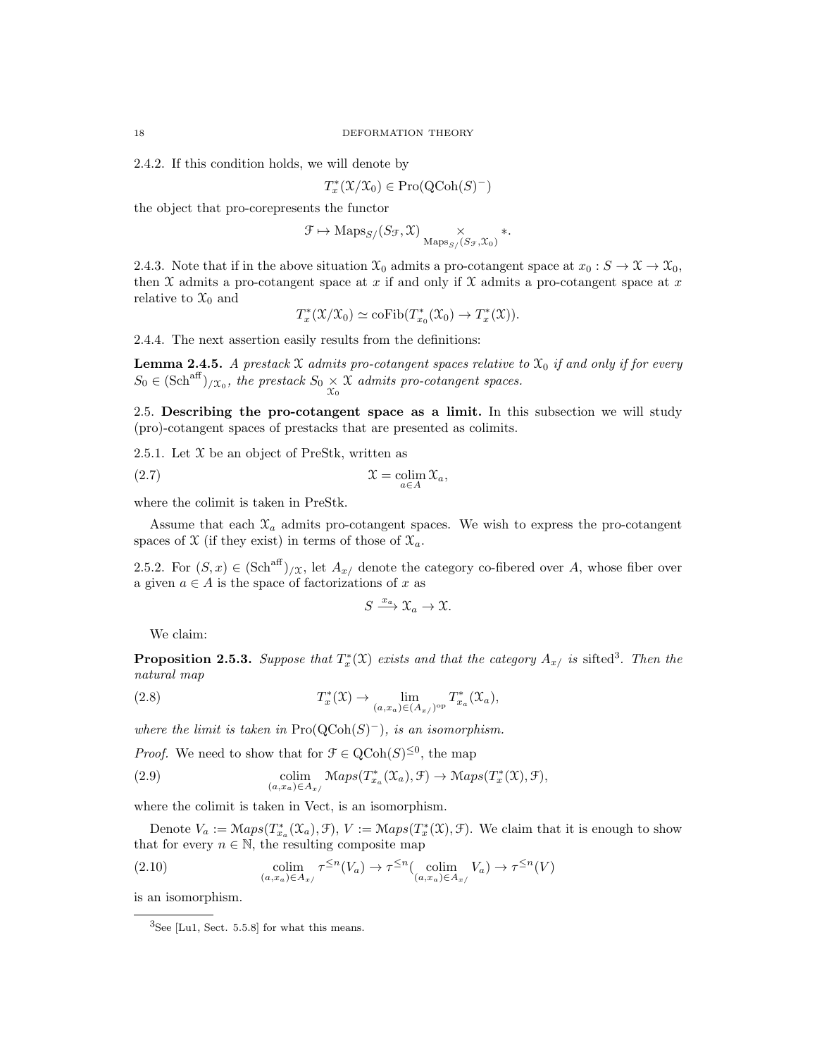2.4.2. If this condition holds, we will denote by

$$T^*_x(\mathcal{X}/\mathcal{X}_0) \in \text{Pro}(\text{QCoh}(S)^-)$$

the object that pro-corepresents the functor

$$\mathcal{F} \mapsto \text{Maps}_{S/}(S_{\mathcal{F}}, \mathcal{X}) \underset{\text{Maps}_{S/}(S_{\mathcal{F}}, \mathcal{X}_0)}{\times} *.$$

2.4.3. Note that if in the above situation $\mathcal{X}_0$ admits a pro-cotangent space at $x_0 : S \to \mathcal{X} \to \mathcal{X}_0$, then $\mathcal{X}$ admits a pro-cotangent space at $x$ if and only if $\mathcal{X}$ admits a pro-cotangent space at $x$ relative to $\mathcal{X}_0$ and

$$T^*_x(\mathcal{X}/\mathcal{X}_0) \simeq \text{coFib}(T^*_{x_0}(\mathcal{X}_0) \to T^*_x(\mathcal{X})).$$

2.4.4. The next assertion easily results from the definitions:

**Lemma 2.4.5.** *A prestack $\mathcal{X}$ admits pro-cotangent spaces relative to $\mathcal{X}_0$ if and only if for every $S_0 \in (\text{Sch}^{\text{aff}})_{/\mathcal{X}_0}$, the prestack $S_0 \underset{\mathcal{X}_0}{\times} \mathcal{X}$ admits pro-cotangent spaces.*

## 2.5. Describing the pro-cotangent space as a limit.

In this subsection we will study (pro)-cotangent spaces of prestacks that are presented as colimits.

2.5.1. Let $\mathcal{X}$ be an object of PreStk, written as

$$\mathcal{X} = \underset{a \in A}{\text{colim}}\, \mathcal{X}_a, \tag{2.7}$$

where the colimit is taken in PreStk.

Assume that each $\mathcal{X}_a$ admits pro-cotangent spaces. We wish to express the pro-cotangent spaces of $\mathcal{X}$ (if they exist) in terms of those of $\mathcal{X}_a$.

2.5.2. For $(S, x) \in (\text{Sch}^{\text{aff}})_{/\mathcal{X}}$, let $A_{x/}$ denote the category co-fibered over $A$, whose fiber over a given $a \in A$ is the space of factorizations of $x$ as

$$S \xrightarrow{x_a} \mathcal{X}_a \to \mathcal{X}.$$

We claim:

**Proposition 2.5.3.** *Suppose that $T^*_x(\mathcal{X})$ exists and that the category $A_{x/}$ is* sifted[3]. *Then the natural map*

$$T^*_x(\mathcal{X}) \to \underset{(a, x_a) \in (A_{x/})^{\text{op}}}{\lim} T^*_{x_a}(\mathcal{X}_a), \tag{2.8}$$

*where the limit is taken in $\text{Pro}(\text{QCoh}(S)^-)$, is an isomorphism.*

*Proof.* We need to show that for $\mathcal{F} \in \text{QCoh}(S)^{\leq 0}$, the map

$$\underset{(a, x_a) \in A_{x/}}{\text{colim}} \mathcal{M}aps(T^*_{x_a}(\mathcal{X}_a), \mathcal{F}) \to \mathcal{M}aps(T^*_x(\mathcal{X}), \mathcal{F}), \tag{2.9}$$

where the colimit is taken in Vect, is an isomorphism.

Denote $V_a := \mathcal{M}aps(T^*_{x_a}(\mathcal{X}_a), \mathcal{F})$, $V := \mathcal{M}aps(T^*_x(\mathcal{X}), \mathcal{F})$. We claim that it is enough to show that for every $n \in \mathbb{N}$, the resulting composite map

$$\underset{(a, x_a) \in A_{x/}}{\text{colim}} \tau^{\leq n}(V_a) \to \tau^{\leq n}(\underset{(a, x_a) \in A_{x/}}{\text{colim}} V_a) \to \tau^{\leq n}(V) \tag{2.10}$$

is an isomorphism.

[3] See [Lu1, Sect. 5.5.8] for what this means.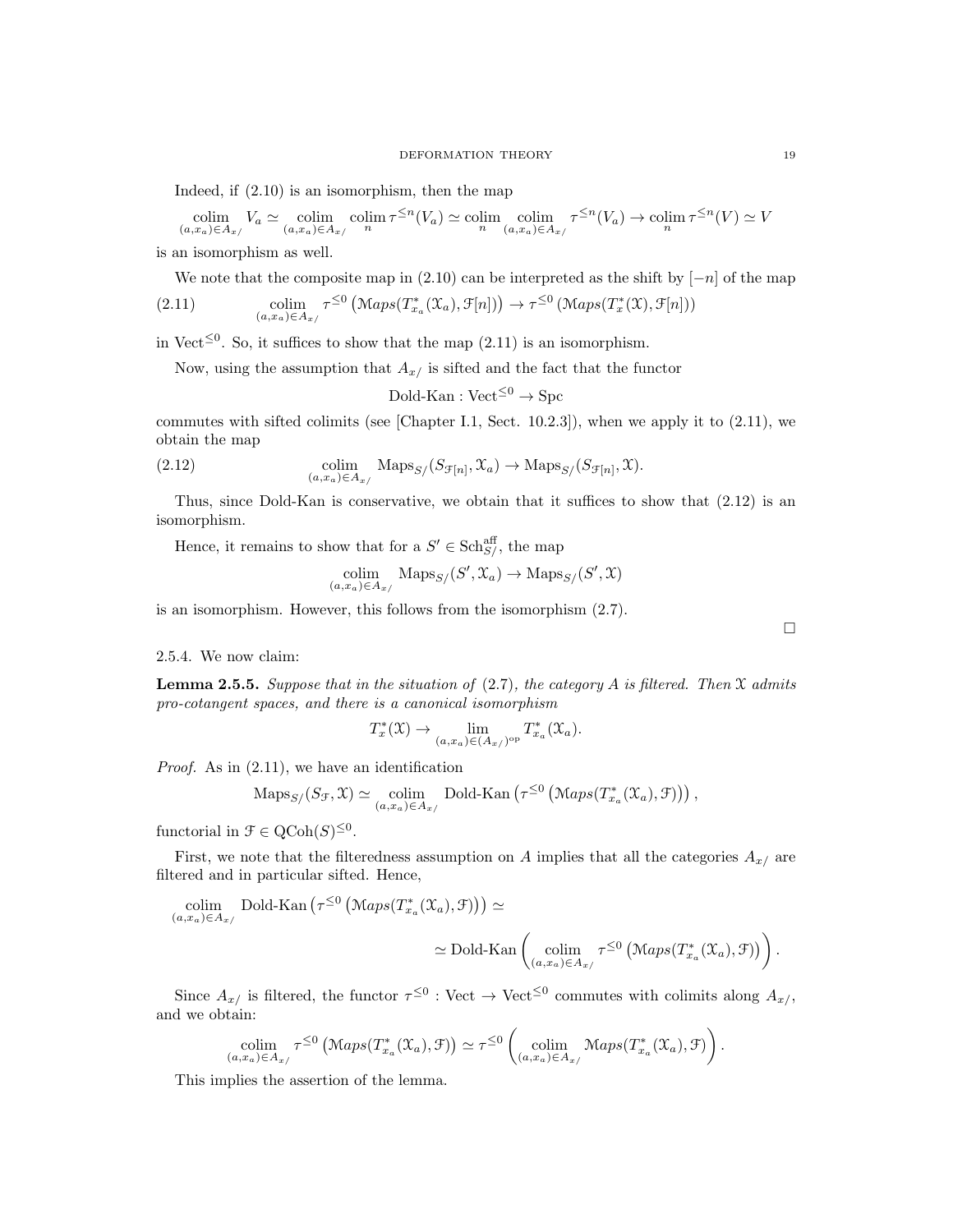Indeed, if (2.10) is an isomorphism, then the map

$$\underset{(a,x_a)\in A_{x/}}{\operatorname{colim}} V_a \simeq \underset{(a,x_a)\in A_{x/}}{\operatorname{colim}} \underset{n}{\operatorname{colim}} \tau^{\leq n}(V_a) \simeq \underset{n}{\operatorname{colim}} \underset{(a,x_a)\in A_{x/}}{\operatorname{colim}} \tau^{\leq n}(V_a) \to \underset{n}{\operatorname{colim}} \tau^{\leq n}(V) \simeq V$$

is an isomorphism as well.

We note that the composite map in (2.10) can be interpreted as the shift by $[-n]$ of the map

$$\underset{(a,x_a)\in A_{x/}}{\operatorname{colim}} \tau^{\leq 0}\left(\mathcal{M}aps(T^*_{x_a}(\mathcal{X}_a), \mathcal{F}[n])\right) \to \tau^{\leq 0}\left(\mathcal{M}aps(T^*_x(\mathcal{X}), \mathcal{F}[n])\right) \tag{2.11}$$

in $\mathrm{Vect}^{\leq 0}$. So, it suffices to show that the map (2.11) is an isomorphism.

Now, using the assumption that $A_{x/}$ is sifted and the fact that the functor

$$\text{Dold-Kan} : \mathrm{Vect}^{\leq 0} \to \mathrm{Spc}$$

commutes with sifted colimits (see [Chapter I.1, Sect. 10.2.3]), when we apply it to (2.11), we obtain the map

$$\underset{(a,x_a)\in A_{x/}}{\operatorname{colim}} \mathrm{Maps}_{S/}(S_{\mathcal{F}[n]}, \mathcal{X}_a) \to \mathrm{Maps}_{S/}(S_{\mathcal{F}[n]}, \mathcal{X}). \tag{2.12}$$

Thus, since Dold-Kan is conservative, we obtain that it suffices to show that (2.12) is an isomorphism.

Hence, it remains to show that for a $S' \in \mathrm{Sch}^{\mathrm{aff}}_{S/}$, the map

$$\underset{(a,x_a)\in A_{x/}}{\operatorname{colim}} \mathrm{Maps}_{S/}(S', \mathcal{X}_a) \to \mathrm{Maps}_{S/}(S', \mathcal{X})$$

is an isomorphism. However, this follows from the isomorphism (2.7).

□

2.5.4. We now claim:

**Lemma 2.5.5.** *Suppose that in the situation of (2.7), the category $A$ is filtered. Then $\mathcal{X}$ admits pro-cotangent spaces, and there is a canonical isomorphism*

$$T^*_x(\mathcal{X}) \to \underset{(a,x_a)\in (A_{x/})^{\mathrm{op}}}{\lim} T^*_{x_a}(\mathcal{X}_a).$$

*Proof.* As in (2.11), we have an identification

$$\mathrm{Maps}_{S/}(S_{\mathcal{F}}, \mathcal{X}) \simeq \underset{(a,x_a)\in A_{x/}}{\operatorname{colim}} \text{Dold-Kan}\left(\tau^{\leq 0}\left(\mathcal{M}aps(T^*_{x_a}(\mathcal{X}_a), \mathcal{F})\right)\right),$$

functorial in $\mathcal{F} \in \mathrm{QCoh}(S)^{\leq 0}$.

First, we note that the filteredness assumption on $A$ implies that all the categories $A_{x/}$ are filtered and in particular sifted. Hence,

$$\underset{(a,x_a)\in A_{x/}}{\operatorname{colim}} \text{Dold-Kan}\left(\tau^{\leq 0}\left(\mathcal{M}aps(T^*_{x_a}(\mathcal{X}_a), \mathcal{F})\right)\right) \simeq$$

$$\simeq \text{Dold-Kan}\left(\underset{(a,x_a)\in A_{x/}}{\operatorname{colim}} \tau^{\leq 0}\left(\mathcal{M}aps(T^*_{x_a}(\mathcal{X}_a), \mathcal{F})\right)\right).$$

Since $A_{x/}$ is filtered, the functor $\tau^{\leq 0} : \mathrm{Vect} \to \mathrm{Vect}^{\leq 0}$ commutes with colimits along $A_{x/}$, and we obtain:

$$\underset{(a,x_a)\in A_{x/}}{\operatorname{colim}} \tau^{\leq 0}\left(\mathcal{M}aps(T^*_{x_a}(\mathcal{X}_a), \mathcal{F})\right) \simeq \tau^{\leq 0}\left(\underset{(a,x_a)\in A_{x/}}{\operatorname{colim}} \mathcal{M}aps(T^*_{x_a}(\mathcal{X}_a), \mathcal{F})\right).$$

This implies the assertion of the lemma.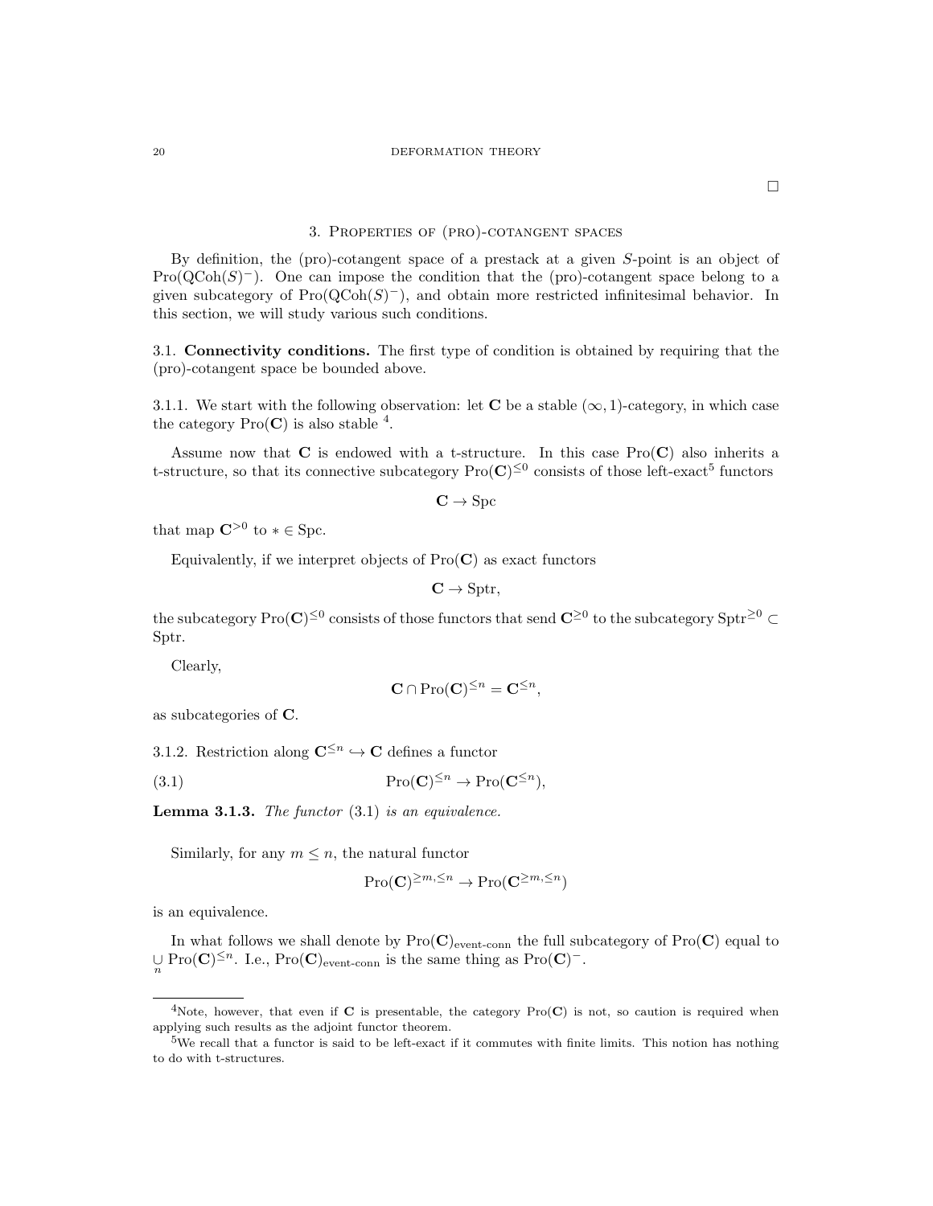□

## 3. Properties of (pro)-cotangent spaces

By definition, the (pro)-cotangent space of a prestack at a given $S$-point is an object of $\mathrm{Pro}(\mathrm{QCoh}(S)^-)$. One can impose the condition that the (pro)-cotangent space belong to a given subcategory of $\mathrm{Pro}(\mathrm{QCoh}(S)^-)$, and obtain more restricted infinitesimal behavior. In this section, we will study various such conditions.

### 3.1. Connectivity conditions.

The first type of condition is obtained by requiring that the (pro)-cotangent space be bounded above.

3.1.1. We start with the following observation: let $\mathbf{C}$ be a stable $(\infty, 1)$-category, in which case the category $\mathrm{Pro}(\mathbf{C})$ is also stable [4].

Assume now that $\mathbf{C}$ is endowed with a t-structure. In this case $\mathrm{Pro}(\mathbf{C})$ also inherits a t-structure, so that its connective subcategory $\mathrm{Pro}(\mathbf{C})^{\leq 0}$ consists of those left-exact[5] functors

$$\mathbf{C} \to \mathrm{Spc}$$

that map $\mathbf{C}^{>0}$ to $* \in \mathrm{Spc}$.

Equivalently, if we interpret objects of $\mathrm{Pro}(\mathbf{C})$ as exact functors

$$\mathbf{C} \to \mathrm{Sptr},$$

the subcategory $\mathrm{Pro}(\mathbf{C})^{\leq 0}$ consists of those functors that send $\mathbf{C}^{\geq 0}$ to the subcategory $\mathrm{Sptr}^{\geq 0} \subset \mathrm{Sptr}$.

Clearly,

$$\mathbf{C} \cap \mathrm{Pro}(\mathbf{C})^{\leq n} = \mathbf{C}^{\leq n},$$

as subcategories of $\mathbf{C}$.

3.1.2. Restriction along $\mathbf{C}^{\leq n} \hookrightarrow \mathbf{C}$ defines a functor

$$\mathrm{Pro}(\mathbf{C})^{\leq n} \to \mathrm{Pro}(\mathbf{C}^{\leq n}), \tag{3.1}$$

**Lemma 3.1.3.** *The functor* (3.1) *is an equivalence.*

Similarly, for any $m \leq n$, the natural functor

$$\mathrm{Pro}(\mathbf{C})^{\geq m, \leq n} \to \mathrm{Pro}(\mathbf{C}^{\geq m, \leq n})$$

is an equivalence.

In what follows we shall denote by $\mathrm{Pro}(\mathbf{C})_{\text{event-conn}}$ the full subcategory of $\mathrm{Pro}(\mathbf{C})$ equal to $\underset{n}{\cup} \mathrm{Pro}(\mathbf{C})^{\leq n}$. I.e., $\mathrm{Pro}(\mathbf{C})_{\text{event-conn}}$ is the same thing as $\mathrm{Pro}(\mathbf{C})^-$.

---

[4] Note, however, that even if $\mathbf{C}$ is presentable, the category $\mathrm{Pro}(\mathbf{C})$ is not, so caution is required when applying such results as the adjoint functor theorem.

[5] We recall that a functor is said to be left-exact if it commutes with finite limits. This notion has nothing to do with t-structures.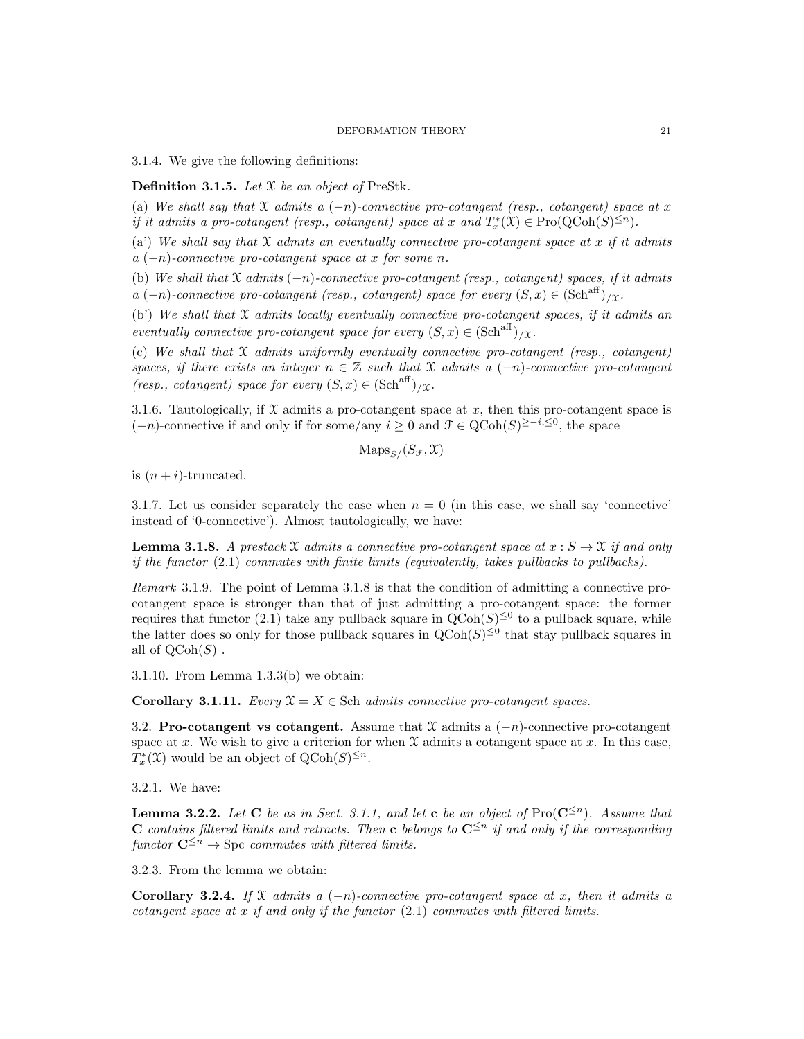3.1.4. We give the following definitions:

**Definition 3.1.5.** *Let $\mathcal{X}$ be an object of* PreStk*.*

(a) *We shall say that $\mathcal{X}$ admits a $(-n)$-connective pro-cotangent (resp., cotangent) space at $x$ if it admits a pro-cotangent (resp., cotangent) space at $x$ and $T^*_x(\mathcal{X}) \in \operatorname{Pro}(\operatorname{QCoh}(S)^{\leq n})$.*

(a') *We shall say that $\mathcal{X}$ admits an eventually connective pro-cotangent space at $x$ if it admits a $(-n)$-connective pro-cotangent space at $x$ for some $n$.*

(b) *We shall that $\mathcal{X}$ admits $(-n)$-connective pro-cotangent (resp., cotangent) spaces, if it admits a $(-n)$-connective pro-cotangent (resp., cotangent) space for every $(S, x) \in (\operatorname{Sch}^{\operatorname{aff}})_{/\mathcal{X}}$.*

(b') *We shall that $\mathcal{X}$ admits locally eventually connective pro-cotangent spaces, if it admits an eventually connective pro-cotangent space for every $(S, x) \in (\operatorname{Sch}^{\operatorname{aff}})_{/\mathcal{X}}$.*

(c) *We shall that $\mathcal{X}$ admits uniformly eventually connective pro-cotangent (resp., cotangent) spaces, if there exists an integer $n \in \mathbb{Z}$ such that $\mathcal{X}$ admits a $(-n)$-connective pro-cotangent (resp., cotangent) space for every $(S, x) \in (\operatorname{Sch}^{\operatorname{aff}})_{/\mathcal{X}}$.*

3.1.6. Tautologically, if $\mathcal{X}$ admits a pro-cotangent space at $x$, then this pro-cotangent space is $(-n)$-connective if and only if for some/any $i \geq 0$ and $\mathcal{F} \in \operatorname{QCoh}(S)^{\geq -i, \leq 0}$, the space

$$\operatorname{Maps}_{S/}(S_{\mathcal{F}}, \mathcal{X})$$

is $(n+i)$-truncated.

3.1.7. Let us consider separately the case when $n = 0$ (in this case, we shall say 'connective' instead of '0-connective'). Almost tautologically, we have:

**Lemma 3.1.8.** *A prestack $\mathcal{X}$ admits a connective pro-cotangent space at $x : S \to \mathcal{X}$ if and only if the functor* (2.1) *commutes with finite limits (equivalently, takes pullbacks to pullbacks).*

*Remark* 3.1.9. The point of Lemma 3.1.8 is that the condition of admitting a connective pro-cotangent space is stronger than that of just admitting a pro-cotangent space: the former requires that functor (2.1) take any pullback square in $\operatorname{QCoh}(S)^{\leq 0}$ to a pullback square, while the latter does so only for those pullback squares in $\operatorname{QCoh}(S)^{\leq 0}$ that stay pullback squares in all of $\operatorname{QCoh}(S)$ .

3.1.10. From Lemma 1.3.3(b) we obtain:

**Corollary 3.1.11.** *Every $\mathcal{X} = X \in \operatorname{Sch}$ admits connective pro-cotangent spaces.*

3.2. **Pro-cotangent vs cotangent.** Assume that $\mathcal{X}$ admits a $(-n)$-connective pro-cotangent space at $x$. We wish to give a criterion for when $\mathcal{X}$ admits a cotangent space at $x$. In this case, $T^*_x(\mathcal{X})$ would be an object of $\operatorname{QCoh}(S)^{\leq n}$.

3.2.1. We have:

**Lemma 3.2.2.** *Let $\mathbf{C}$ be as in Sect. 3.1.1, and let $\mathbf{c}$ be an object of $\operatorname{Pro}(\mathbf{C}^{\leq n})$. Assume that $\mathbf{C}$ contains filtered limits and retracts. Then $\mathbf{c}$ belongs to $\mathbf{C}^{\leq n}$ if and only if the corresponding functor $\mathbf{C}^{\leq n} \to \operatorname{Spc}$ commutes with filtered limits.*

3.2.3. From the lemma we obtain:

**Corollary 3.2.4.** *If $\mathcal{X}$ admits a $(-n)$-connective pro-cotangent space at $x$, then it admits a cotangent space at $x$ if and only if the functor* (2.1) *commutes with filtered limits.*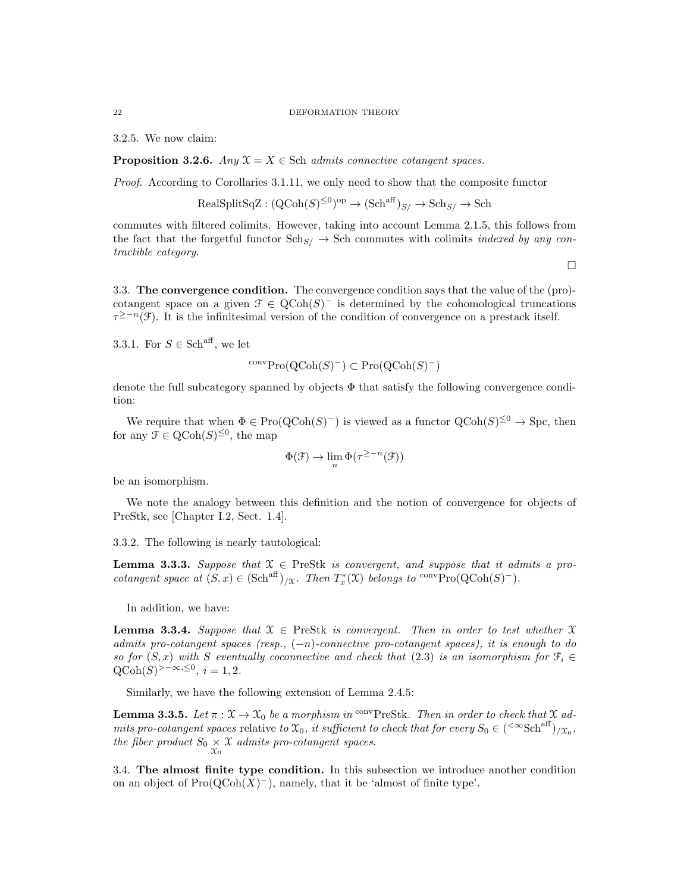3.2.5. We now claim:

**Proposition 3.2.6.** *Any $\mathcal{X} = X \in \mathrm{Sch}$ admits connective cotangent spaces.*

*Proof.* According to Corollaries 3.1.11, we only need to show that the composite functor

$$\mathrm{RealSplitSqZ} : (\mathrm{QCoh}(S)^{\leq 0})^{\mathrm{op}} \to (\mathrm{Sch}^{\mathrm{aff}})_{S/} \to \mathrm{Sch}_{S/} \to \mathrm{Sch}$$

commutes with filtered colimits. However, taking into account Lemma 2.1.5, this follows from the fact that the forgetful functor $\mathrm{Sch}_{S/} \to \mathrm{Sch}$ commutes with colimits *indexed by any contractible category*.

□

3.3. **The convergence condition.** The convergence condition says that the value of the (pro)-cotangent space on a given $\mathcal{F} \in \mathrm{QCoh}(S)^-$ is determined by the cohomological truncations $\tau^{\geq -n}(\mathcal{F})$. It is the infinitesimal version of the condition of convergence on a prestack itself.

3.3.1. For $S \in \mathrm{Sch}^{\mathrm{aff}}$, we let

$${}^{\mathrm{conv}}\mathrm{Pro}(\mathrm{QCoh}(S)^-) \subset \mathrm{Pro}(\mathrm{QCoh}(S)^-)$$

denote the full subcategory spanned by objects $\Phi$ that satisfy the following convergence condition:

We require that when $\Phi \in \mathrm{Pro}(\mathrm{QCoh}(S)^-)$ is viewed as a functor $\mathrm{QCoh}(S)^{\leq 0} \to \mathrm{Spc}$, then for any $\mathcal{F} \in \mathrm{QCoh}(S)^{\leq 0}$, the map

$$\Phi(\mathcal{F}) \to \lim_{n} \Phi(\tau^{\geq -n}(\mathcal{F}))$$

be an isomorphism.

We note the analogy between this definition and the notion of convergence for objects of PreStk, see [Chapter I.2, Sect. 1.4].

3.3.2. The following is nearly tautological:

**Lemma 3.3.3.** *Suppose that $\mathcal{X} \in \mathrm{PreStk}$ is convergent, and suppose that it admits a pro-cotangent space at $(S, x) \in (\mathrm{Sch}^{\mathrm{aff}})_{/\mathcal{X}}$. Then $T^*_x(\mathcal{X})$ belongs to ${}^{\mathrm{conv}}\mathrm{Pro}(\mathrm{QCoh}(S)^-)$.*

In addition, we have:

**Lemma 3.3.4.** *Suppose that $\mathcal{X} \in \mathrm{PreStk}$ is convergent. Then in order to test whether $\mathcal{X}$ admits pro-cotangent spaces (resp., $(-n)$-connective pro-cotangent spaces), it is enough to do so for $(S, x)$ with $S$ eventually coconnective and check that (2.3) is an isomorphism for $\mathcal{F}_i \in \mathrm{QCoh}(S)^{>-\infty, \leq 0}$, $i = 1, 2$.*

Similarly, we have the following extension of Lemma 2.4.5:

**Lemma 3.3.5.** *Let $\pi : \mathcal{X} \to \mathcal{X}_0$ be a morphism in ${}^{\mathrm{conv}}\mathrm{PreStk}$. Then in order to check that $\mathcal{X}$ admits pro-cotangent spaces* relative to $\mathcal{X}_0$*, it sufficient to check that for every $S_0 \in ({}^{<\infty}\mathrm{Sch}^{\mathrm{aff}})_{/\mathcal{X}_0}$, the fiber product $S_0 \underset{\mathcal{X}_0}{\times} \mathcal{X}$ admits pro-cotangent spaces.*

3.4. **The almost finite type condition.** In this subsection we introduce another condition on an object of $\mathrm{Pro}(\mathrm{QCoh}(X)^-)$, namely, that it be 'almost of finite type'.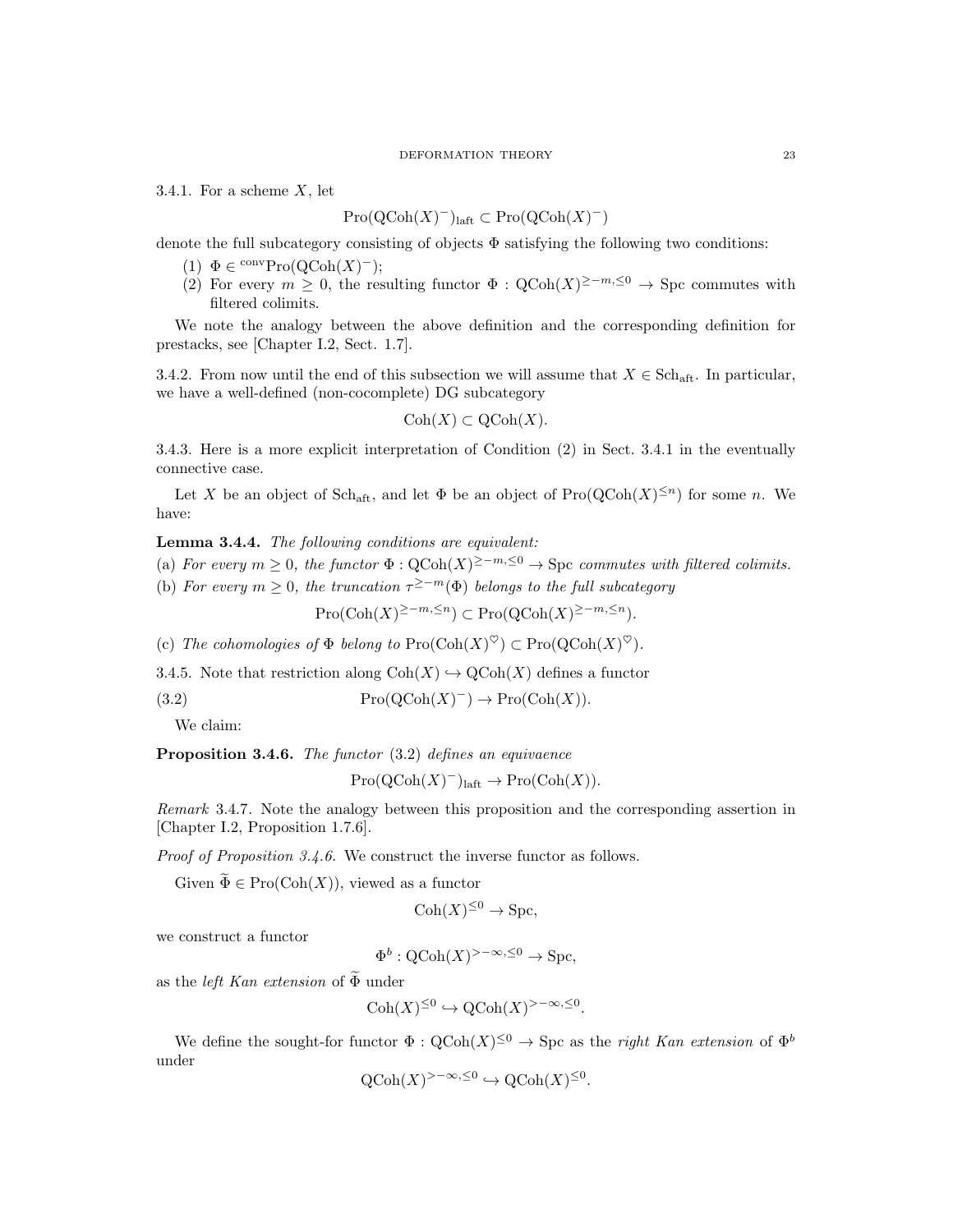3.4.1. For a scheme $X$, let

$$\mathrm{Pro}(\mathrm{QCoh}(X)^-)_{\mathrm{laft}} \subset \mathrm{Pro}(\mathrm{QCoh}(X)^-)$$

denote the full subcategory consisting of objects $\Phi$ satisfying the following two conditions:

(1) $\Phi \in {}^{\mathrm{conv}}\mathrm{Pro}(\mathrm{QCoh}(X)^-)$;
(2) For every $m \geq 0$, the resulting functor $\Phi : \mathrm{QCoh}(X)^{\geq -m, \leq 0} \to \mathrm{Spc}$ commutes with filtered colimits.

We note the analogy between the above definition and the corresponding definition for prestacks, see [Chapter I.2, Sect. 1.7].

3.4.2. From now until the end of this subsection we will assume that $X \in \mathrm{Sch}_{\mathrm{aft}}$. In particular, we have a well-defined (non-cocomplete) DG subcategory

$$\mathrm{Coh}(X) \subset \mathrm{QCoh}(X).$$

3.4.3. Here is a more explicit interpretation of Condition (2) in Sect. 3.4.1 in the eventually connective case.

Let $X$ be an object of $\mathrm{Sch}_{\mathrm{aft}}$, and let $\Phi$ be an object of $\mathrm{Pro}(\mathrm{QCoh}(X)^{\leq n})$ for some $n$. We have:

**Lemma 3.4.4.** *The following conditions are equivalent:*

(a) *For every $m \geq 0$, the functor $\Phi : \mathrm{QCoh}(X)^{\geq -m, \leq 0} \to \mathrm{Spc}$ commutes with filtered colimits.*

(b) *For every $m \geq 0$, the truncation $\tau^{\geq -m}(\Phi)$ belongs to the full subcategory*

$$\mathrm{Pro}(\mathrm{Coh}(X)^{\geq -m, \leq n}) \subset \mathrm{Pro}(\mathrm{QCoh}(X)^{\geq -m, \leq n}).$$

(c) *The cohomologies of $\Phi$ belong to $\mathrm{Pro}(\mathrm{Coh}(X)^{\heartsuit}) \subset \mathrm{Pro}(\mathrm{QCoh}(X)^{\heartsuit})$.*

3.4.5. Note that restriction along $\mathrm{Coh}(X) \hookrightarrow \mathrm{QCoh}(X)$ defines a functor

$$\mathrm{Pro}(\mathrm{QCoh}(X)^-) \to \mathrm{Pro}(\mathrm{Coh}(X)). \tag{3.2}$$

We claim:

**Proposition 3.4.6.** *The functor* (3.2) *defines an equivaence*

$$\mathrm{Pro}(\mathrm{QCoh}(X)^-)_{\mathrm{laft}} \to \mathrm{Pro}(\mathrm{Coh}(X)).$$

*Remark* 3.4.7. Note the analogy between this proposition and the corresponding assertion in [Chapter I.2, Proposition 1.7.6].

*Proof of Proposition 3.4.6.* We construct the inverse functor as follows.

Given $\widetilde{\Phi} \in \mathrm{Pro}(\mathrm{Coh}(X))$, viewed as a functor

$$\mathrm{Coh}(X)^{\leq 0} \to \mathrm{Spc},$$

we construct a functor

$$\Phi^b : \mathrm{QCoh}(X)^{> -\infty, \leq 0} \to \mathrm{Spc},$$

as the *left Kan extension* of $\widetilde{\Phi}$ under

$$\mathrm{Coh}(X)^{\leq 0} \hookrightarrow \mathrm{QCoh}(X)^{> -\infty, \leq 0}.$$

We define the sought-for functor $\Phi : \mathrm{QCoh}(X)^{\leq 0} \to \mathrm{Spc}$ as the *right Kan extension* of $\Phi^b$ under

$$\mathrm{QCoh}(X)^{> -\infty, \leq 0} \hookrightarrow \mathrm{QCoh}(X)^{\leq 0}.$$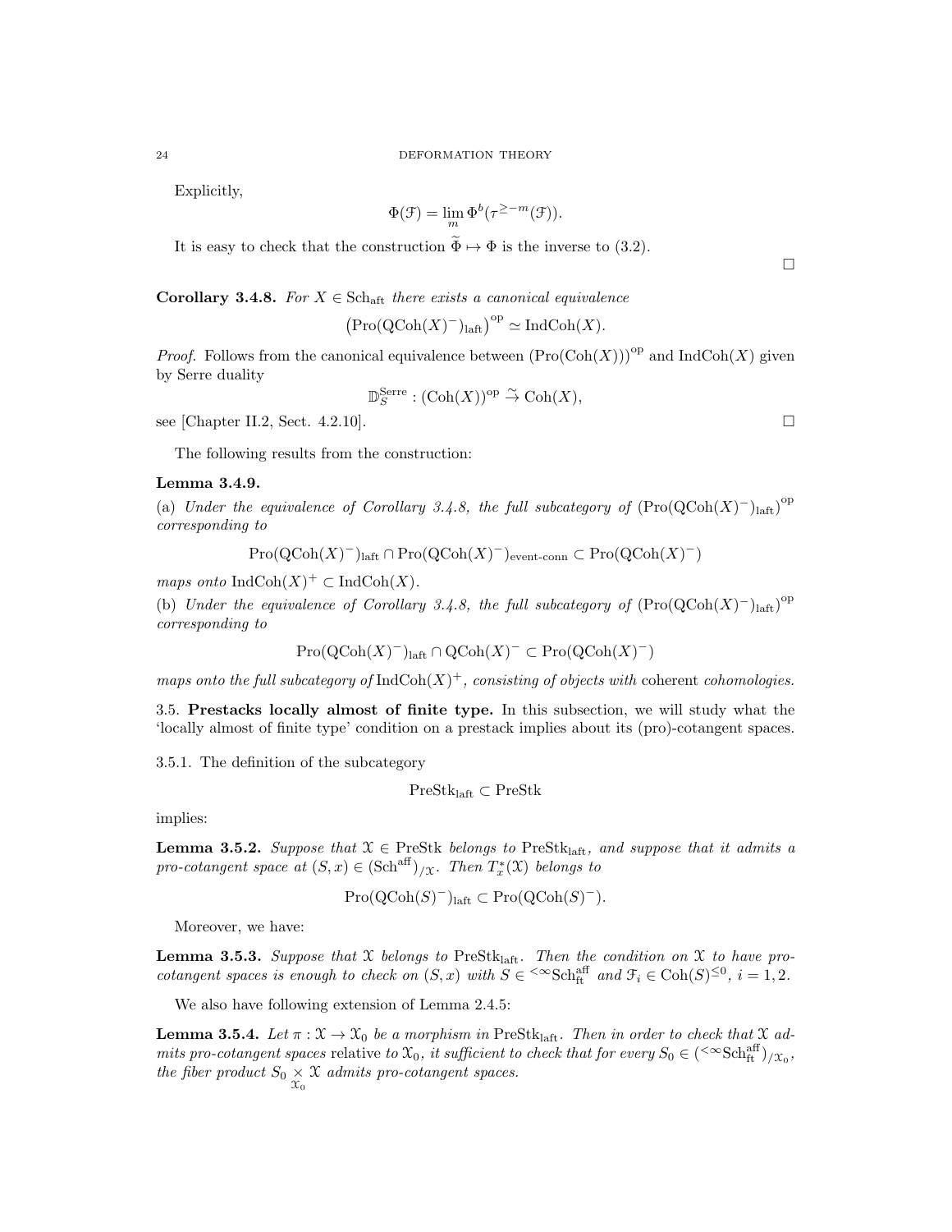Explicitly,

$$\Phi(\mathcal{F}) = \lim_m \Phi^b(\tau^{\geq -m}(\mathcal{F})).$$

It is easy to check that the construction $\widetilde{\Phi} \mapsto \Phi$ is the inverse to (3.2).

□

**Corollary 3.4.8.** *For $X \in \mathrm{Sch}_{\mathrm{aft}}$ there exists a canonical equivalence*

$$\left(\mathrm{Pro}(\mathrm{QCoh}(X)^{-})_{\mathrm{laft}}\right)^{\mathrm{op}} \simeq \mathrm{IndCoh}(X).$$

*Proof.* Follows from the canonical equivalence between $(\mathrm{Pro}(\mathrm{Coh}(X)))^{\mathrm{op}}$ and $\mathrm{IndCoh}(X)$ given by Serre duality

$$\mathbb{D}_S^{\mathrm{Serre}} : (\mathrm{Coh}(X))^{\mathrm{op}} \overset{\sim}{\to} \mathrm{Coh}(X),$$

see [Chapter II.2, Sect. 4.2.10]. □

The following results from the construction:

**Lemma 3.4.9.**

(a) *Under the equivalence of Corollary 3.4.8, the full subcategory of $\left(\mathrm{Pro}(\mathrm{QCoh}(X)^{-})_{\mathrm{laft}}\right)^{\mathrm{op}}$ corresponding to*

$$\mathrm{Pro}(\mathrm{QCoh}(X)^{-})_{\mathrm{laft}} \cap \mathrm{Pro}(\mathrm{QCoh}(X)^{-})_{\text{event-conn}} \subset \mathrm{Pro}(\mathrm{QCoh}(X)^{-})$$

*maps onto $\mathrm{IndCoh}(X)^{+} \subset \mathrm{IndCoh}(X)$.*

(b) *Under the equivalence of Corollary 3.4.8, the full subcategory of $\left(\mathrm{Pro}(\mathrm{QCoh}(X)^{-})_{\mathrm{laft}}\right)^{\mathrm{op}}$ corresponding to*

$$\mathrm{Pro}(\mathrm{QCoh}(X)^{-})_{\mathrm{laft}} \cap \mathrm{QCoh}(X)^{-} \subset \mathrm{Pro}(\mathrm{QCoh}(X)^{-})$$

*maps onto the full subcategory of $\mathrm{IndCoh}(X)^{+}$, consisting of objects with* coherent *cohomologies.*

3.5. **Prestacks locally almost of finite type.** In this subsection, we will study what the 'locally almost of finite type' condition on a prestack implies about its (pro)-cotangent spaces.

3.5.1. The definition of the subcategory

$$\mathrm{PreStk}_{\mathrm{laft}} \subset \mathrm{PreStk}$$

implies:

**Lemma 3.5.2.** *Suppose that $\mathcal{X} \in \mathrm{PreStk}$ belongs to $\mathrm{PreStk}_{\mathrm{laft}}$, and suppose that it admits a pro-cotangent space at $(S,x) \in (\mathrm{Sch}^{\mathrm{aff}})_{/\mathcal{X}}$. Then $T^*_x(\mathcal{X})$ belongs to*

$$\mathrm{Pro}(\mathrm{QCoh}(S)^{-})_{\mathrm{laft}} \subset \mathrm{Pro}(\mathrm{QCoh}(S)^{-}).$$

Moreover, we have:

**Lemma 3.5.3.** *Suppose that $\mathcal{X}$ belongs to $\mathrm{PreStk}_{\mathrm{laft}}$. Then the condition on $\mathcal{X}$ to have pro-cotangent spaces is enough to check on $(S,x)$ with $S \in {}^{<\infty}\mathrm{Sch}^{\mathrm{aff}}_{\mathrm{ft}}$ and $\mathcal{F}_i \in \mathrm{Coh}(S)^{\leq 0}$, $i = 1,2$.*

We also have following extension of Lemma 2.4.5:

**Lemma 3.5.4.** *Let $\pi : \mathcal{X} \to \mathcal{X}_0$ be a morphism in $\mathrm{PreStk}_{\mathrm{laft}}$. Then in order to check that $\mathcal{X}$ admits pro-cotangent spaces* relative to $\mathcal{X}_0$*, it sufficient to check that for every $S_0 \in ({}^{<\infty}\mathrm{Sch}^{\mathrm{aff}}_{\mathrm{ft}})_{/\mathcal{X}_0}$, the fiber product $S_0 \underset{\mathcal{X}_0}{\times} \mathcal{X}$ admits pro-cotangent spaces.*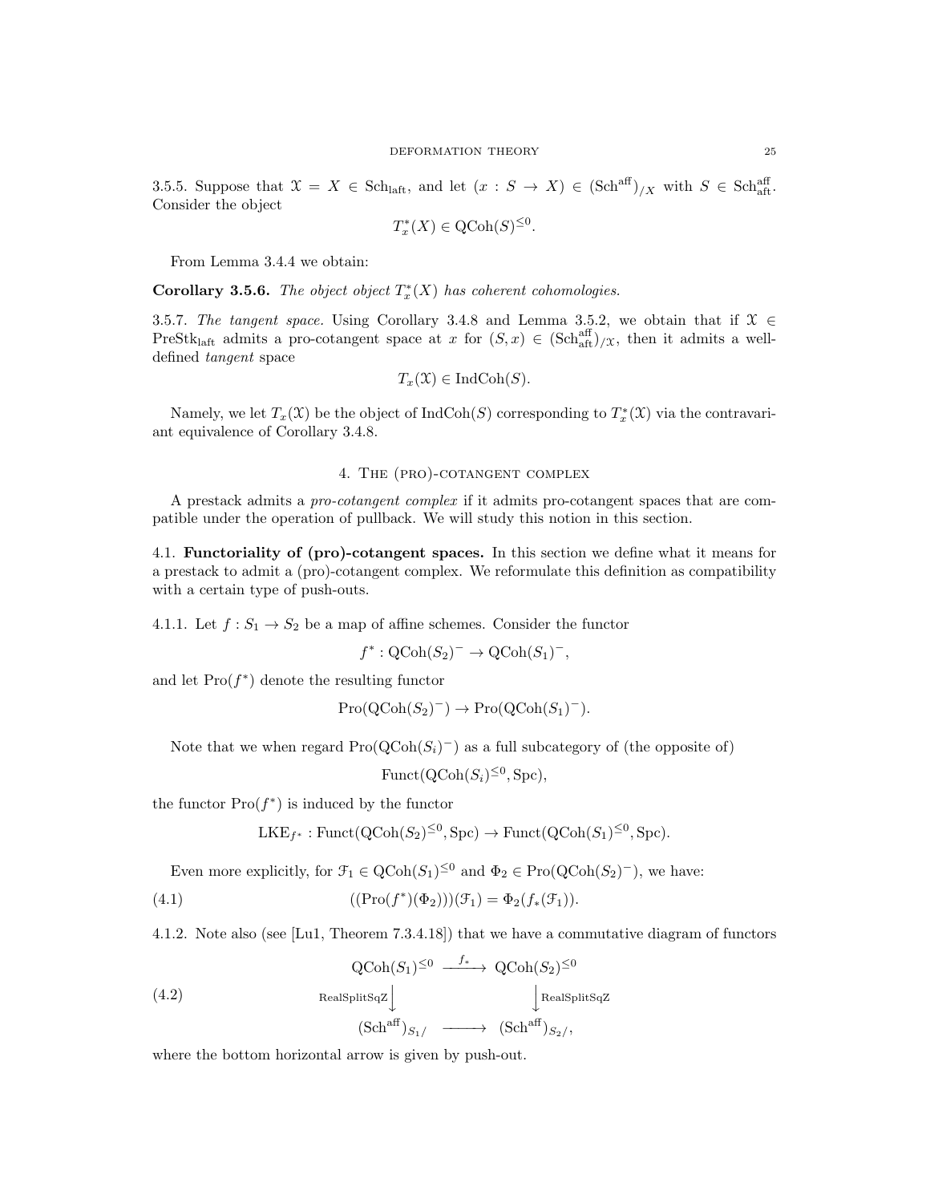3.5.5. Suppose that $\mathcal{X} = X \in \mathrm{Sch}_{\mathrm{laft}}$, and let $(x : S \to X) \in (\mathrm{Sch}^{\mathrm{aff}})_{/X}$ with $S \in \mathrm{Sch}^{\mathrm{aff}}_{\mathrm{aft}}$. Consider the object

$$T^*_x(X) \in \mathrm{QCoh}(S)^{\leq 0}.$$

From Lemma 3.4.4 we obtain:

**Corollary 3.5.6.** *The object object $T^*_x(X)$ has coherent cohomologies.*

3.5.7. *The tangent space.* Using Corollary 3.4.8 and Lemma 3.5.2, we obtain that if $\mathcal{X} \in \mathrm{PreStk}_{\mathrm{laft}}$ admits a pro-cotangent space at $x$ for $(S, x) \in (\mathrm{Sch}^{\mathrm{aff}}_{\mathrm{aft}})_{/\mathcal{X}}$, then it admits a well-defined *tangent* space

$$T_x(\mathcal{X}) \in \mathrm{IndCoh}(S).$$

Namely, we let $T_x(\mathcal{X})$ be the object of $\mathrm{IndCoh}(S)$ corresponding to $T^*_x(\mathcal{X})$ via the contravariant equivalence of Corollary 3.4.8.

## 4. The (pro)-cotangent complex

A prestack admits a *pro-cotangent complex* if it admits pro-cotangent spaces that are compatible under the operation of pullback. We will study this notion in this section.

### 4.1. Functoriality of (pro)-cotangent spaces.

In this section we define what it means for a prestack to admit a (pro)-cotangent complex. We reformulate this definition as compatibility with a certain type of push-outs.

4.1.1. Let $f : S_1 \to S_2$ be a map of affine schemes. Consider the functor

$$f^* : \mathrm{QCoh}(S_2)^- \to \mathrm{QCoh}(S_1)^-,$$

and let $\mathrm{Pro}(f^*)$ denote the resulting functor

$$\mathrm{Pro}(\mathrm{QCoh}(S_2)^-) \to \mathrm{Pro}(\mathrm{QCoh}(S_1)^-).$$

Note that we when regard $\mathrm{Pro}(\mathrm{QCoh}(S_i)^-)$ as a full subcategory of (the opposite of)

$$\mathrm{Funct}(\mathrm{QCoh}(S_i)^{\leq 0}, \mathrm{Spc}),$$

the functor $\mathrm{Pro}(f^*)$ is induced by the functor

$$\mathrm{LKE}_{f^*} : \mathrm{Funct}(\mathrm{QCoh}(S_2)^{\leq 0}, \mathrm{Spc}) \to \mathrm{Funct}(\mathrm{QCoh}(S_1)^{\leq 0}, \mathrm{Spc}).$$

Even more explicitly, for $\mathcal{F}_1 \in \mathrm{QCoh}(S_1)^{\leq 0}$ and $\Phi_2 \in \mathrm{Pro}(\mathrm{QCoh}(S_2)^-)$, we have:

$$((\mathrm{Pro}(f^*)(\Phi_2)))(\mathcal{F}_1) = \Phi_2(f_*(\mathcal{F}_1)). \tag{4.1}$$

4.1.2. Note also (see [Lu1, Theorem 7.3.4.18]) that we have a commutative diagram of functors

$$\begin{array}{ccc} \mathrm{QCoh}(S_1)^{\leq 0} & \xrightarrow{f_*} & \mathrm{QCoh}(S_2)^{\leq 0} \\ \Big\downarrow{\scriptstyle \mathrm{RealSplitSqZ}} & & \Big\downarrow{\scriptstyle \mathrm{RealSplitSqZ}} \\ (\mathrm{Sch}^{\mathrm{aff}})_{S_1/} & \longrightarrow & (\mathrm{Sch}^{\mathrm{aff}})_{S_2/}, \end{array} \tag{4.2}$$

where the bottom horizontal arrow is given by push-out.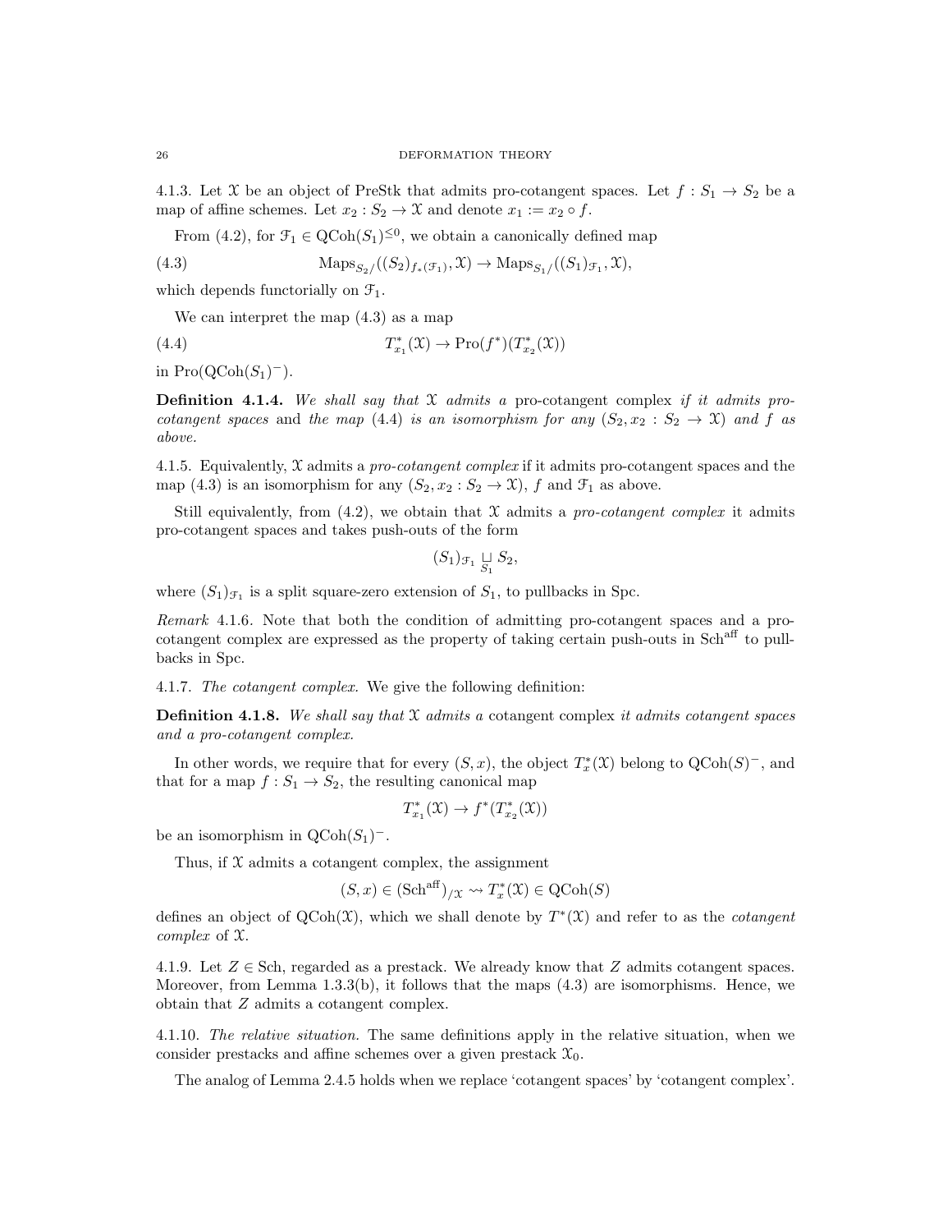4.1.3. Let $\mathcal{X}$ be an object of PreStk that admits pro-cotangent spaces. Let $f : S_1 \to S_2$ be a map of affine schemes. Let $x_2 : S_2 \to \mathcal{X}$ and denote $x_1 := x_2 \circ f$.

From (4.2), for $\mathcal{F}_1 \in \mathrm{QCoh}(S_1)^{\leq 0}$, we obtain a canonically defined map

$$\mathrm{Maps}_{S_2/}((S_2)_{f_*(\mathcal{F}_1)}, \mathcal{X}) \to \mathrm{Maps}_{S_1/}((S_1)_{\mathcal{F}_1}, \mathcal{X}), \tag{4.3}$$

which depends functorially on $\mathcal{F}_1$.

We can interpret the map (4.3) as a map

$$T^*_{x_1}(\mathcal{X}) \to \mathrm{Pro}(f^*)(T^*_{x_2}(\mathcal{X})) \tag{4.4}$$

in $\mathrm{Pro}(\mathrm{QCoh}(S_1)^-)$.

**Definition 4.1.4.** *We shall say that $\mathcal{X}$ admits a* pro-cotangent complex *if it admits pro-cotangent spaces* and *the map (4.4) is an isomorphism for any $(S_2, x_2 : S_2 \to \mathcal{X})$ and $f$ as above.*

4.1.5. Equivalently, $\mathcal{X}$ admits a *pro-cotangent complex* if it admits pro-cotangent spaces and the map (4.3) is an isomorphism for any $(S_2, x_2 : S_2 \to \mathcal{X})$, $f$ and $\mathcal{F}_1$ as above.

Still equivalently, from (4.2), we obtain that $\mathcal{X}$ admits a *pro-cotangent complex* it admits pro-cotangent spaces and takes push-outs of the form

$$(S_1)_{\mathcal{F}_1} \underset{S_1}{\sqcup} S_2,$$

where $(S_1)_{\mathcal{F}_1}$ is a split square-zero extension of $S_1$, to pullbacks in Spc.

*Remark* 4.1.6. Note that both the condition of admitting pro-cotangent spaces and a pro-cotangent complex are expressed as the property of taking certain push-outs in $\mathrm{Sch}^{\mathrm{aff}}$ to pullbacks in Spc.

4.1.7. *The cotangent complex.* We give the following definition:

**Definition 4.1.8.** *We shall say that $\mathcal{X}$ admits a* cotangent complex *it admits cotangent spaces and a pro-cotangent complex.*

In other words, we require that for every $(S, x)$, the object $T^*_x(\mathcal{X})$ belong to $\mathrm{QCoh}(S)^-$, and that for a map $f : S_1 \to S_2$, the resulting canonical map

$$T^*_{x_1}(\mathcal{X}) \to f^*(T^*_{x_2}(\mathcal{X}))$$

be an isomorphism in $\mathrm{QCoh}(S_1)^-$.

Thus, if $\mathcal{X}$ admits a cotangent complex, the assignment

$$(S, x) \in (\mathrm{Sch}^{\mathrm{aff}})_{/\mathcal{X}} \rightsquigarrow T^*_x(\mathcal{X}) \in \mathrm{QCoh}(S)$$

defines an object of $\mathrm{QCoh}(\mathcal{X})$, which we shall denote by $T^*(\mathcal{X})$ and refer to as the *cotangent complex* of $\mathcal{X}$.

4.1.9. Let $Z \in \mathrm{Sch}$, regarded as a prestack. We already know that $Z$ admits cotangent spaces. Moreover, from Lemma 1.3.3(b), it follows that the maps (4.3) are isomorphisms. Hence, we obtain that $Z$ admits a cotangent complex.

4.1.10. *The relative situation.* The same definitions apply in the relative situation, when we consider prestacks and affine schemes over a given prestack $\mathcal{X}_0$.

The analog of Lemma 2.4.5 holds when we replace 'cotangent spaces' by 'cotangent complex'.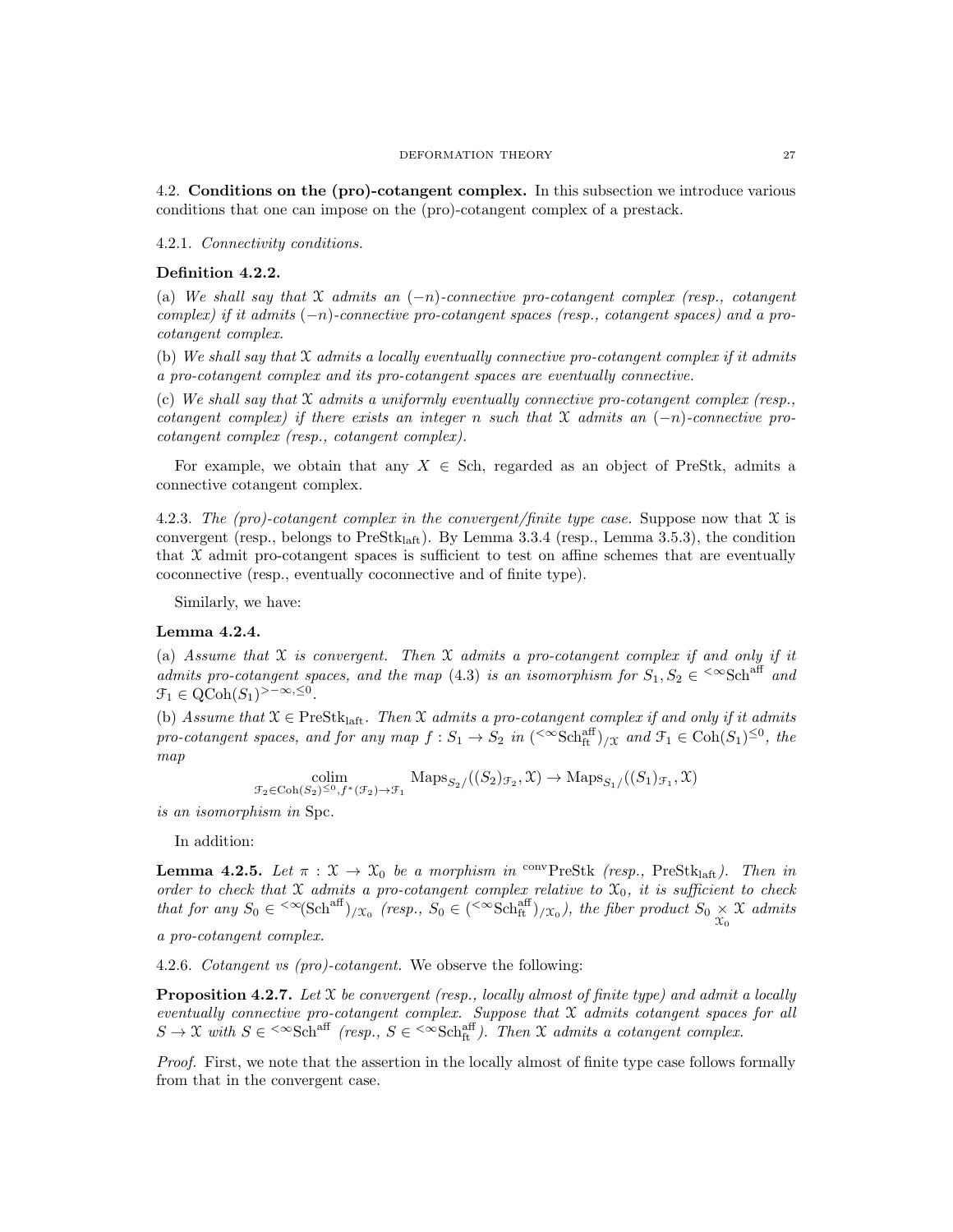4.2. **Conditions on the (pro)-cotangent complex.** In this subsection we introduce various conditions that one can impose on the (pro)-cotangent complex of a prestack.

4.2.1. *Connectivity conditions.*

**Definition 4.2.2.**

(a) *We shall say that $\mathcal{X}$ admits an $(-n)$-connective pro-cotangent complex (resp., cotangent complex) if it admits $(-n)$-connective pro-cotangent spaces (resp., cotangent spaces) and a pro-cotangent complex.*

(b) *We shall say that $\mathcal{X}$ admits a locally eventually connective pro-cotangent complex if it admits a pro-cotangent complex and its pro-cotangent spaces are eventually connective.*

(c) *We shall say that $\mathcal{X}$ admits a uniformly eventually connective pro-cotangent complex (resp., cotangent complex) if there exists an integer $n$ such that $\mathcal{X}$ admits an $(-n)$-connective pro-cotangent complex (resp., cotangent complex).*

For example, we obtain that any $X \in \mathrm{Sch}$, regarded as an object of $\mathrm{PreStk}$, admits a connective cotangent complex.

4.2.3. *The (pro)-cotangent complex in the convergent/finite type case.* Suppose now that $\mathcal{X}$ is convergent (resp., belongs to $\mathrm{PreStk}_{\mathrm{laft}}$). By Lemma 3.3.4 (resp., Lemma 3.5.3), the condition that $\mathcal{X}$ admit pro-cotangent spaces is sufficient to test on affine schemes that are eventually coconnective (resp., eventually coconnective and of finite type).

Similarly, we have:

**Lemma 4.2.4.**

(a) *Assume that $\mathcal{X}$ is convergent. Then $\mathcal{X}$ admits a pro-cotangent complex if and only if it admits pro-cotangent spaces, and the map (4.3) is an isomorphism for $S_1, S_2 \in {}^{<\infty}\mathrm{Sch}^{\mathrm{aff}}$ and $\mathcal{F}_1 \in \mathrm{QCoh}(S_1)^{>-\infty,\leq 0}$.*

(b) *Assume that $\mathcal{X} \in \mathrm{PreStk}_{\mathrm{laft}}$. Then $\mathcal{X}$ admits a pro-cotangent complex if and only if it admits pro-cotangent spaces, and for any map $f : S_1 \to S_2$ in $({}^{<\infty}\mathrm{Sch}^{\mathrm{aff}}_{\mathrm{ft}})_{/\mathcal{X}}$ and $\mathcal{F}_1 \in \mathrm{Coh}(S_1)^{\leq 0}$, the map*

$$\underset{\mathcal{F}_2 \in \mathrm{Coh}(S_2)^{\leq 0}, f^*(\mathcal{F}_2) \to \mathcal{F}_1}{\mathrm{colim}} \mathrm{Maps}_{S_2/}((S_2)_{\mathcal{F}_2}, \mathcal{X}) \to \mathrm{Maps}_{S_1/}((S_1)_{\mathcal{F}_1}, \mathcal{X})$$

*is an isomorphism in* $\mathrm{Spc}$.

In addition:

**Lemma 4.2.5.** *Let $\pi : \mathcal{X} \to \mathcal{X}_0$ be a morphism in ${}^{\mathrm{conv}}\mathrm{PreStk}$ (resp., $\mathrm{PreStk}_{\mathrm{laft}}$). Then in order to check that $\mathcal{X}$ admits a pro-cotangent complex relative to $\mathcal{X}_0$, it is sufficient to check that for any $S_0 \in {}^{<\infty}(\mathrm{Sch}^{\mathrm{aff}})_{/\mathcal{X}_0}$ (resp., $S_0 \in ({}^{<\infty}\mathrm{Sch}^{\mathrm{aff}}_{\mathrm{ft}})_{/\mathcal{X}_0}$), the fiber product $S_0 \underset{\mathcal{X}_0}{\times} \mathcal{X}$ admits a pro-cotangent complex.*

4.2.6. *Cotangent vs (pro)-cotangent.* We observe the following:

**Proposition 4.2.7.** *Let $\mathcal{X}$ be convergent (resp., locally almost of finite type) and admit a locally eventually connective pro-cotangent complex. Suppose that $\mathcal{X}$ admits cotangent spaces for all $S \to \mathcal{X}$ with $S \in {}^{<\infty}\mathrm{Sch}^{\mathrm{aff}}$ (resp., $S \in {}^{<\infty}\mathrm{Sch}^{\mathrm{aff}}_{\mathrm{ft}}$). Then $\mathcal{X}$ admits a cotangent complex.*

*Proof.* First, we note that the assertion in the locally almost of finite type case follows formally from that in the convergent case.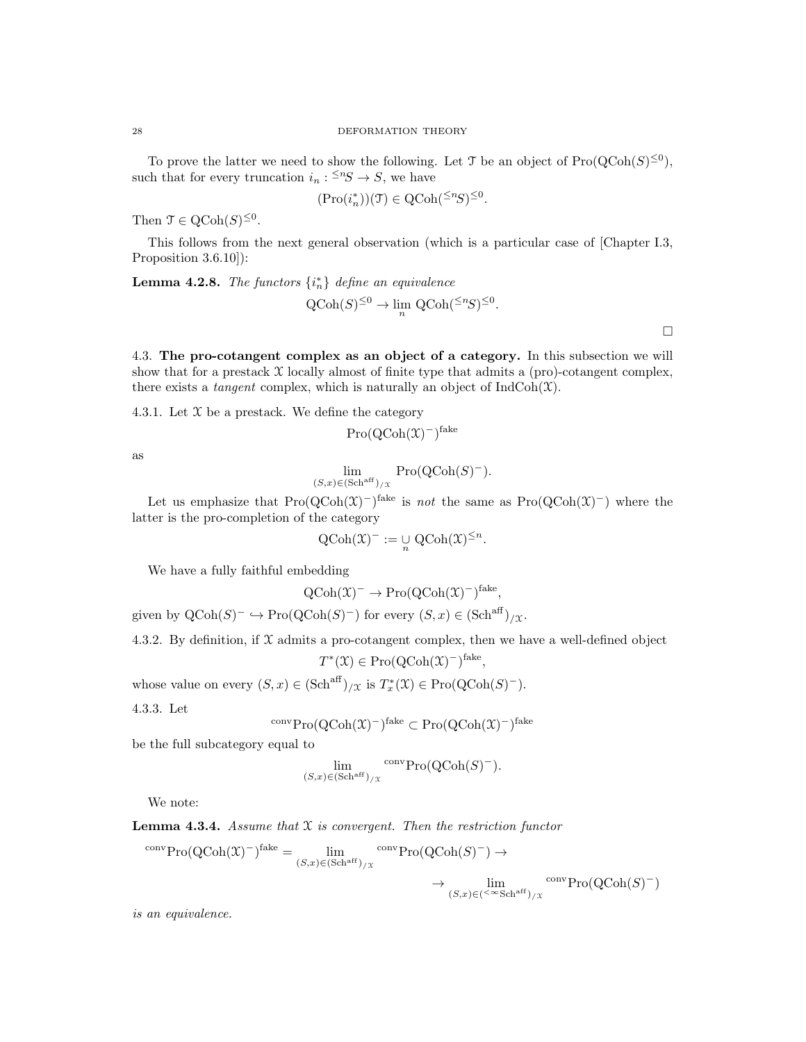To prove the latter we need to show the following. Let $\mathcal{T}$ be an object of $\operatorname{Pro}(\operatorname{QCoh}(S)^{\leq 0})$, such that for every truncation $i_n : {}^{\leq n}S \to S$, we have

$$(\operatorname{Pro}(i_n^*))(\mathcal{T}) \in \operatorname{QCoh}({}^{\leq n}S)^{\leq 0}.$$

Then $\mathcal{T} \in \operatorname{QCoh}(S)^{\leq 0}$.

This follows from the next general observation (which is a particular case of [Chapter I.3, Proposition 3.6.10]):

**Lemma 4.2.8.** *The functors $\{i_n^*\}$ define an equivalence*

$$\operatorname{QCoh}(S)^{\leq 0} \to \lim_n \operatorname{QCoh}({}^{\leq n}S)^{\leq 0}.$$

□

### 4.3. The pro-cotangent complex as an object of a category.

In this subsection we will show that for a prestack $\mathcal{X}$ locally almost of finite type that admits a (pro)-cotangent complex, there exists a *tangent* complex, which is naturally an object of $\operatorname{IndCoh}(\mathcal{X})$.

4.3.1. Let $\mathcal{X}$ be a prestack. We define the category

$$\operatorname{Pro}(\operatorname{QCoh}(\mathcal{X})^-)^{\text{fake}}$$

as

$$\lim_{(S,x) \in (\operatorname{Sch}^{\text{aff}})_{/\mathcal{X}}} \operatorname{Pro}(\operatorname{QCoh}(S)^-).$$

Let us emphasize that $\operatorname{Pro}(\operatorname{QCoh}(\mathcal{X})^-)^{\text{fake}}$ is *not* the same as $\operatorname{Pro}(\operatorname{QCoh}(\mathcal{X})^-)$ where the latter is the pro-completion of the category

$$\operatorname{QCoh}(\mathcal{X})^- := \underset{n}{\cup} \operatorname{QCoh}(\mathcal{X})^{\leq n}.$$

We have a fully faithful embedding

$$\operatorname{QCoh}(\mathcal{X})^- \to \operatorname{Pro}(\operatorname{QCoh}(\mathcal{X})^-)^{\text{fake}},$$

given by $\operatorname{QCoh}(S)^- \hookrightarrow \operatorname{Pro}(\operatorname{QCoh}(S)^-)$ for every $(S,x) \in (\operatorname{Sch}^{\text{aff}})_{/\mathcal{X}}$.

4.3.2. By definition, if $\mathcal{X}$ admits a pro-cotangent complex, then we have a well-defined object

$$T^*(\mathcal{X}) \in \operatorname{Pro}(\operatorname{QCoh}(\mathcal{X})^-)^{\text{fake}},$$

whose value on every $(S,x) \in (\operatorname{Sch}^{\text{aff}})_{/\mathcal{X}}$ is $T_x^*(\mathcal{X}) \in \operatorname{Pro}(\operatorname{QCoh}(S)^-)$.

4.3.3. Let

$${}^{\text{conv}}\operatorname{Pro}(\operatorname{QCoh}(\mathcal{X})^-)^{\text{fake}} \subset \operatorname{Pro}(\operatorname{QCoh}(\mathcal{X})^-)^{\text{fake}}$$

be the full subcategory equal to

$$\lim_{(S,x) \in (\operatorname{Sch}^{\text{aff}})_{/\mathcal{X}}} {}^{\text{conv}}\operatorname{Pro}(\operatorname{QCoh}(S)^-).$$

We note:

**Lemma 4.3.4.** *Assume that $\mathcal{X}$ is convergent. Then the restriction functor*

$${}^{\text{conv}}\operatorname{Pro}(\operatorname{QCoh}(\mathcal{X})^-)^{\text{fake}} = \lim_{(S,x) \in (\operatorname{Sch}^{\text{aff}})_{/\mathcal{X}}} {}^{\text{conv}}\operatorname{Pro}(\operatorname{QCoh}(S)^-) \to$$

$$\to \lim_{(S,x) \in ({}^{<\infty}\operatorname{Sch}^{\text{aff}})_{/\mathcal{X}}} {}^{\text{conv}}\operatorname{Pro}(\operatorname{QCoh}(S)^-)$$

*is an equivalence.*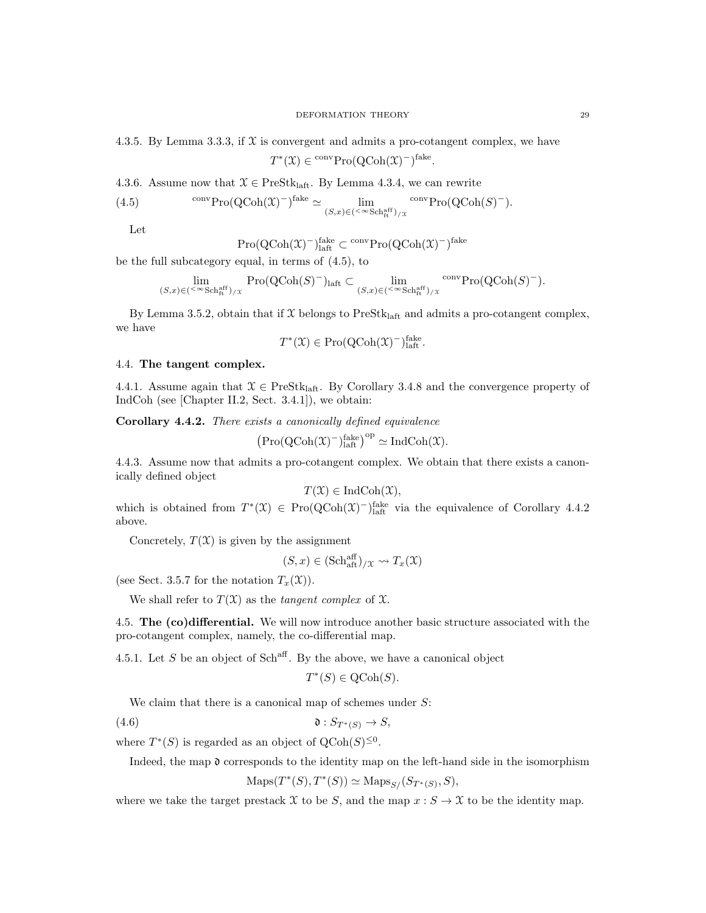4.3.5. By Lemma 3.3.3, if $\mathcal{X}$ is convergent and admits a pro-cotangent complex, we have

$$T^*(\mathcal{X}) \in {}^{\mathrm{conv}}\mathrm{Pro}(\mathrm{QCoh}(\mathcal{X})^-)^{\mathrm{fake}}.$$

4.3.6. Assume now that $\mathcal{X} \in \mathrm{PreStk}_{\mathrm{laft}}$. By Lemma 4.3.4, we can rewrite

$$ {}^{\mathrm{conv}}\mathrm{Pro}(\mathrm{QCoh}(\mathcal{X})^-)^{\mathrm{fake}} \simeq \lim_{(S,x)\in ({}^{<\infty}\mathrm{Sch}^{\mathrm{aff}}_{\mathrm{ft}})_{/\mathcal{X}}} {}^{\mathrm{conv}}\mathrm{Pro}(\mathrm{QCoh}(S)^-). \tag{4.5}$$

Let

$$\mathrm{Pro}(\mathrm{QCoh}(\mathcal{X})^-)^{\mathrm{fake}}_{\mathrm{laft}} \subset {}^{\mathrm{conv}}\mathrm{Pro}(\mathrm{QCoh}(\mathcal{X})^-)^{\mathrm{fake}}$$

be the full subcategory equal, in terms of (4.5), to

$$\lim_{(S,x)\in ({}^{<\infty}\mathrm{Sch}^{\mathrm{aff}}_{\mathrm{ft}})_{/\mathcal{X}}} \mathrm{Pro}(\mathrm{QCoh}(S)^-)_{\mathrm{laft}} \subset \lim_{(S,x)\in ({}^{<\infty}\mathrm{Sch}^{\mathrm{aff}}_{\mathrm{ft}})_{/\mathcal{X}}} {}^{\mathrm{conv}}\mathrm{Pro}(\mathrm{QCoh}(S)^-).$$

By Lemma 3.5.2, obtain that if $\mathcal{X}$ belongs to $\mathrm{PreStk}_{\mathrm{laft}}$ and admits a pro-cotangent complex, we have

$$T^*(\mathcal{X}) \in \mathrm{Pro}(\mathrm{QCoh}(\mathcal{X})^-)^{\mathrm{fake}}_{\mathrm{laft}}.$$

## 4.4. **The tangent complex.**

4.4.1. Assume again that $\mathcal{X} \in \mathrm{PreStk}_{\mathrm{laft}}$. By Corollary 3.4.8 and the convergence property of IndCoh (see [Chapter II.2, Sect. 3.4.1]), we obtain:

**Corollary 4.4.2.** *There exists a canonically defined equivalence*

$$\left(\mathrm{Pro}(\mathrm{QCoh}(\mathcal{X})^-)^{\mathrm{fake}}_{\mathrm{laft}}\right)^{\mathrm{op}} \simeq \mathrm{IndCoh}(\mathcal{X}).$$

4.4.3. Assume now that admits a pro-cotangent complex. We obtain that there exists a canonically defined object

$$T(\mathcal{X}) \in \mathrm{IndCoh}(\mathcal{X}),$$

which is obtained from $T^*(\mathcal{X}) \in \mathrm{Pro}(\mathrm{QCoh}(\mathcal{X})^-)^{\mathrm{fake}}_{\mathrm{laft}}$ via the equivalence of Corollary 4.4.2 above.

Concretely, $T(\mathcal{X})$ is given by the assignment

$$(S,x) \in (\mathrm{Sch}^{\mathrm{aff}}_{\mathrm{aft}})_{/\mathcal{X}} \rightsquigarrow T_x(\mathcal{X})$$

(see Sect. 3.5.7 for the notation $T_x(\mathcal{X})$).

We shall refer to $T(\mathcal{X})$ as the *tangent complex* of $\mathcal{X}$.

4.5. **The (co)differential.** We will now introduce another basic structure associated with the pro-cotangent complex, namely, the co-differential map.

4.5.1. Let $S$ be an object of $\mathrm{Sch}^{\mathrm{aff}}$. By the above, we have a canonical object

$$T^*(S) \in \mathrm{QCoh}(S).$$

We claim that there is a canonical map of schemes under $S$:

$$\mathfrak{d} : S_{T^*(S)} \to S, \tag{4.6}$$

where $T^*(S)$ is regarded as an object of $\mathrm{QCoh}(S)^{\leq 0}$.

Indeed, the map $\mathfrak{d}$ corresponds to the identity map on the left-hand side in the isomorphism

$$\mathrm{Maps}(T^*(S), T^*(S)) \simeq \mathrm{Maps}_{S/}(S_{T^*(S)}, S),$$

where we take the target prestack $\mathcal{X}$ to be $S$, and the map $x : S \to \mathcal{X}$ to be the identity map.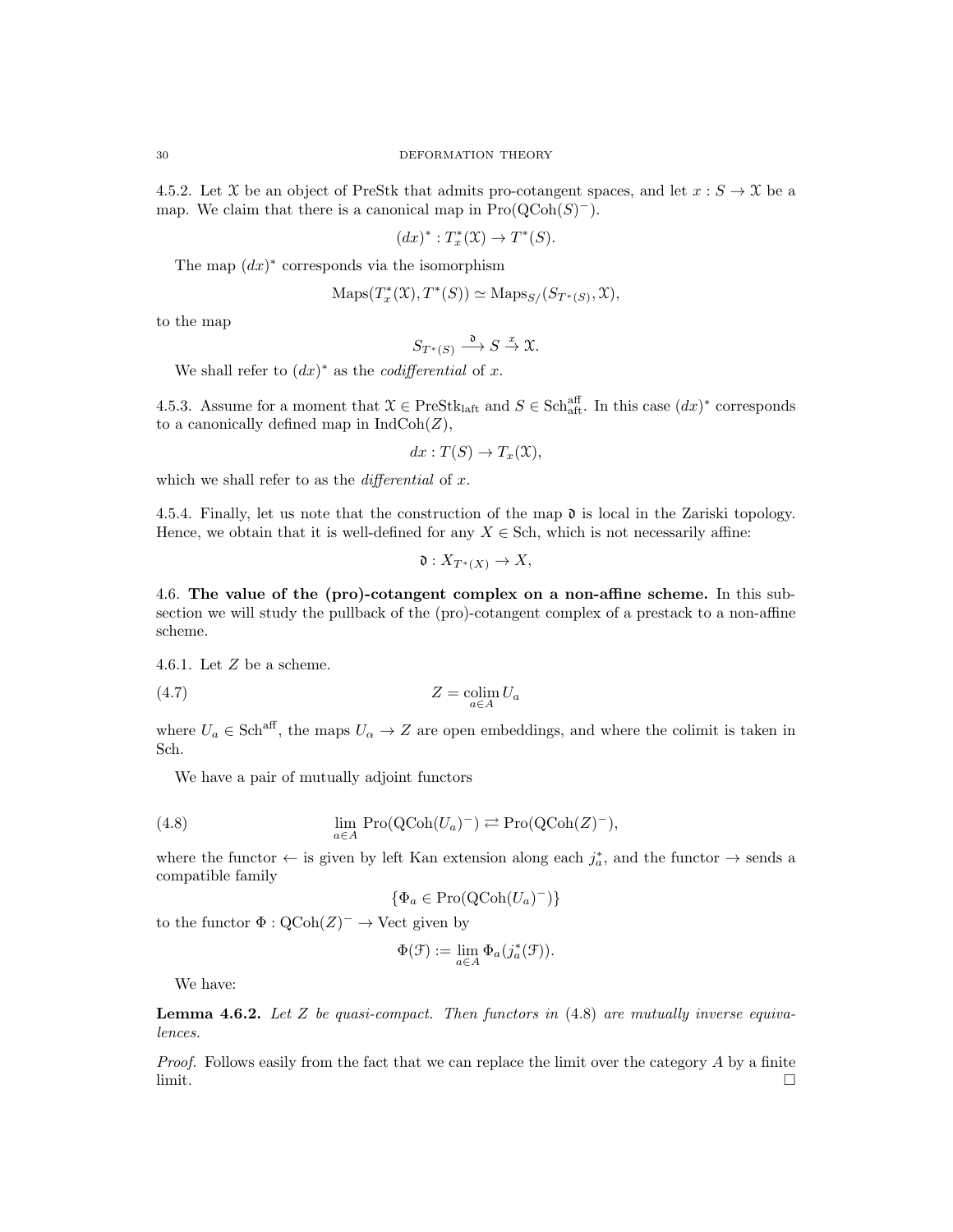4.5.2. Let $\mathcal{X}$ be an object of PreStk that admits pro-cotangent spaces, and let $x : S \to \mathcal{X}$ be a map. We claim that there is a canonical map in $\text{Pro}(\text{QCoh}(S)^-)$.

$$(dx)^* : T^*_x(\mathcal{X}) \to T^*(S).$$

The map $(dx)^*$ corresponds via the isomorphism

$$\text{Maps}(T^*_x(\mathcal{X}), T^*(S)) \simeq \text{Maps}_{S/}(S_{T^*(S)}, \mathcal{X}),$$

to the map

$$S_{T^*(S)} \xrightarrow{\mathfrak{d}} S \xrightarrow{x} \mathcal{X}.$$

We shall refer to $(dx)^*$ as the *codifferential* of $x$.

4.5.3. Assume for a moment that $\mathcal{X} \in \text{PreStk}_{\text{laft}}$ and $S \in \text{Sch}^{\text{aff}}_{\text{aft}}$. In this case $(dx)^*$ corresponds to a canonically defined map in $\text{IndCoh}(Z)$,

$$dx : T(S) \to T_x(\mathcal{X}),$$

which we shall refer to as the *differential* of $x$.

4.5.4. Finally, let us note that the construction of the map $\mathfrak{d}$ is local in the Zariski topology. Hence, we obtain that it is well-defined for any $X \in \text{Sch}$, which is not necessarily affine:

$$\mathfrak{d} : X_{T^*(X)} \to X,$$

4.6. **The value of the (pro)-cotangent complex on a non-affine scheme.** In this subsection we will study the pullback of the (pro)-cotangent complex of a prestack to a non-affine scheme.

4.6.1. Let $Z$ be a scheme.

$$Z = \underset{a \in A}{\text{colim}}\, U_a \tag{4.7}$$

where $U_a \in \text{Sch}^{\text{aff}}$, the maps $U_\alpha \to Z$ are open embeddings, and where the colimit is taken in Sch.

We have a pair of mutually adjoint functors

$$\underset{a \in A}{\lim}\, \text{Pro}(\text{QCoh}(U_a)^-) \rightleftarrows \text{Pro}(\text{QCoh}(Z)^-), \tag{4.8}$$

where the functor $\leftarrow$ is given by left Kan extension along each $j_a^*$, and the functor $\to$ sends a compatible family

$$\{\Phi_a \in \text{Pro}(\text{QCoh}(U_a)^-)\}$$

to the functor $\Phi : \text{QCoh}(Z)^- \to \text{Vect}$ given by

$$\Phi(\mathcal{F}) := \underset{a \in A}{\lim}\, \Phi_a(j_a^*(\mathcal{F})).$$

We have:

**Lemma 4.6.2.** *Let $Z$ be quasi-compact. Then functors in* (4.8) *are mutually inverse equivalences.*

*Proof.* Follows easily from the fact that we can replace the limit over the category $A$ by a finite limit. $\square$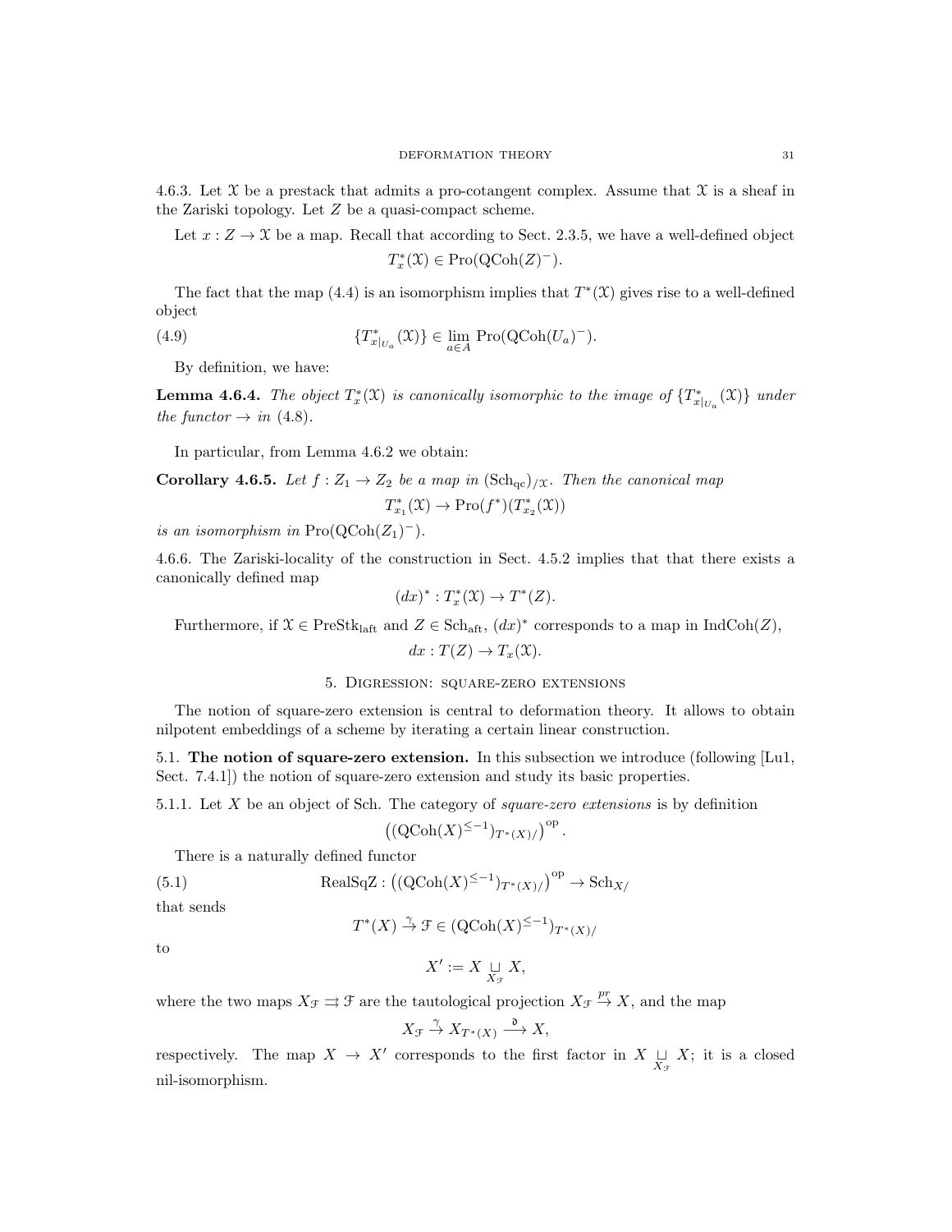4.6.3. Let $\mathcal{X}$ be a prestack that admits a pro-cotangent complex. Assume that $\mathcal{X}$ is a sheaf in the Zariski topology. Let $Z$ be a quasi-compact scheme.

Let $x : Z \to \mathcal{X}$ be a map. Recall that according to Sect. 2.3.5, we have a well-defined object

$$T^*_x(\mathcal{X}) \in \text{Pro}(\text{QCoh}(Z)^-).$$

The fact that the map (4.4) is an isomorphism implies that $T^*(\mathcal{X})$ gives rise to a well-defined object

$$\{T^*_{x|_{U_a}}(\mathcal{X})\} \in \lim_{a \in A} \text{Pro}(\text{QCoh}(U_a)^-). \tag{4.9}$$

By definition, we have:

**Lemma 4.6.4.** *The object $T^*_x(\mathcal{X})$ is canonically isomorphic to the image of $\{T^*_{x|_{U_a}}(\mathcal{X})\}$ under the functor $\to$ in* (4.8).

In particular, from Lemma 4.6.2 we obtain:

**Corollary 4.6.5.** *Let $f : Z_1 \to Z_2$ be a map in $(\text{Sch}_{\text{qc}})_{/\mathcal{X}}$. Then the canonical map*

$$T^*_{x_1}(\mathcal{X}) \to \text{Pro}(f^*)(T^*_{x_2}(\mathcal{X}))$$

*is an isomorphism in $\text{Pro}(\text{QCoh}(Z_1)^-)$.*

4.6.6. The Zariski-locality of the construction in Sect. 4.5.2 implies that that there exists a canonically defined map

$$(dx)^* : T^*_x(\mathcal{X}) \to T^*(Z).$$

Furthermore, if $\mathcal{X} \in \text{PreStk}_{\text{laft}}$ and $Z \in \text{Sch}_{\text{aft}}$, $(dx)^*$ corresponds to a map in $\text{IndCoh}(Z)$,

$$dx : T(Z) \to T_x(\mathcal{X}).$$

## 5. Digression: square-zero extensions

The notion of square-zero extension is central to deformation theory. It allows to obtain nilpotent embeddings of a scheme by iterating a certain linear construction.

### 5.1. The notion of square-zero extension.

In this subsection we introduce (following [Lu1, Sect. 7.4.1]) the notion of square-zero extension and study its basic properties.

5.1.1. Let $X$ be an object of Sch. The category of *square-zero extensions* is by definition

$$\left((\text{QCoh}(X)^{\leq -1})_{T^*(X)/}\right)^{\text{op}}.$$

There is a naturally defined functor

$$\text{RealSqZ} : \left((\text{QCoh}(X)^{\leq -1})_{T^*(X)/}\right)^{\text{op}} \to \text{Sch}_{X/} \tag{5.1}$$

that sends

$$T^*(X) \overset{\gamma}{\to} \mathcal{F} \in (\text{QCoh}(X)^{\leq -1})_{T^*(X)/}$$

to

$$X' := X \underset{X_{\mathcal{F}}}{\sqcup} X,$$

where the two maps $X_{\mathcal{F}} \rightrightarrows \mathcal{F}$ are the tautological projection $X_{\mathcal{F}} \overset{pr}{\to} X$, and the map

$$X_{\mathcal{F}} \overset{\gamma}{\to} X_{T^*(X)} \overset{\mathfrak{d}}{\longrightarrow} X,$$

respectively. The map $X \to X'$ corresponds to the first factor in $X \underset{X_{\mathcal{F}}}{\sqcup} X$; it is a closed nil-isomorphism.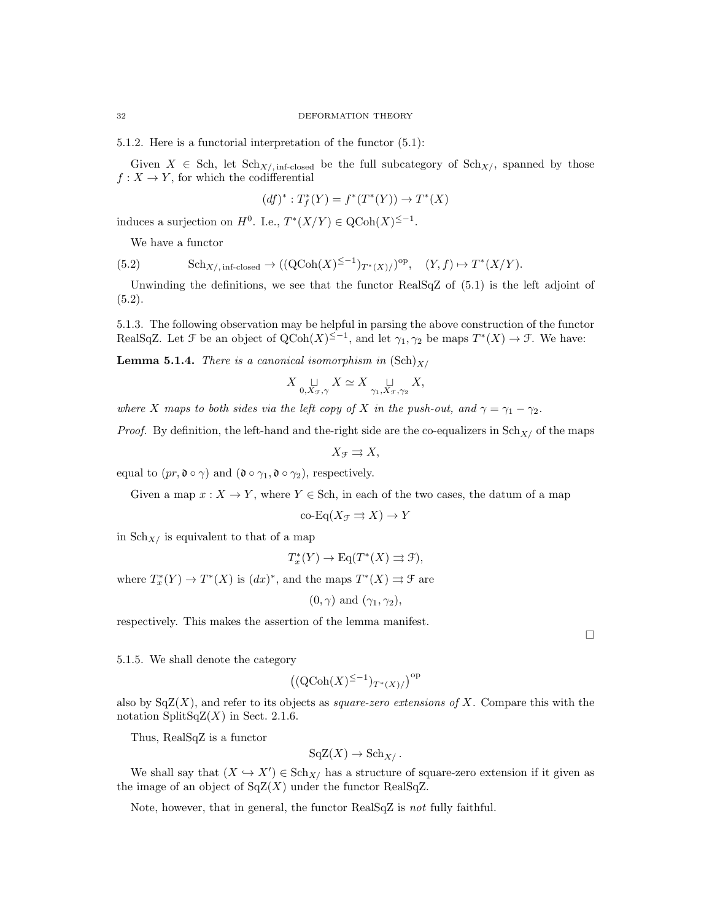5.1.2. Here is a functorial interpretation of the functor (5.1):

Given $X \in \mathrm{Sch}$, let $\mathrm{Sch}_{X/,\,\text{inf-closed}}$ be the full subcategory of $\mathrm{Sch}_{X/}$, spanned by those $f : X \to Y$, for which the codifferential

$$(df)^* : T^*_f(Y) = f^*(T^*(Y)) \to T^*(X)$$

induces a surjection on $H^0$. I.e., $T^*(X/Y) \in \mathrm{QCoh}(X)^{\leq -1}$.

We have a functor

$$\mathrm{Sch}_{X/,\,\text{inf-closed}} \to ((\mathrm{QCoh}(X)^{\leq -1})_{T^*(X)/})^{\mathrm{op}}, \quad (Y, f) \mapsto T^*(X/Y). \tag{5.2}$$

Unwinding the definitions, we see that the functor RealSqZ of (5.1) is the left adjoint of (5.2).

5.1.3. The following observation may be helpful in parsing the above construction of the functor RealSqZ. Let $\mathcal{F}$ be an object of $\mathrm{QCoh}(X)^{\leq -1}$, and let $\gamma_1, \gamma_2$ be maps $T^*(X) \to \mathcal{F}$. We have:

**Lemma 5.1.4.** *There is a canonical isomorphism in* $(\mathrm{Sch})_{X/}$

$$X \underset{0, X_{\mathcal{F}}, \gamma}{\sqcup} X \simeq X \underset{\gamma_1, X_{\mathcal{F}}, \gamma_2}{\sqcup} X,$$

*where $X$ maps to both sides via the left copy of $X$ in the push-out, and $\gamma = \gamma_1 - \gamma_2$.*

*Proof.* By definition, the left-hand and the-right side are the co-equalizers in $\mathrm{Sch}_{X/}$ of the maps

$$X_{\mathcal{F}} \rightrightarrows X,$$

equal to $(pr, \mathfrak{d} \circ \gamma)$ and $(\mathfrak{d} \circ \gamma_1, \mathfrak{d} \circ \gamma_2)$, respectively.

Given a map $x : X \to Y$, where $Y \in \mathrm{Sch}$, in each of the two cases, the datum of a map

$$\text{co-Eq}(X_{\mathcal{F}} \rightrightarrows X) \to Y$$

in $\mathrm{Sch}_{X/}$ is equivalent to that of a map

$$T^*_x(Y) \to \mathrm{Eq}(T^*(X) \rightrightarrows \mathcal{F}),$$

where $T^*_x(Y) \to T^*(X)$ is $(dx)^*$, and the maps $T^*(X) \rightrightarrows \mathcal{F}$ are

$$(0, \gamma) \text{ and } (\gamma_1, \gamma_2),$$

respectively. This makes the assertion of the lemma manifest.

□

5.1.5. We shall denote the category

$$\left((\mathrm{QCoh}(X)^{\leq -1})_{T^*(X)/}\right)^{\mathrm{op}}$$

also by $\mathrm{SqZ}(X)$, and refer to its objects as *square-zero extensions of* $X$. Compare this with the notation $\mathrm{SplitSqZ}(X)$ in Sect. 2.1.6.

Thus, RealSqZ is a functor

$$\mathrm{SqZ}(X) \to \mathrm{Sch}_{X/}.$$

We shall say that $(X \hookrightarrow X') \in \mathrm{Sch}_{X/}$ has a structure of square-zero extension if it given as the image of an object of $\mathrm{SqZ}(X)$ under the functor RealSqZ.

Note, however, that in general, the functor RealSqZ is *not* fully faithful.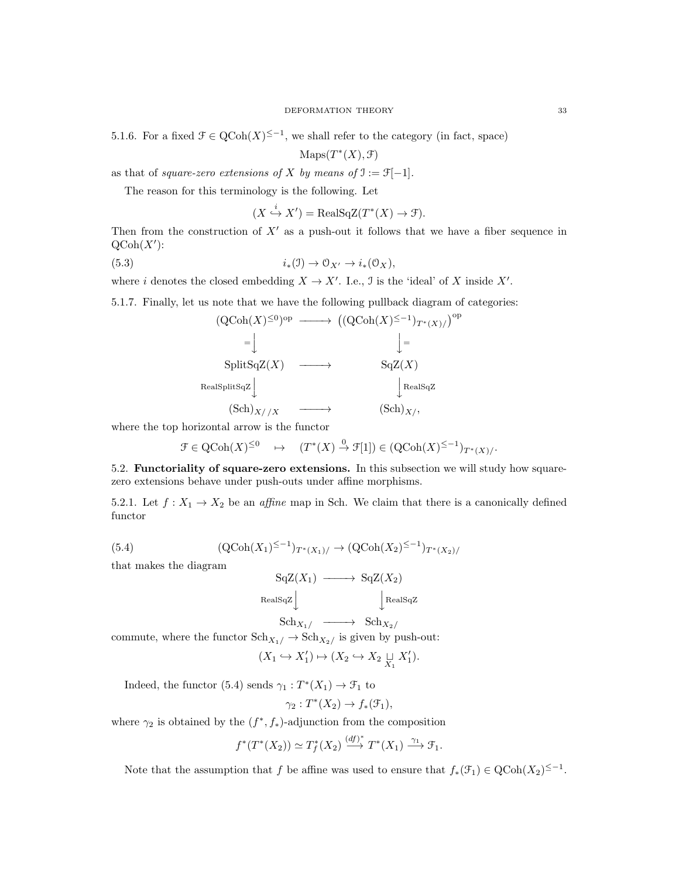5.1.6. For a fixed $\mathcal{F} \in \mathrm{QCoh}(X)^{\leq -1}$, we shall refer to the category (in fact, space)

$$\mathrm{Maps}(T^*(X), \mathcal{F})$$

as that of *square-zero extensions of $X$ by means of* $\mathcal{I} := \mathcal{F}[-1]$.

The reason for this terminology is the following. Let

$$(X \overset{i}{\hookrightarrow} X') = \mathrm{RealSqZ}(T^*(X) \to \mathcal{F}).$$

Then from the construction of $X'$ as a push-out it follows that we have a fiber sequence in $\mathrm{QCoh}(X')$:

$$i_*(\mathcal{I}) \to \mathcal{O}_{X'} \to i_*(\mathcal{O}_X), \tag{5.3}$$

where $i$ denotes the closed embedding $X \to X'$. I.e., $\mathcal{I}$ is the 'ideal' of $X$ inside $X'$.

5.1.7. Finally, let us note that we have the following pullback diagram of categories:

$$\begin{array}{ccc}
(\mathrm{QCoh}(X)^{\leq 0})^{\mathrm{op}} & \longrightarrow & \left((\mathrm{QCoh}(X)^{\leq -1})_{T^*(X)/}\right)^{\mathrm{op}} \\
{\scriptstyle =}\downarrow & & \downarrow{\scriptstyle =} \\
\mathrm{SplitSqZ}(X) & \longrightarrow & \mathrm{SqZ}(X) \\
{\scriptstyle \mathrm{RealSplitSqZ}}\downarrow & & \downarrow{\scriptstyle \mathrm{RealSqZ}} \\
(\mathrm{Sch})_{X//X} & \longrightarrow & (\mathrm{Sch})_{X/},
\end{array}$$

where the top horizontal arrow is the functor

$$\mathcal{F} \in \mathrm{QCoh}(X)^{\leq 0} \quad \mapsto \quad (T^*(X) \overset{0}{\to} \mathcal{F}[1]) \in (\mathrm{QCoh}(X)^{\leq -1})_{T^*(X)/}.$$

## 5.2. Functoriality of square-zero extensions.

In this subsection we will study how square-zero extensions behave under push-outs under affine morphisms.

5.2.1. Let $f : X_1 \to X_2$ be an *affine* map in Sch. We claim that there is a canonically defined functor

$$(\mathrm{QCoh}(X_1)^{\leq -1})_{T^*(X_1)/} \to (\mathrm{QCoh}(X_2)^{\leq -1})_{T^*(X_2)/} \tag{5.4}$$

that makes the diagram

$$\begin{array}{ccc}
\mathrm{SqZ}(X_1) & \longrightarrow & \mathrm{SqZ}(X_2) \\
{\scriptstyle \mathrm{RealSqZ}}\downarrow & & \downarrow{\scriptstyle \mathrm{RealSqZ}} \\
\mathrm{Sch}_{X_1/} & \longrightarrow & \mathrm{Sch}_{X_2/}
\end{array}$$

commute, where the functor $\mathrm{Sch}_{X_1/} \to \mathrm{Sch}_{X_2/}$ is given by push-out:

$$(X_1 \hookrightarrow X_1') \mapsto (X_2 \hookrightarrow X_2 \underset{X_1}{\sqcup} X_1').$$

Indeed, the functor (5.4) sends $\gamma_1 : T^*(X_1) \to \mathcal{F}_1$ to

$$\gamma_2 : T^*(X_2) \to f_*(\mathcal{F}_1),$$

where $\gamma_2$ is obtained by the $(f^*, f_*)$-adjunction from the composition

$$f^*(T^*(X_2)) \simeq T^*_f(X_2) \overset{(df)^*}{\longrightarrow} T^*(X_1) \overset{\gamma_1}{\longrightarrow} \mathcal{F}_1.$$

Note that the assumption that $f$ be affine was used to ensure that $f_*(\mathcal{F}_1) \in \mathrm{QCoh}(X_2)^{\leq -1}$.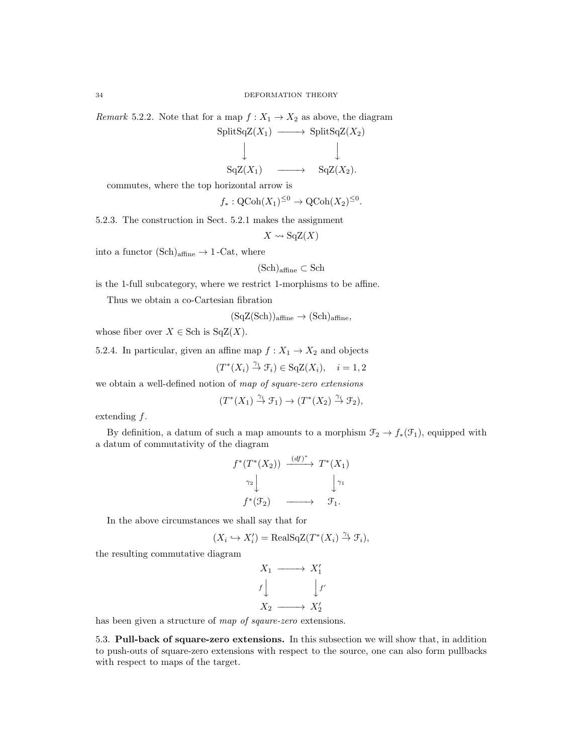*Remark* 5.2.2. Note that for a map $f : X_1 \to X_2$ as above, the diagram

$$\begin{array}{ccc} \mathrm{SplitSqZ}(X_1) & \longrightarrow & \mathrm{SplitSqZ}(X_2) \\ \big\downarrow & & \big\downarrow \\ \mathrm{SqZ}(X_1) & \longrightarrow & \mathrm{SqZ}(X_2). \end{array}$$

commutes, where the top horizontal arrow is

$$f_* : \mathrm{QCoh}(X_1)^{\leq 0} \to \mathrm{QCoh}(X_2)^{\leq 0}.$$

5.2.3. The construction in Sect. 5.2.1 makes the assignment

$$X \rightsquigarrow \mathrm{SqZ}(X)$$

into a functor $(\mathrm{Sch})_{\mathrm{affine}} \to 1\text{-Cat}$, where

$$(\mathrm{Sch})_{\mathrm{affine}} \subset \mathrm{Sch}$$

is the 1-full subcategory, where we restrict 1-morphisms to be affine.

Thus we obtain a co-Cartesian fibration

$$(\mathrm{SqZ}(\mathrm{Sch}))_{\mathrm{affine}} \to (\mathrm{Sch})_{\mathrm{affine}},$$

whose fiber over $X \in \mathrm{Sch}$ is $\mathrm{SqZ}(X)$.

5.2.4. In particular, given an affine map $f : X_1 \to X_2$ and objects

$$(T^*(X_i) \overset{\gamma_i}{\to} \mathcal{F}_i) \in \mathrm{SqZ}(X_i), \quad i = 1, 2$$

we obtain a well-defined notion of *map of square-zero extensions*

$$(T^*(X_1) \overset{\gamma_i}{\to} \mathcal{F}_1) \to (T^*(X_2) \overset{\gamma_i}{\to} \mathcal{F}_2),$$

extending $f$.

By definition, a datum of such a map amounts to a morphism $\mathcal{F}_2 \to f_*(\mathcal{F}_1)$, equipped with a datum of commutativity of the diagram

$$\begin{array}{ccc} f^*(T^*(X_2)) & \xrightarrow{(df)^*} & T^*(X_1) \\ {\scriptstyle \gamma_2}\big\downarrow & & \big\downarrow{\scriptstyle \gamma_1} \\ f^*(\mathcal{F}_2) & \longrightarrow & \mathcal{F}_1. \end{array}$$

In the above circumstances we shall say that for

$$(X_i \hookrightarrow X_i') = \mathrm{RealSqZ}(T^*(X_i) \overset{\gamma_i}{\to} \mathcal{F}_i),$$

the resulting commutative diagram

$$\begin{array}{ccc} X_1 & \longrightarrow & X_1' \\ {\scriptstyle f}\big\downarrow & & \big\downarrow{\scriptstyle f'} \\ X_2 & \longrightarrow & X_2' \end{array}$$

has been given a structure of *map of sqaure-zero* extensions.

5.3. **Pull-back of square-zero extensions.** In this subsection we will show that, in addition to push-outs of square-zero extensions with respect to the source, one can also form pullbacks with respect to maps of the target.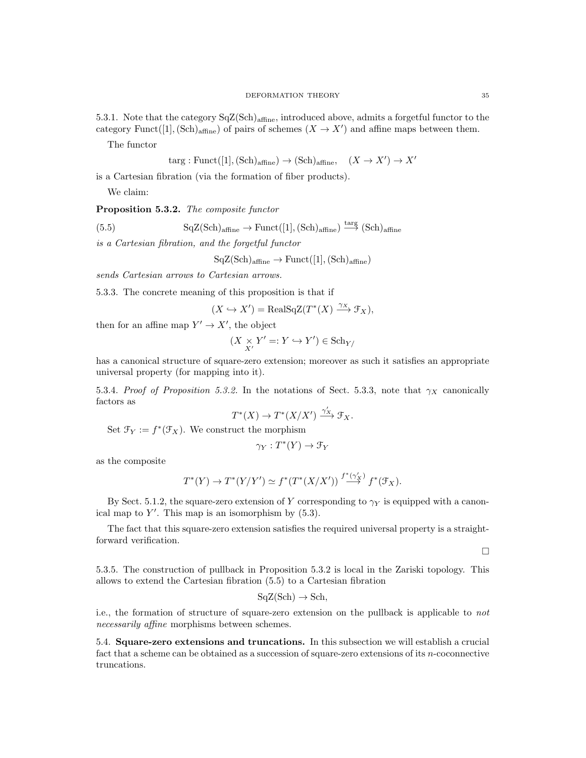5.3.1. Note that the category $\mathrm{SqZ}(\mathrm{Sch})_{\mathrm{affine}}$, introduced above, admits a forgetful functor to the category $\mathrm{Funct}([1],(\mathrm{Sch})_{\mathrm{affine}})$ of pairs of schemes $(X \to X')$ and affine maps between them.

The functor

$$\mathrm{targ} : \mathrm{Funct}([1],(\mathrm{Sch})_{\mathrm{affine}}) \to (\mathrm{Sch})_{\mathrm{affine}}, \quad (X \to X') \to X'$$

is a Cartesian fibration (via the formation of fiber products).

We claim:

**Proposition 5.3.2.** *The composite functor*

$$\mathrm{SqZ}(\mathrm{Sch})_{\mathrm{affine}} \to \mathrm{Funct}([1],(\mathrm{Sch})_{\mathrm{affine}}) \overset{\mathrm{targ}}{\longrightarrow} (\mathrm{Sch})_{\mathrm{affine}} \tag{5.5}$$

*is a Cartesian fibration, and the forgetful functor*

$$\mathrm{SqZ}(\mathrm{Sch})_{\mathrm{affine}} \to \mathrm{Funct}([1],(\mathrm{Sch})_{\mathrm{affine}})$$

*sends Cartesian arrows to Cartesian arrows.*

5.3.3. The concrete meaning of this proposition is that if

$$(X \hookrightarrow X') = \mathrm{RealSqZ}(T^*(X) \overset{\gamma_X}{\longrightarrow} \mathcal{F}_X),$$

then for an affine map $Y' \to X'$, the object

$$(X \underset{X'}{\times} Y' =: Y \hookrightarrow Y') \in \mathrm{Sch}_{Y/}$$

has a canonical structure of square-zero extension; moreover as such it satisfies an appropriate universal property (for mapping into it).

5.3.4. *Proof of Proposition 5.3.2.* In the notations of Sect. 5.3.3, note that $\gamma_X$ canonically factors as

$$T^*(X) \to T^*(X/X') \overset{\gamma'_X}{\longrightarrow} \mathcal{F}_X.$$

Set $\mathcal{F}_Y := f^*(\mathcal{F}_X)$. We construct the morphism

$$\gamma_Y : T^*(Y) \to \mathcal{F}_Y$$

as the composite

$$T^*(Y) \to T^*(Y/Y') \simeq f^*(T^*(X/X')) \overset{f^*(\gamma'_X)}{\longrightarrow} f^*(\mathcal{F}_X).$$

By Sect. 5.1.2, the square-zero extension of $Y$ corresponding to $\gamma_Y$ is equipped with a canonical map to $Y'$. This map is an isomorphism by (5.3).

The fact that this square-zero extension satisfies the required universal property is a straightforward verification.

□

5.3.5. The construction of pullback in Proposition 5.3.2 is local in the Zariski topology. This allows to extend the Cartesian fibration (5.5) to a Cartesian fibration

$$\mathrm{SqZ}(\mathrm{Sch}) \to \mathrm{Sch},$$

i.e., the formation of structure of square-zero extension on the pullback is applicable to *not necessarily affine* morphisms between schemes.

5.4. **Square-zero extensions and truncations.** In this subsection we will establish a crucial fact that a scheme can be obtained as a succession of square-zero extensions of its $n$-coconnective truncations.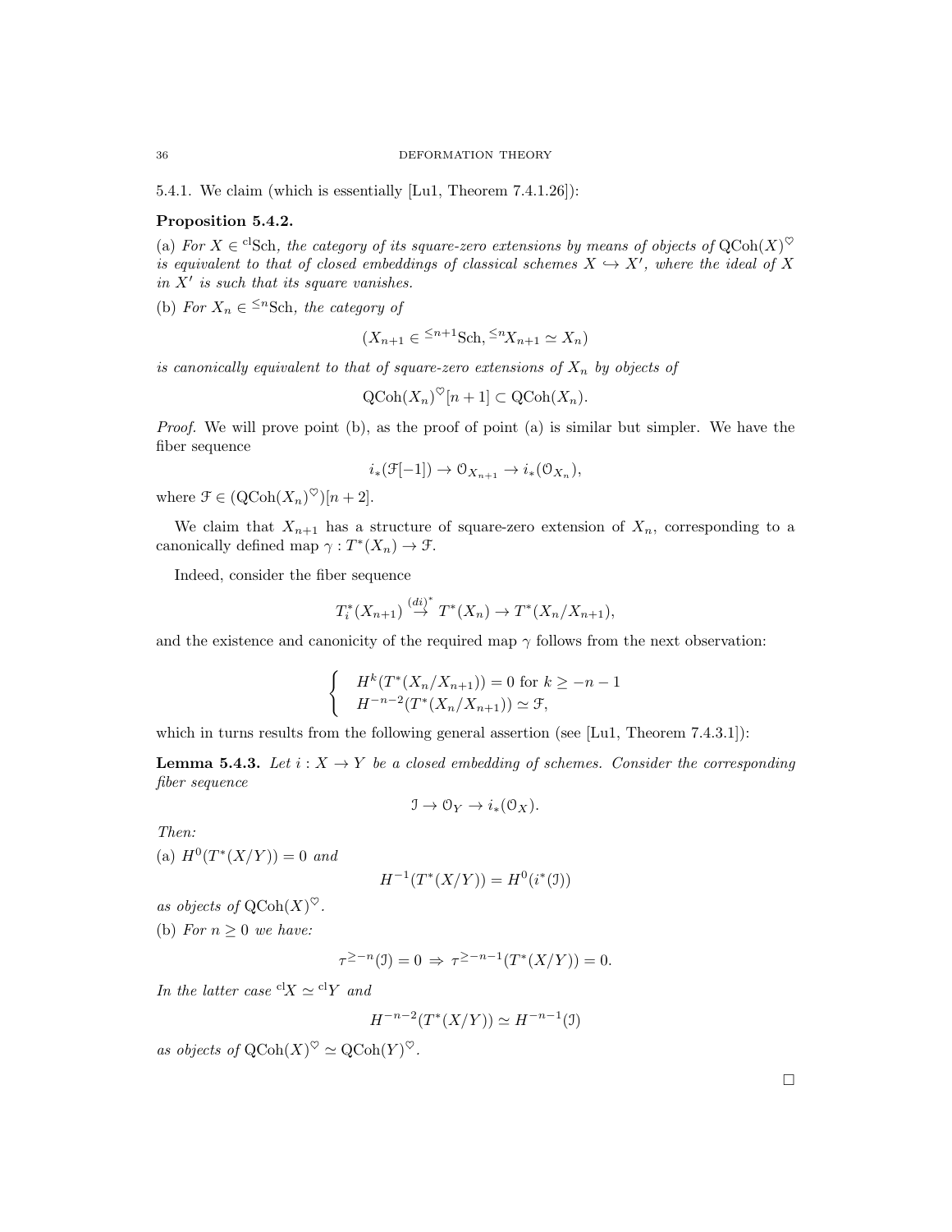5.4.1. We claim (which is essentially [Lu1, Theorem 7.4.1.26]):

**Proposition 5.4.2.**

(a) *For $X \in {}^{\mathrm{cl}}\mathrm{Sch}$, the category of its square-zero extensions by means of objects of $\mathrm{QCoh}(X)^\heartsuit$ is equivalent to that of closed embeddings of classical schemes $X \hookrightarrow X'$, where the ideal of $X$ in $X'$ is such that its square vanishes.*

(b) *For $X_n \in {}^{\leq n}\mathrm{Sch}$, the category of*

$$(X_{n+1} \in {}^{\leq n+1}\mathrm{Sch}, {}^{\leq n}X_{n+1} \simeq X_n)$$

*is canonically equivalent to that of square-zero extensions of $X_n$ by objects of*

$$\mathrm{QCoh}(X_n)^\heartsuit[n+1] \subset \mathrm{QCoh}(X_n).$$

*Proof.* We will prove point (b), as the proof of point (a) is similar but simpler. We have the fiber sequence

$$i_*(\mathcal{F}[-1]) \to \mathcal{O}_{X_{n+1}} \to i_*(\mathcal{O}_{X_n}),$$

where $\mathcal{F} \in (\mathrm{QCoh}(X_n)^\heartsuit)[n+2]$.

We claim that $X_{n+1}$ has a structure of square-zero extension of $X_n$, corresponding to a canonically defined map $\gamma : T^*(X_n) \to \mathcal{F}$.

Indeed, consider the fiber sequence

$$T^*_i(X_{n+1}) \overset{(di)^*}{\to} T^*(X_n) \to T^*(X_n/X_{n+1}),$$

and the existence and canonicity of the required map $\gamma$ follows from the next observation:

$$\begin{cases} H^k(T^*(X_n/X_{n+1})) = 0 \text{ for } k \geq -n-1 \\ H^{-n-2}(T^*(X_n/X_{n+1})) \simeq \mathcal{F}, \end{cases}$$

which in turns results from the following general assertion (see [Lu1, Theorem 7.4.3.1]):

**Lemma 5.4.3.** *Let $i : X \to Y$ be a closed embedding of schemes. Consider the corresponding fiber sequence*

$$\mathcal{I} \to \mathcal{O}_Y \to i_*(\mathcal{O}_X).$$

*Then:*

(a) *$H^0(T^*(X/Y)) = 0$ and*

$$H^{-1}(T^*(X/Y)) = H^0(i^*(\mathcal{I}))$$

*as objects of $\mathrm{QCoh}(X)^\heartsuit$.*

(b) *For $n \geq 0$ we have:*

$$\tau^{\geq -n}(\mathcal{I}) = 0 \Rightarrow \tau^{\geq -n-1}(T^*(X/Y)) = 0.$$

*In the latter case ${}^{\mathrm{cl}}X \simeq {}^{\mathrm{cl}}Y$ and*

$$H^{-n-2}(T^*(X/Y)) \simeq H^{-n-1}(\mathcal{I})$$

*as objects of $\mathrm{QCoh}(X)^\heartsuit \simeq \mathrm{QCoh}(Y)^\heartsuit$.*

□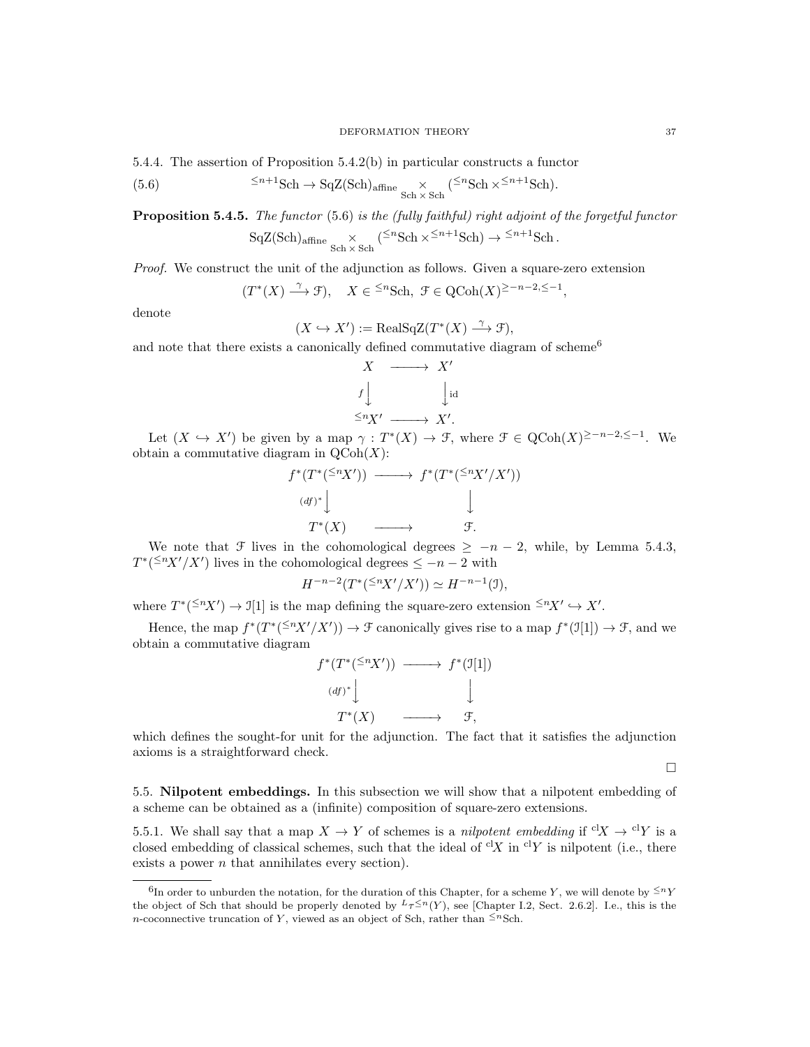5.4.4. The assertion of Proposition 5.4.2(b) in particular constructs a functor

$$
{}^{\leq n+1}\mathrm{Sch} \to \mathrm{SqZ}(\mathrm{Sch})_{\mathrm{affine}} \underset{\mathrm{Sch}\times\mathrm{Sch}}{\times} ({}^{\leq n}\mathrm{Sch} \times {}^{\leq n+1}\mathrm{Sch}). \tag{5.6}
$$

**Proposition 5.4.5.** *The functor* (5.6) *is the (fully faithful) right adjoint of the forgetful functor*

$$
\mathrm{SqZ}(\mathrm{Sch})_{\mathrm{affine}} \underset{\mathrm{Sch}\times\mathrm{Sch}}{\times} ({}^{\leq n}\mathrm{Sch} \times {}^{\leq n+1}\mathrm{Sch}) \to {}^{\leq n+1}\mathrm{Sch}\,.
$$

*Proof.* We construct the unit of the adjunction as follows. Given a square-zero extension

$$
(T^*(X) \xrightarrow{\gamma} \mathcal{F}), \quad X \in {}^{\leq n}\mathrm{Sch},\ \mathcal{F} \in \mathrm{QCoh}(X)^{\geq -n-2, \leq -1},
$$

denote

$$
(X \hookrightarrow X') := \mathrm{RealSqZ}(T^*(X) \xrightarrow{\gamma} \mathcal{F}),
$$

and note that there exists a canonically defined commutative diagram of scheme[6]

$$
\begin{array}{ccc}
X & \longrightarrow & X' \\
{\scriptstyle f}\downarrow & & \downarrow{\scriptstyle \mathrm{id}} \\
{}^{\leq n}X' & \longrightarrow & X'.
\end{array}
$$

Let $(X \hookrightarrow X')$ be given by a map $\gamma : T^*(X) \to \mathcal{F}$, where $\mathcal{F} \in \mathrm{QCoh}(X)^{\geq -n-2, \leq -1}$. We obtain a commutative diagram in $\mathrm{QCoh}(X)$:

$$
\begin{array}{ccc}
f^*(T^*({}^{\leq n}X')) & \longrightarrow & f^*(T^*({}^{\leq n}X'/X')) \\
{\scriptstyle (df)^*}\downarrow & & \downarrow \\
T^*(X) & \longrightarrow & \mathcal{F}.
\end{array}
$$

We note that $\mathcal{F}$ lives in the cohomological degrees $\geq -n-2$, while, by Lemma 5.4.3, $T^*({}^{\leq n}X'/X')$ lives in the cohomological degrees $\leq -n-2$ with

$$
H^{-n-2}(T^*({}^{\leq n}X'/X')) \simeq H^{-n-1}(\mathcal{I}),
$$

where $T^*({}^{\leq n}X') \to \mathcal{I}[1]$ is the map defining the square-zero extension ${}^{\leq n}X' \hookrightarrow X'$.

Hence, the map $f^*(T^*({}^{\leq n}X'/X')) \to \mathcal{F}$ canonically gives rise to a map $f^*(\mathcal{I}[1]) \to \mathcal{F}$, and we obtain a commutative diagram

$$
\begin{array}{ccc}
f^*(T^*({}^{\leq n}X')) & \longrightarrow & f^*(\mathcal{I}[1]) \\
{\scriptstyle (df)^*}\downarrow & & \downarrow \\
T^*(X) & \longrightarrow & \mathcal{F},
\end{array}
$$

which defines the sought-for unit for the adjunction. The fact that it satisfies the adjunction axioms is a straightforward check.

□

## 5.5. Nilpotent embeddings.

In this subsection we will show that a nilpotent embedding of a scheme can be obtained as a (infinite) composition of square-zero extensions.

5.5.1. We shall say that a map $X \to Y$ of schemes is a *nilpotent embedding* if ${}^{\mathrm{cl}}X \to {}^{\mathrm{cl}}Y$ is a closed embedding of classical schemes, such that the ideal of ${}^{\mathrm{cl}}X$ in ${}^{\mathrm{cl}}Y$ is nilpotent (i.e., there exists a power $n$ that annihilates every section).

---

[6] In order to unburden the notation, for the duration of this Chapter, for a scheme $Y$, we will denote by ${}^{\leq n}Y$ the object of Sch that should be properly denoted by ${}^{L}\tau^{\leq n}(Y)$, see [Chapter I.2, Sect. 2.6.2]. I.e., this is the $n$-coconnective truncation of $Y$, viewed as an object of Sch, rather than ${}^{\leq n}\mathrm{Sch}$.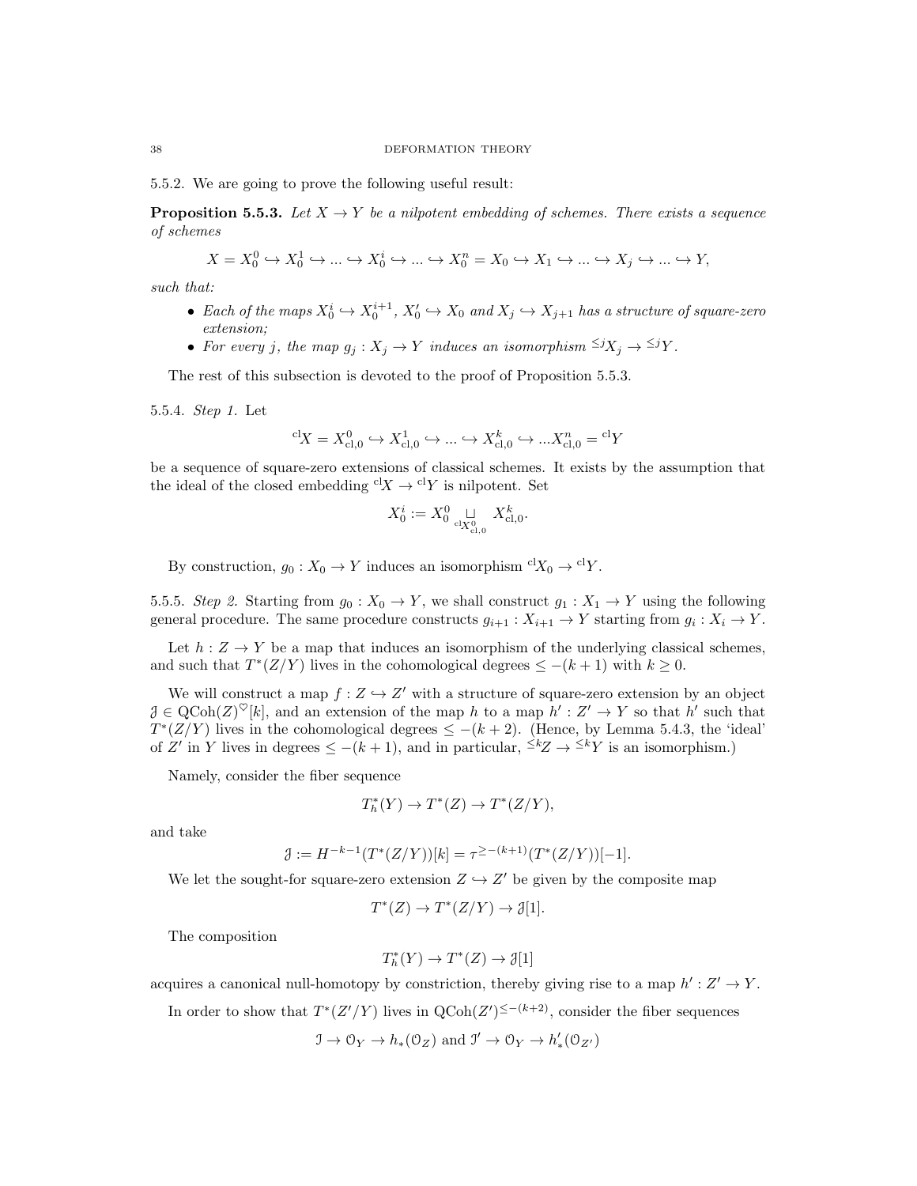5.5.2. We are going to prove the following useful result:

**Proposition 5.5.3.** *Let $X \to Y$ be a nilpotent embedding of schemes. There exists a sequence of schemes*

$$X = X_0^0 \hookrightarrow X_0^1 \hookrightarrow \ldots \hookrightarrow X_0^i \hookrightarrow \ldots \hookrightarrow X_0^n = X_0 \hookrightarrow X_1 \hookrightarrow \ldots \hookrightarrow X_j \hookrightarrow \ldots \hookrightarrow Y,$$

*such that:*

- *Each of the maps $X_0^i \hookrightarrow X_0^{i+1}$, $X_0' \hookrightarrow X_0$ and $X_j \hookrightarrow X_{j+1}$ has a structure of square-zero extension;*
- *For every $j$, the map $g_j : X_j \to Y$ induces an isomorphism ${}^{\leq j}X_j \to {}^{\leq j}Y$.*

The rest of this subsection is devoted to the proof of Proposition 5.5.3.

5.5.4. *Step 1.* Let

$${}^{\mathrm{cl}}X = X^0_{\mathrm{cl},0} \hookrightarrow X^1_{\mathrm{cl},0} \hookrightarrow \ldots \hookrightarrow X^k_{\mathrm{cl},0} \hookrightarrow \ldots X^n_{\mathrm{cl},0} = {}^{\mathrm{cl}}Y$$

be a sequence of square-zero extensions of classical schemes. It exists by the assumption that the ideal of the closed embedding ${}^{\mathrm{cl}}X \to {}^{\mathrm{cl}}Y$ is nilpotent. Set

$$X_0^i := X_0^0 \underset{{}^{\mathrm{cl}}X^0_{\mathrm{cl},0}}{\sqcup} X^k_{\mathrm{cl},0}.$$

By construction, $g_0 : X_0 \to Y$ induces an isomorphism ${}^{\mathrm{cl}}X_0 \to {}^{\mathrm{cl}}Y$.

5.5.5. *Step 2.* Starting from $g_0 : X_0 \to Y$, we shall construct $g_1 : X_1 \to Y$ using the following general procedure. The same procedure constructs $g_{i+1} : X_{i+1} \to Y$ starting from $g_i : X_i \to Y$.

Let $h : Z \to Y$ be a map that induces an isomorphism of the underlying classical schemes, and such that $T^*(Z/Y)$ lives in the cohomological degrees $\leq -(k+1)$ with $k \geq 0$.

We will construct a map $f : Z \hookrightarrow Z'$ with a structure of square-zero extension by an object $\mathcal{J} \in \mathrm{QCoh}(Z)^\heartsuit[k]$, and an extension of the map $h$ to a map $h' : Z' \to Y$ such that $h'$ such that $T^*(Z/Y)$ lives in the cohomological degrees $\leq -(k+2)$. (Hence, by Lemma 5.4.3, the 'ideal' of $Z'$ in $Y$ lives in degrees $\leq -(k+1)$, and in particular, ${}^{\leq k}Z \to {}^{\leq k}Y$ is an isomorphism.)

Namely, consider the fiber sequence

$$T^*_h(Y) \to T^*(Z) \to T^*(Z/Y),$$

and take

$$\mathcal{J} := H^{-k-1}(T^*(Z/Y))[k] = \tau^{\geq -(k+1)}(T^*(Z/Y))[-1].$$

We let the sought-for square-zero extension $Z \hookrightarrow Z'$ be given by the composite map

$$T^*(Z) \to T^*(Z/Y) \to \mathcal{J}[1].$$

The composition

$$T^*_h(Y) \to T^*(Z) \to \mathcal{J}[1]$$

acquires a canonical null-homotopy by constriction, thereby giving rise to a map $h' : Z' \to Y$.

In order to show that $T^*(Z'/Y)$ lives in $\mathrm{QCoh}(Z')^{\leq -(k+2)}$, consider the fiber sequences

$$\mathcal{I} \to \mathcal{O}_Y \to h_*(\mathcal{O}_Z) \text{ and } \mathcal{I}' \to \mathcal{O}_Y \to h'_*(\mathcal{O}_{Z'})$$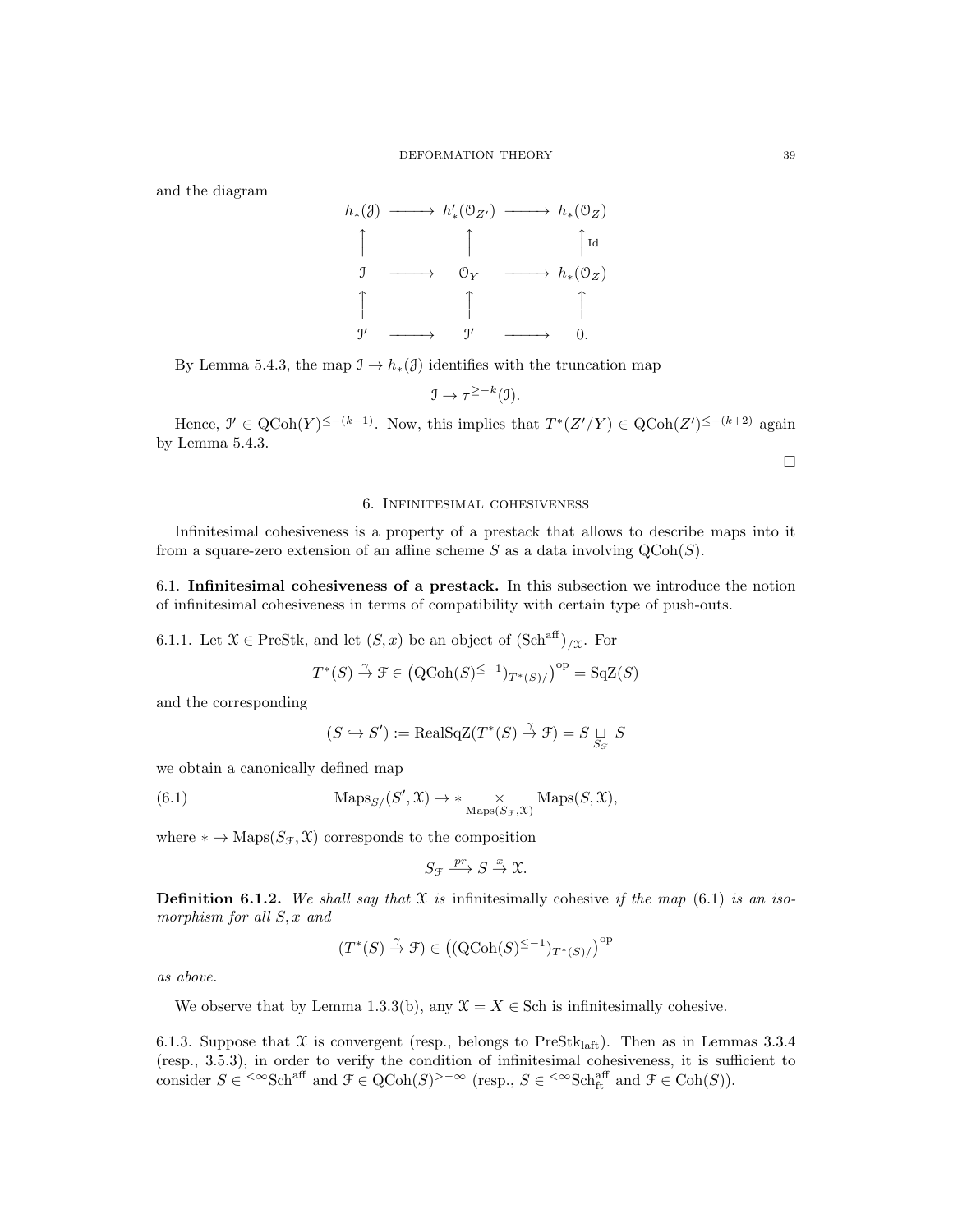and the diagram

$$
\begin{array}{ccccc}
h_*(\mathcal{J}) & \longrightarrow & h'_*(\mathcal{O}_{Z'}) & \longrightarrow & h_*(\mathcal{O}_Z) \\
\uparrow & & \uparrow & & \uparrow \scriptstyle{\mathrm{Id}} \\
\mathcal{I} & \longrightarrow & \mathcal{O}_Y & \longrightarrow & h_*(\mathcal{O}_Z) \\
\uparrow & & \uparrow & & \uparrow \\
\mathcal{I}' & \longrightarrow & \mathcal{I}' & \longrightarrow & 0.
\end{array}
$$

By Lemma 5.4.3, the map $\mathcal{I} \to h_*(\mathcal{J})$ identifies with the truncation map

$$\mathcal{I} \to \tau^{\geq -k}(\mathcal{I}).$$

Hence, $\mathcal{I}' \in \mathrm{QCoh}(Y)^{\leq -(k-1)}$. Now, this implies that $T^*(Z'/Y) \in \mathrm{QCoh}(Z')^{\leq -(k+2)}$ again by Lemma 5.4.3.

□

## 6. Infinitesimal cohesiveness

Infinitesimal cohesiveness is a property of a prestack that allows to describe maps into it from a square-zero extension of an affine scheme $S$ as a data involving $\mathrm{QCoh}(S)$.

### 6.1. Infinitesimal cohesiveness of a prestack.

In this subsection we introduce the notion of infinitesimal cohesiveness in terms of compatibility with certain type of push-outs.

6.1.1. Let $\mathcal{X} \in \mathrm{PreStk}$, and let $(S, x)$ be an object of $(\mathrm{Sch}^{\mathrm{aff}})_{/\mathcal{X}}$. For

$$T^*(S) \overset{\gamma}{\to} \mathcal{F} \in \left(\mathrm{QCoh}(S)^{\leq -1}{}_{T^*(S)/}\right)^{\mathrm{op}} = \mathrm{SqZ}(S)$$

and the corresponding

$$(S \hookrightarrow S') := \mathrm{RealSqZ}(T^*(S) \overset{\gamma}{\to} \mathcal{F}) = S \underset{S_{\mathcal{F}}}{\sqcup} S$$

we obtain a canonically defined map

$$\mathrm{Maps}_{S/}(S', \mathcal{X}) \to * \underset{\mathrm{Maps}(S_{\mathcal{F}}, \mathcal{X})}{\times} \mathrm{Maps}(S, \mathcal{X}), \tag{6.1}$$

where $* \to \mathrm{Maps}(S_{\mathcal{F}}, \mathcal{X})$ corresponds to the composition

$$S_{\mathcal{F}} \overset{pr}{\longrightarrow} S \overset{x}{\to} \mathcal{X}.$$

**Definition 6.1.2.** *We shall say that $\mathcal{X}$ is* infinitesimally cohesive *if the map* (6.1) *is an isomorphism for all $S, x$ and*

$$(T^*(S) \overset{\gamma}{\to} \mathcal{F}) \in \left((\mathrm{QCoh}(S)^{\leq -1})_{T^*(S)/}\right)^{\mathrm{op}}$$

*as above.*

We observe that by Lemma 1.3.3(b), any $\mathcal{X} = X \in \mathrm{Sch}$ is infinitesimally cohesive.

6.1.3. Suppose that $\mathcal{X}$ is convergent (resp., belongs to $\mathrm{PreStk}_{\mathrm{laft}}$). Then as in Lemmas 3.3.4 (resp., 3.5.3), in order to verify the condition of infinitesimal cohesiveness, it is sufficient to consider $S \in {}^{<\infty}\mathrm{Sch}^{\mathrm{aff}}$ and $\mathcal{F} \in \mathrm{QCoh}(S)^{>-\infty}$ (resp., $S \in {}^{<\infty}\mathrm{Sch}^{\mathrm{aff}}_{\mathrm{ft}}$ and $\mathcal{F} \in \mathrm{Coh}(S)$).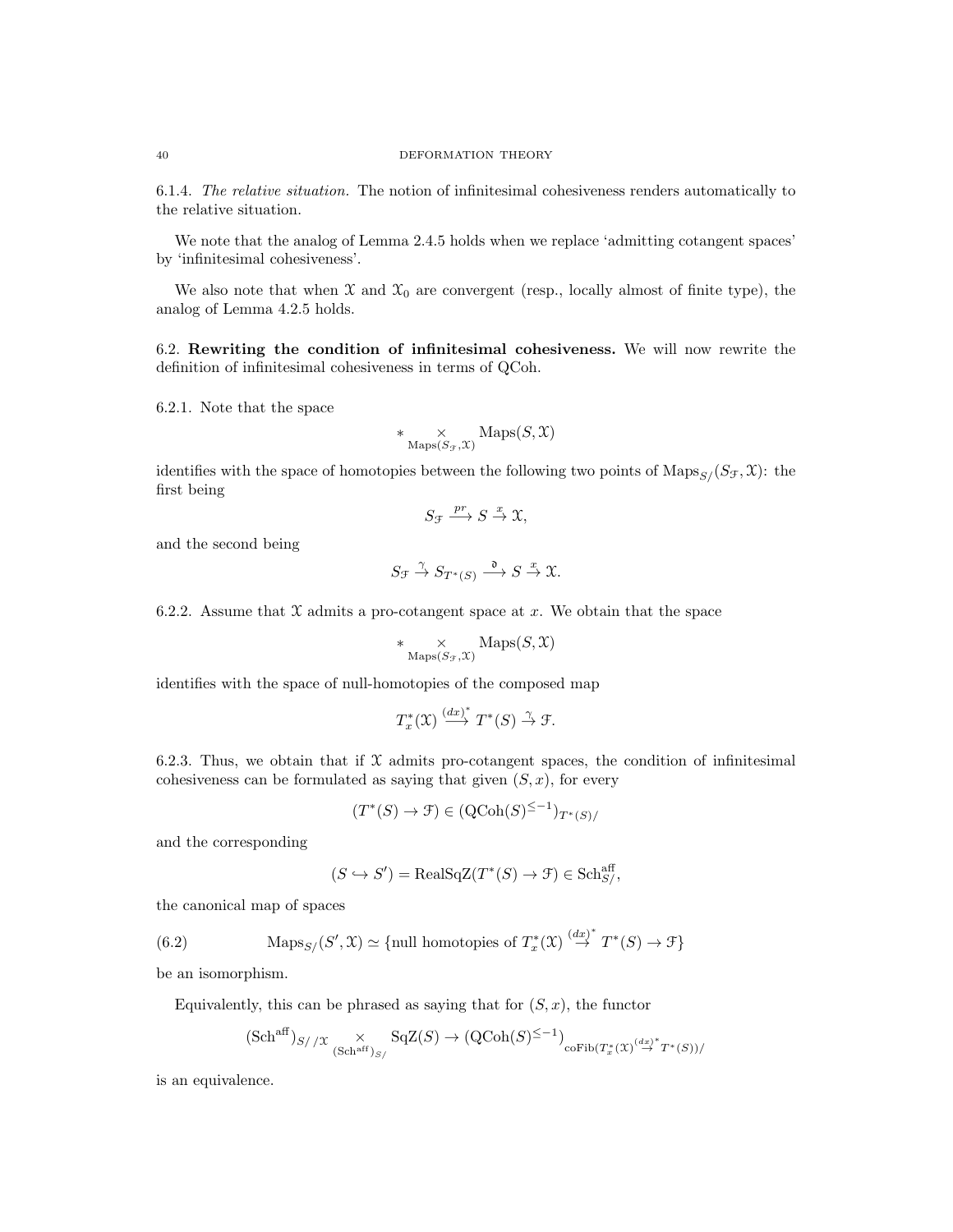6.1.4. *The relative situation.* The notion of infinitesimal cohesiveness renders automatically to the relative situation.

We note that the analog of Lemma 2.4.5 holds when we replace 'admitting cotangent spaces' by 'infinitesimal cohesiveness'.

We also note that when $\mathcal{X}$ and $\mathcal{X}_0$ are convergent (resp., locally almost of finite type), the analog of Lemma 4.2.5 holds.

6.2. **Rewriting the condition of infinitesimal cohesiveness.** We will now rewrite the definition of infinitesimal cohesiveness in terms of QCoh.

6.2.1. Note that the space

$$* \underset{\mathrm{Maps}(S_{\mathcal{F}},\mathcal{X})}{\times} \mathrm{Maps}(S,\mathcal{X})$$

identifies with the space of homotopies between the following two points of $\mathrm{Maps}_{S/}(S_{\mathcal{F}},\mathcal{X})$: the first being

$$S_{\mathcal{F}} \xrightarrow{pr} S \xrightarrow{x} \mathcal{X},$$

and the second being

$$S_{\mathcal{F}} \xrightarrow{\gamma} S_{T^*(S)} \xrightarrow{\mathfrak{d}} S \xrightarrow{x} \mathcal{X}.$$

6.2.2. Assume that $\mathcal{X}$ admits a pro-cotangent space at $x$. We obtain that the space

$$* \underset{\mathrm{Maps}(S_{\mathcal{F}},\mathcal{X})}{\times} \mathrm{Maps}(S,\mathcal{X})$$

identifies with the space of null-homotopies of the composed map

$$T^*_x(\mathcal{X}) \xrightarrow{(dx)^*} T^*(S) \xrightarrow{\gamma} \mathcal{F}.$$

6.2.3. Thus, we obtain that if $\mathcal{X}$ admits pro-cotangent spaces, the condition of infinitesimal cohesiveness can be formulated as saying that given $(S,x)$, for every

$$(T^*(S) \to \mathcal{F}) \in (\mathrm{QCoh}(S)^{\leq -1})_{T^*(S)/}$$

and the corresponding

$$(S \hookrightarrow S') = \mathrm{RealSqZ}(T^*(S) \to \mathcal{F}) \in \mathrm{Sch}^{\mathrm{aff}}_{S/},$$

the canonical map of spaces

$$\mathrm{Maps}_{S/}(S',\mathcal{X}) \simeq \{\text{null homotopies of } T^*_x(\mathcal{X}) \overset{(dx)^*}{\to} T^*(S) \to \mathcal{F}\} \tag{6.2}$$

be an isomorphism.

Equivalently, this can be phrased as saying that for $(S,x)$, the functor

$$(\mathrm{Sch}^{\mathrm{aff}})_{S//\mathcal{X}} \underset{(\mathrm{Sch}^{\mathrm{aff}})_{S/}}{\times} \mathrm{SqZ}(S) \to (\mathrm{QCoh}(S)^{\leq -1})_{\mathrm{coFib}(T^*_x(\mathcal{X}) \overset{(dx)^*}{\to} T^*(S))/}$$

is an equivalence.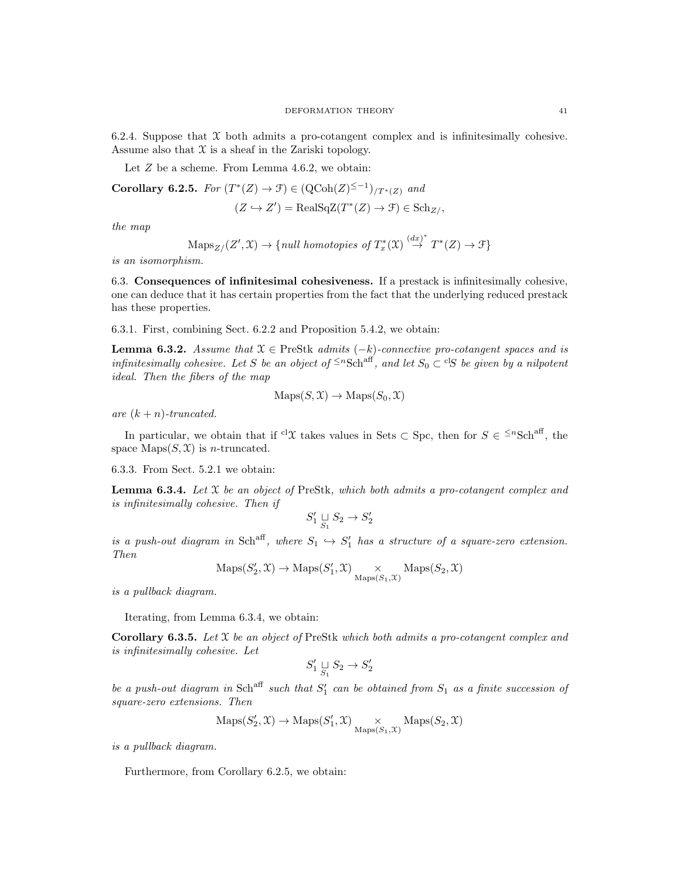6.2.4. Suppose that $\mathcal{X}$ both admits a pro-cotangent complex and is infinitesimally cohesive. Assume also that $\mathcal{X}$ is a sheaf in the Zariski topology.

Let $Z$ be a scheme. From Lemma 4.6.2, we obtain:

**Corollary 6.2.5.** *For* $(T^*(Z) \to \mathcal{F}) \in (\mathrm{QCoh}(Z)^{\leq -1})_{/T^*(Z)}$ *and*

$$(Z \hookrightarrow Z') = \mathrm{RealSqZ}(T^*(Z) \to \mathcal{F}) \in \mathrm{Sch}_{Z/},$$

*the map*

$$\mathrm{Maps}_{Z/}(Z', \mathcal{X}) \to \{\textit{null homotopies of } T^*_x(\mathcal{X}) \overset{(dx)^*}{\to} T^*(Z) \to \mathcal{F}\}$$

*is an isomorphism.*

## 6.3. Consequences of infinitesimal cohesiveness.

If a prestack is infinitesimally cohesive, one can deduce that it has certain properties from the fact that the underlying reduced prestack has these properties.

6.3.1. First, combining Sect. 6.2.2 and Proposition 5.4.2, we obtain:

**Lemma 6.3.2.** *Assume that* $\mathcal{X} \in \mathrm{PreStk}$ *admits* $(-k)$*-connective pro-cotangent spaces and is infinitesimally cohesive. Let* $S$ *be an object of* ${}^{\leq n}\mathrm{Sch}^{\mathrm{aff}}$*, and let* $S_0 \subset {}^{\mathrm{cl}}S$ *be given by a nilpotent ideal. Then the fibers of the map*

$$\mathrm{Maps}(S, \mathcal{X}) \to \mathrm{Maps}(S_0, \mathcal{X})$$

*are* $(k+n)$*-truncated.*

In particular, we obtain that if ${}^{\mathrm{cl}}\mathcal{X}$ takes values in $\mathrm{Sets} \subset \mathrm{Spc}$, then for $S \in {}^{\leq n}\mathrm{Sch}^{\mathrm{aff}}$, the space $\mathrm{Maps}(S, \mathcal{X})$ is $n$-truncated.

6.3.3. From Sect. 5.2.1 we obtain:

**Lemma 6.3.4.** *Let* $\mathcal{X}$ *be an object of* PreStk*, which both admits a pro-cotangent complex and is infinitesimally cohesive. Then if*

$$S'_1 \underset{S_1}{\sqcup} S_2 \to S'_2$$

*is a push-out diagram in* $\mathrm{Sch}^{\mathrm{aff}}$*, where* $S_1 \hookrightarrow S'_1$ *has a structure of a square-zero extension. Then*

$$\mathrm{Maps}(S'_2, \mathcal{X}) \to \mathrm{Maps}(S'_1, \mathcal{X}) \underset{\mathrm{Maps}(S_1, \mathcal{X})}{\times} \mathrm{Maps}(S_2, \mathcal{X})$$

*is a pullback diagram.*

Iterating, from Lemma 6.3.4, we obtain:

**Corollary 6.3.5.** *Let* $\mathcal{X}$ *be an object of* PreStk *which both admits a pro-cotangent complex and is infinitesimally cohesive. Let*

$$S'_1 \underset{S_1}{\sqcup} S_2 \to S'_2$$

*be a push-out diagram in* $\mathrm{Sch}^{\mathrm{aff}}$ *such that* $S'_1$ *can be obtained from* $S_1$ *as a finite succession of square-zero extensions. Then*

$$\mathrm{Maps}(S'_2, \mathcal{X}) \to \mathrm{Maps}(S'_1, \mathcal{X}) \underset{\mathrm{Maps}(S_1, \mathcal{X})}{\times} \mathrm{Maps}(S_2, \mathcal{X})$$

*is a pullback diagram.*

Furthermore, from Corollary 6.2.5, we obtain: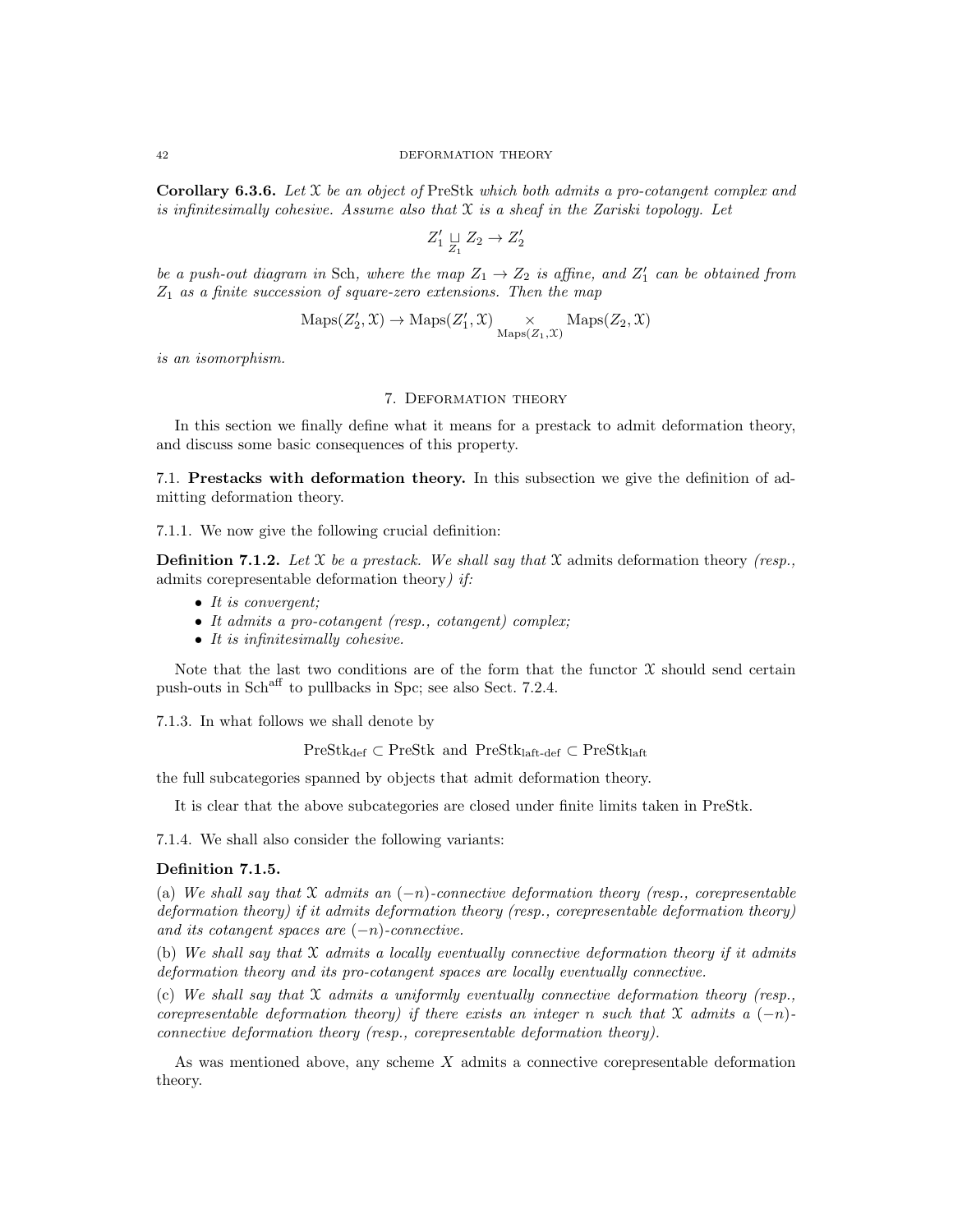**Corollary 6.3.6.** *Let $\mathcal{X}$ be an object of* PreStk *which both admits a pro-cotangent complex and is infinitesimally cohesive. Assume also that $\mathcal{X}$ is a sheaf in the Zariski topology. Let*

$$Z_1' \underset{Z_1}{\sqcup} Z_2 \to Z_2'$$

*be a push-out diagram in* Sch*, where the map $Z_1 \to Z_2$ is affine, and $Z_1'$ can be obtained from $Z_1$ as a finite succession of square-zero extensions. Then the map*

$$\mathrm{Maps}(Z_2', \mathcal{X}) \to \mathrm{Maps}(Z_1', \mathcal{X}) \underset{\mathrm{Maps}(Z_1, \mathcal{X})}{\times} \mathrm{Maps}(Z_2, \mathcal{X})$$

*is an isomorphism.*

## 7. Deformation theory

In this section we finally define what it means for a prestack to admit deformation theory, and discuss some basic consequences of this property.

### 7.1. Prestacks with deformation theory.

In this subsection we give the definition of admitting deformation theory.

7.1.1. We now give the following crucial definition:

**Definition 7.1.2.** *Let $\mathcal{X}$ be a prestack. We shall say that $\mathcal{X}$* admits deformation theory *(resp.,* admits corepresentable deformation theory*) if:*

- *It is convergent;*
- *It admits a pro-cotangent (resp., cotangent) complex;*
- *It is infinitesimally cohesive.*

Note that the last two conditions are of the form that the functor $\mathcal{X}$ should send certain push-outs in $\mathrm{Sch}^{\mathrm{aff}}$ to pullbacks in Spc; see also Sect. 7.2.4.

7.1.3. In what follows we shall denote by

$$\mathrm{PreStk}_{\mathrm{def}} \subset \mathrm{PreStk} \text{ and } \mathrm{PreStk}_{\mathrm{laft\text{-}def}} \subset \mathrm{PreStk}_{\mathrm{laft}}$$

the full subcategories spanned by objects that admit deformation theory.

It is clear that the above subcategories are closed under finite limits taken in PreStk.

7.1.4. We shall also consider the following variants:

**Definition 7.1.5.**

(a) *We shall say that $\mathcal{X}$ admits an $(-n)$-connective deformation theory (resp., corepresentable deformation theory) if it admits deformation theory (resp., corepresentable deformation theory) and its cotangent spaces are $(-n)$-connective.*

(b) *We shall say that $\mathcal{X}$ admits a locally eventually connective deformation theory if it admits deformation theory and its pro-cotangent spaces are locally eventually connective.*

(c) *We shall say that $\mathcal{X}$ admits a uniformly eventually connective deformation theory (resp., corepresentable deformation theory) if there exists an integer $n$ such that $\mathcal{X}$ admits a $(-n)$-connective deformation theory (resp., corepresentable deformation theory).*

As was mentioned above, any scheme $X$ admits a connective corepresentable deformation theory.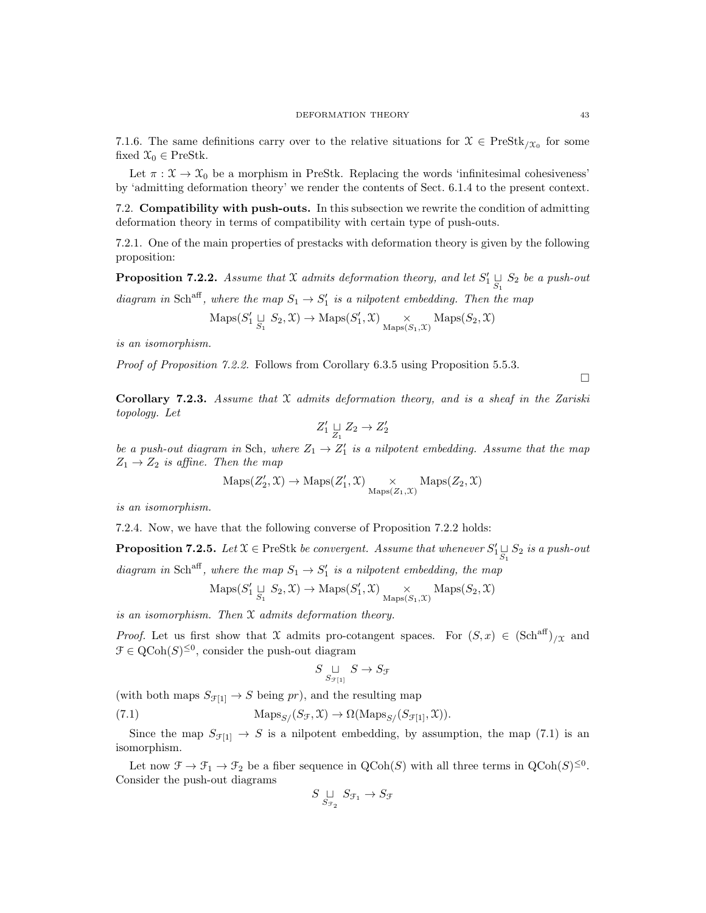7.1.6. The same definitions carry over to the relative situations for $\mathcal{X} \in \operatorname{PreStk}_{/\mathcal{X}_0}$ for some fixed $\mathcal{X}_0 \in \operatorname{PreStk}$.

Let $\pi : \mathcal{X} \to \mathcal{X}_0$ be a morphism in PreStk. Replacing the words 'infinitesimal cohesiveness' by 'admitting deformation theory' we render the contents of Sect. 6.1.4 to the present context.

## 7.2. Compatibility with push-outs.

In this subsection we rewrite the condition of admitting deformation theory in terms of compatibility with certain type of push-outs.

7.2.1. One of the main properties of prestacks with deformation theory is given by the following proposition:

**Proposition 7.2.2.** *Assume that $\mathcal{X}$ admits deformation theory, and let $S_1' \underset{S_1}{\sqcup} S_2$ be a push-out diagram in $\operatorname{Sch}^{\mathrm{aff}}$, where the map $S_1 \to S_1'$ is a nilpotent embedding. Then the map*

$$\operatorname{Maps}(S_1' \underset{S_1}{\sqcup} S_2, \mathcal{X}) \to \operatorname{Maps}(S_1', \mathcal{X}) \underset{\operatorname{Maps}(S_1, \mathcal{X})}{\times} \operatorname{Maps}(S_2, \mathcal{X})$$

*is an isomorphism.*

*Proof of Proposition 7.2.2.* Follows from Corollary 6.3.5 using Proposition 5.5.3.

□

**Corollary 7.2.3.** *Assume that $\mathcal{X}$ admits deformation theory, and is a sheaf in the Zariski topology. Let*

$$Z_1' \underset{Z_1}{\sqcup} Z_2 \to Z_2'$$

*be a push-out diagram in Sch, where $Z_1 \to Z_1'$ is a nilpotent embedding. Assume that the map $Z_1 \to Z_2$ is affine. Then the map*

$$\operatorname{Maps}(Z_2', \mathcal{X}) \to \operatorname{Maps}(Z_1', \mathcal{X}) \underset{\operatorname{Maps}(Z_1, \mathcal{X})}{\times} \operatorname{Maps}(Z_2, \mathcal{X})$$

*is an isomorphism.*

7.2.4. Now, we have that the following converse of Proposition 7.2.2 holds:

**Proposition 7.2.5.** *Let $\mathcal{X} \in \operatorname{PreStk}$ be convergent. Assume that whenever $S_1' \underset{S_1}{\sqcup} S_2$ is a push-out diagram in $\operatorname{Sch}^{\mathrm{aff}}$, where the map $S_1 \to S_1'$ is a nilpotent embedding, the map*

$$\operatorname{Maps}(S_1' \underset{S_1}{\sqcup} S_2, \mathcal{X}) \to \operatorname{Maps}(S_1', \mathcal{X}) \underset{\operatorname{Maps}(S_1, \mathcal{X})}{\times} \operatorname{Maps}(S_2, \mathcal{X})$$

*is an isomorphism. Then $\mathcal{X}$ admits deformation theory.*

*Proof.* Let us first show that $\mathcal{X}$ admits pro-cotangent spaces. For $(S, x) \in (\operatorname{Sch}^{\mathrm{aff}})_{/\mathcal{X}}$ and $\mathcal{F} \in \operatorname{QCoh}(S)^{\leq 0}$, consider the push-out diagram

$$S \underset{S_{\mathcal{F}[1]}}{\sqcup} S \to S_{\mathcal{F}}$$

(with both maps $S_{\mathcal{F}[1]} \to S$ being $pr$), and the resulting map

$$\operatorname{Maps}_{S/}(S_{\mathcal{F}}, \mathcal{X}) \to \Omega(\operatorname{Maps}_{S/}(S_{\mathcal{F}[1]}, \mathcal{X})). \tag{7.1}$$

Since the map $S_{\mathcal{F}[1]} \to S$ is a nilpotent embedding, by assumption, the map (7.1) is an isomorphism.

Let now $\mathcal{F} \to \mathcal{F}_1 \to \mathcal{F}_2$ be a fiber sequence in $\operatorname{QCoh}(S)$ with all three terms in $\operatorname{QCoh}(S)^{\leq 0}$. Consider the push-out diagrams

$$S \underset{S_{\mathcal{F}_2}}{\sqcup} S_{\mathcal{F}_1} \to S_{\mathcal{F}}$$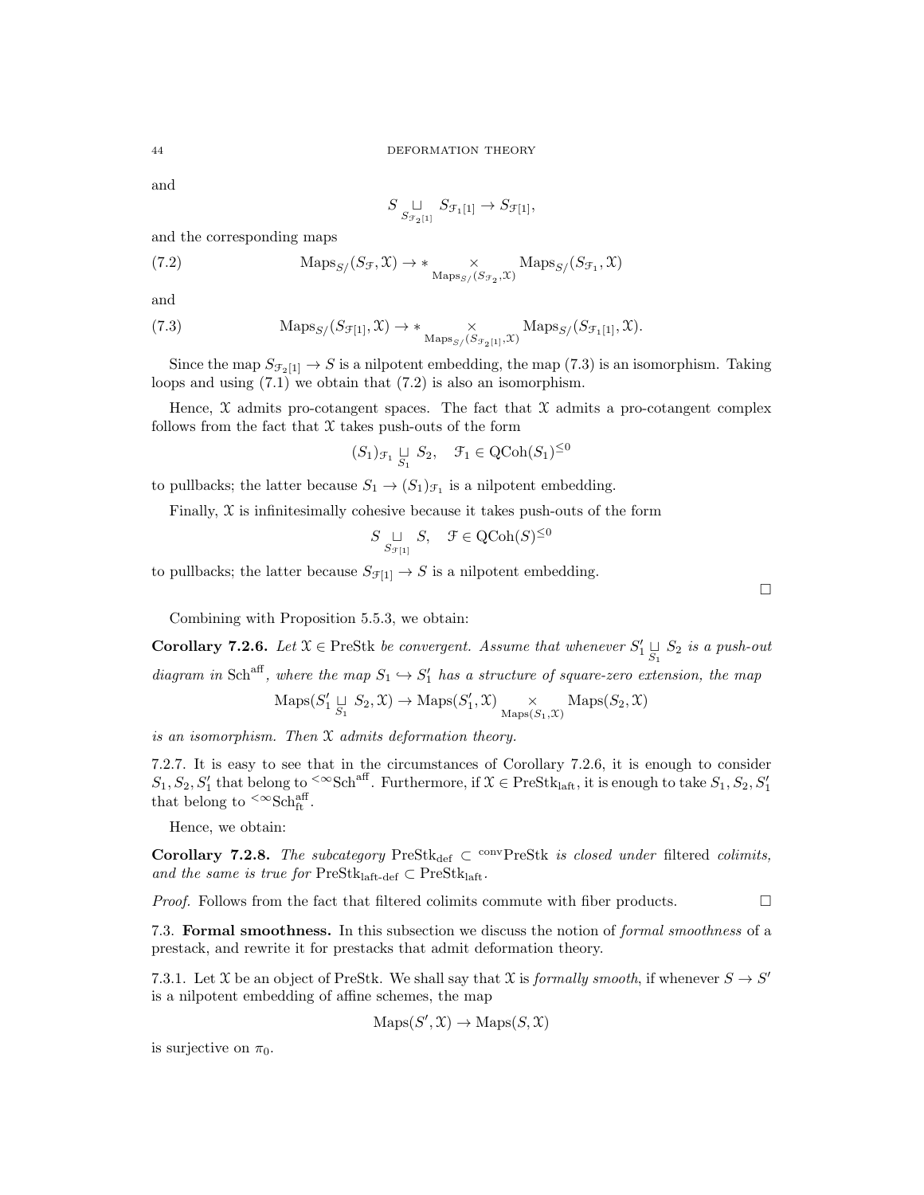and

$$S \underset{S_{\mathcal{F}_2[1]}}{\sqcup} S_{\mathcal{F}_1[1]} \to S_{\mathcal{F}[1]},$$

and the corresponding maps

$$\text{Maps}_{S/}(S_{\mathcal{F}}, \mathcal{X}) \to * \underset{\text{Maps}_{S/}(S_{\mathcal{F}_2}, \mathcal{X})}{\times} \text{Maps}_{S/}(S_{\mathcal{F}_1}, \mathcal{X}) \tag{7.2}$$

and

$$\text{Maps}_{S/}(S_{\mathcal{F}[1]}, \mathcal{X}) \to * \underset{\text{Maps}_{S/}(S_{\mathcal{F}_2[1]}, \mathcal{X})}{\times} \text{Maps}_{S/}(S_{\mathcal{F}_1[1]}, \mathcal{X}). \tag{7.3}$$

Since the map $S_{\mathcal{F}_2[1]} \to S$ is a nilpotent embedding, the map (7.3) is an isomorphism. Taking loops and using (7.1) we obtain that (7.2) is also an isomorphism.

Hence, $\mathcal{X}$ admits pro-cotangent spaces. The fact that $\mathcal{X}$ admits a pro-cotangent complex follows from the fact that $\mathcal{X}$ takes push-outs of the form

$$(S_1)_{\mathcal{F}_1} \underset{S_1}{\sqcup} S_2, \quad \mathcal{F}_1 \in \text{QCoh}(S_1)^{\leq 0}$$

to pullbacks; the latter because $S_1 \to (S_1)_{\mathcal{F}_1}$ is a nilpotent embedding.

Finally, $\mathcal{X}$ is infinitesimally cohesive because it takes push-outs of the form

$$S \underset{S_{\mathcal{F}[1]}}{\sqcup} S, \quad \mathcal{F} \in \text{QCoh}(S)^{\leq 0}$$

to pullbacks; the latter because $S_{\mathcal{F}[1]} \to S$ is a nilpotent embedding.

□

Combining with Proposition 5.5.3, we obtain:

**Corollary 7.2.6.** *Let $\mathcal{X} \in \text{PreStk}$ be convergent. Assume that whenever $S_1' \underset{S_1}{\sqcup} S_2$ is a push-out diagram in $\text{Sch}^{\text{aff}}$, where the map $S_1 \hookrightarrow S_1'$ has a structure of square-zero extension, the map*

$$\text{Maps}(S_1' \underset{S_1}{\sqcup} S_2, \mathcal{X}) \to \text{Maps}(S_1', \mathcal{X}) \underset{\text{Maps}(S_1, \mathcal{X})}{\times} \text{Maps}(S_2, \mathcal{X})$$

*is an isomorphism. Then $\mathcal{X}$ admits deformation theory.*

7.2.7. It is easy to see that in the circumstances of Corollary 7.2.6, it is enough to consider $S_1, S_2, S_1'$ that belong to ${}^{<\infty}\text{Sch}^{\text{aff}}$. Furthermore, if $\mathcal{X} \in \text{PreStk}_{\text{laft}}$, it is enough to take $S_1, S_2, S_1'$ that belong to ${}^{<\infty}\text{Sch}^{\text{aff}}_{\text{ft}}$.

Hence, we obtain:

**Corollary 7.2.8.** *The subcategory $\text{PreStk}_{\text{def}} \subset {}^{\text{conv}}\text{PreStk}$ is closed under* filtered *colimits, and the same is true for $\text{PreStk}_{\text{laft-def}} \subset \text{PreStk}_{\text{laft}}$.*

*Proof.* Follows from the fact that filtered colimits commute with fiber products. □

7.3. **Formal smoothness.** In this subsection we discuss the notion of *formal smoothness* of a prestack, and rewrite it for prestacks that admit deformation theory.

7.3.1. Let $\mathcal{X}$ be an object of PreStk. We shall say that $\mathcal{X}$ is *formally smooth*, if whenever $S \to S'$ is a nilpotent embedding of affine schemes, the map

$$\text{Maps}(S', \mathcal{X}) \to \text{Maps}(S, \mathcal{X})$$

is surjective on $\pi_0$.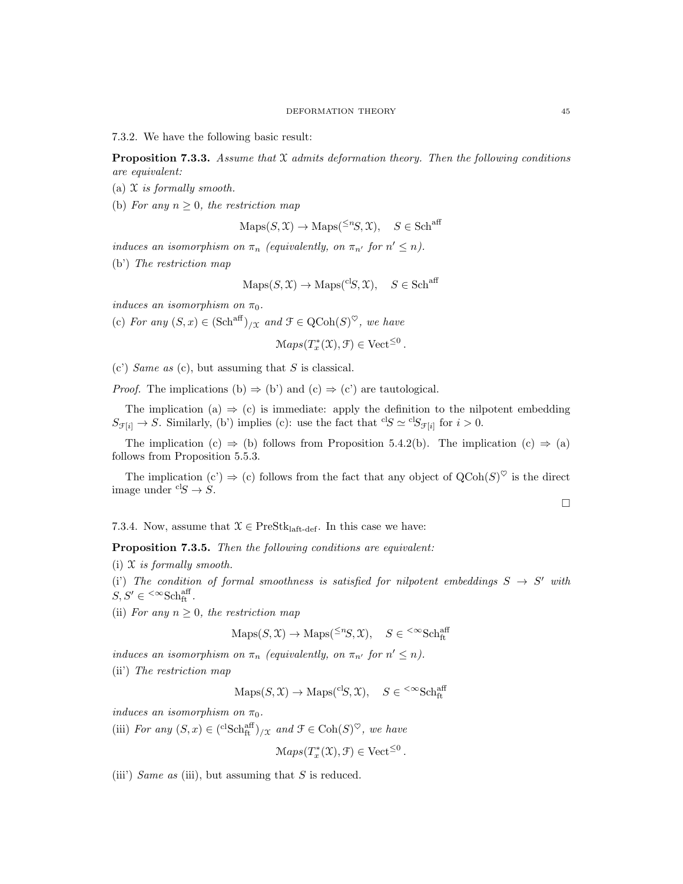7.3.2. We have the following basic result:

**Proposition 7.3.3.** *Assume that $\mathcal{X}$ admits deformation theory. Then the following conditions are equivalent:*

(a) *$\mathcal{X}$ is formally smooth.*

(b) *For any $n \geq 0$, the restriction map*

$$\mathrm{Maps}(S, \mathcal{X}) \to \mathrm{Maps}({}^{\leq n}S, \mathcal{X}), \quad S \in \mathrm{Sch}^{\mathrm{aff}}$$

*induces an isomorphism on $\pi_n$ (equivalently, on $\pi_{n'}$ for $n' \leq n$).*

(b') *The restriction map*

$$\mathrm{Maps}(S, \mathcal{X}) \to \mathrm{Maps}({}^{\mathrm{cl}}S, \mathcal{X}), \quad S \in \mathrm{Sch}^{\mathrm{aff}}$$

*induces an isomorphism on $\pi_0$.*

(c) *For any $(S, x) \in (\mathrm{Sch}^{\mathrm{aff}})_{/\mathcal{X}}$ and $\mathcal{F} \in \mathrm{QCoh}(S)^{\heartsuit}$, we have*

$$\mathcal{M}aps(T^*_x(\mathcal{X}), \mathcal{F}) \in \mathrm{Vect}^{\leq 0}.$$

(c') *Same as* (c), but assuming that $S$ is classical.

*Proof.* The implications (b) $\Rightarrow$ (b') and (c) $\Rightarrow$ (c') are tautological.

The implication (a) $\Rightarrow$ (c) is immediate: apply the definition to the nilpotent embedding $S_{\mathcal{F}[i]} \to S$. Similarly, (b') implies (c): use the fact that ${}^{\mathrm{cl}}S \simeq {}^{\mathrm{cl}}S_{\mathcal{F}[i]}$ for $i > 0$.

The implication (c) $\Rightarrow$ (b) follows from Proposition 5.4.2(b). The implication (c) $\Rightarrow$ (a) follows from Proposition 5.5.3.

The implication (c') $\Rightarrow$ (c) follows from the fact that any object of $\mathrm{QCoh}(S)^{\heartsuit}$ is the direct image under ${}^{\mathrm{cl}}S \to S$.

□

7.3.4. Now, assume that $\mathcal{X} \in \mathrm{PreStk}_{\mathrm{laft\text{-}def}}$. In this case we have:

**Proposition 7.3.5.** *Then the following conditions are equivalent:*

(i) *$\mathcal{X}$ is formally smooth.*

(i') *The condition of formal smoothness is satisfied for nilpotent embeddings $S \to S'$ with $S, S' \in {}^{<\infty}\mathrm{Sch}^{\mathrm{aff}}_{\mathrm{ft}}$.*

(ii) *For any $n \geq 0$, the restriction map*

$$\mathrm{Maps}(S, \mathcal{X}) \to \mathrm{Maps}({}^{\leq n}S, \mathcal{X}), \quad S \in {}^{<\infty}\mathrm{Sch}^{\mathrm{aff}}_{\mathrm{ft}}$$

*induces an isomorphism on $\pi_n$ (equivalently, on $\pi_{n'}$ for $n' \leq n$).*

(ii') *The restriction map*

$$\mathrm{Maps}(S, \mathcal{X}) \to \mathrm{Maps}({}^{\mathrm{cl}}S, \mathcal{X}), \quad S \in {}^{<\infty}\mathrm{Sch}^{\mathrm{aff}}_{\mathrm{ft}}$$

*induces an isomorphism on $\pi_0$.*

(iii) *For any $(S, x) \in ({}^{\mathrm{cl}}\mathrm{Sch}^{\mathrm{aff}}_{\mathrm{ft}})_{/\mathcal{X}}$ and $\mathcal{F} \in \mathrm{Coh}(S)^{\heartsuit}$, we have*

$$\mathcal{M}aps(T^*_x(\mathcal{X}), \mathcal{F}) \in \mathrm{Vect}^{\leq 0}.$$

(iii') *Same as* (iii), but assuming that $S$ is reduced.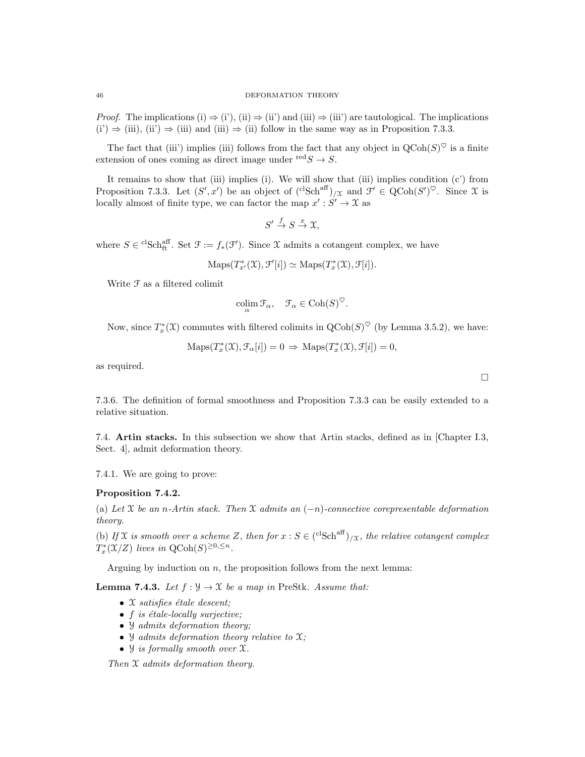*Proof.* The implications (i) ⇒ (i'), (ii) ⇒ (ii') and (iii) ⇒ (iii') are tautological. The implications (i') ⇒ (iii), (ii') ⇒ (iii) and (iii) ⇒ (ii) follow in the same way as in Proposition 7.3.3.

The fact that (iii') implies (iii) follows from the fact that any object in $\mathrm{QCoh}(S)^{\heartsuit}$ is a finite extension of ones coming as direct image under ${}^{\mathrm{red}}S \to S$.

It remains to show that (iii) implies (i). We will show that (iii) implies condition (c') from Proposition 7.3.3. Let $(S', x')$ be an object of $({}^{\mathrm{cl}}\mathrm{Sch}^{\mathrm{aff}})_{/\mathcal{X}}$ and $\mathcal{F}' \in \mathrm{QCoh}(S')^{\heartsuit}$. Since $\mathcal{X}$ is locally almost of finite type, we can factor the map $x' : S' \to \mathcal{X}$ as

$$S' \xrightarrow{f} S \xrightarrow{x} \mathcal{X},$$

where $S \in {}^{\mathrm{cl}}\mathrm{Sch}^{\mathrm{aff}}_{\mathrm{ft}}$. Set $\mathcal{F} := f_*(\mathcal{F}')$. Since $\mathcal{X}$ admits a cotangent complex, we have

$$\mathrm{Maps}(T^*_{x'}(\mathcal{X}), \mathcal{F}'[i]) \simeq \mathrm{Maps}(T^*_x(\mathcal{X}), \mathcal{F}[i]).$$

Write $\mathcal{F}$ as a filtered colimit

$$\underset{\alpha}{\mathrm{colim}}\, \mathcal{F}_\alpha, \quad \mathcal{F}_\alpha \in \mathrm{Coh}(S)^{\heartsuit}.$$

Now, since $T^*_x(\mathcal{X})$ commutes with filtered colimits in $\mathrm{QCoh}(S)^{\heartsuit}$ (by Lemma 3.5.2), we have:

$$\mathrm{Maps}(T^*_x(\mathcal{X}), \mathcal{F}_\alpha[i]) = 0 \Rightarrow \mathrm{Maps}(T^*_x(\mathcal{X}), \mathcal{F}[i]) = 0,$$

as required.

□

7.3.6. The definition of formal smoothness and Proposition 7.3.3 can be easily extended to a relative situation.

## 7.4. Artin stacks.

In this subsection we show that Artin stacks, defined as in [Chapter I.3, Sect. 4], admit deformation theory.

7.4.1. We are going to prove:

**Proposition 7.4.2.**

(a) *Let $\mathcal{X}$ be an $n$-Artin stack. Then $\mathcal{X}$ admits an $(-n)$-connective corepresentable deformation theory.*

(b) *If $\mathcal{X}$ is smooth over a scheme $Z$, then for $x : S \in ({}^{\mathrm{cl}}\mathrm{Sch}^{\mathrm{aff}})_{/\mathcal{X}}$, the relative cotangent complex $T^*_x(\mathcal{X}/Z)$ lives in $\mathrm{QCoh}(S)^{\geq 0, \leq n}$.*

Arguing by induction on $n$, the proposition follows from the next lemma:

**Lemma 7.4.3.** *Let $f : \mathcal{Y} \to \mathcal{X}$ be a map in* PreStk*. Assume that:*

- *$\mathcal{X}$ satisfies étale descent;*
- *$f$ is étale-locally surjective;*
- *$\mathcal{Y}$ admits deformation theory;*
- *$\mathcal{Y}$ admits deformation theory relative to $\mathcal{X}$;*
- *$\mathcal{Y}$ is formally smooth over $\mathcal{X}$.*

*Then $\mathcal{X}$ admits deformation theory.*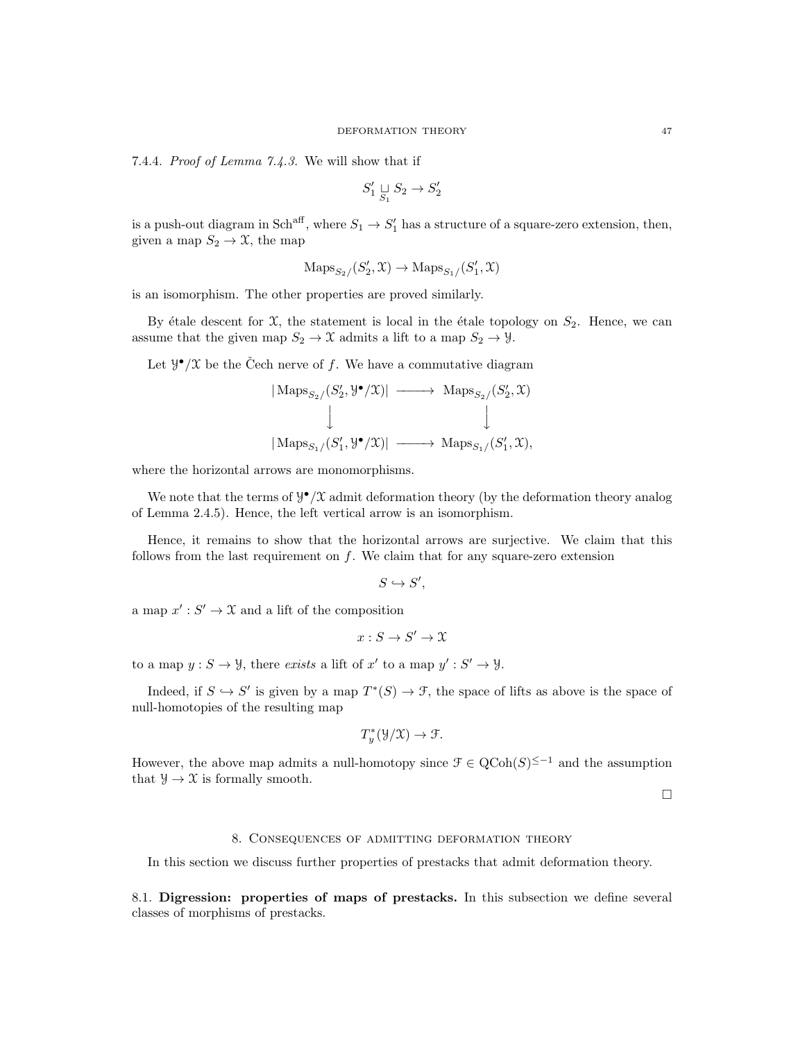7.4.4. *Proof of Lemma 7.4.3.* We will show that if

$$S_1' \underset{S_1}{\sqcup} S_2 \to S_2'$$

is a push-out diagram in $\mathrm{Sch}^{\mathrm{aff}}$, where $S_1 \to S_1'$ has a structure of a square-zero extension, then, given a map $S_2 \to \mathcal{X}$, the map

$$\mathrm{Maps}_{S_2/}(S_2', \mathcal{X}) \to \mathrm{Maps}_{S_1/}(S_1', \mathcal{X})$$

is an isomorphism. The other properties are proved similarly.

By étale descent for $\mathcal{X}$, the statement is local in the étale topology on $S_2$. Hence, we can assume that the given map $S_2 \to \mathcal{X}$ admits a lift to a map $S_2 \to \mathcal{Y}$.

Let $\mathcal{Y}^\bullet/\mathcal{X}$ be the Čech nerve of $f$. We have a commutative diagram

$$\begin{array}{ccc}
|\mathrm{Maps}_{S_2/}(S_2', \mathcal{Y}^\bullet/\mathcal{X})| & \longrightarrow & \mathrm{Maps}_{S_2/}(S_2', \mathcal{X}) \\
\downarrow & & \downarrow \\
|\mathrm{Maps}_{S_1/}(S_1', \mathcal{Y}^\bullet/\mathcal{X})| & \longrightarrow & \mathrm{Maps}_{S_1/}(S_1', \mathcal{X}),
\end{array}$$

where the horizontal arrows are monomorphisms.

We note that the terms of $\mathcal{Y}^\bullet/\mathcal{X}$ admit deformation theory (by the deformation theory analog of Lemma 2.4.5). Hence, the left vertical arrow is an isomorphism.

Hence, it remains to show that the horizontal arrows are surjective. We claim that this follows from the last requirement on $f$. We claim that for any square-zero extension

$$S \hookrightarrow S',$$

a map $x' : S' \to \mathcal{X}$ and a lift of the composition

$$x : S \to S' \to \mathcal{X}$$

to a map $y : S \to \mathcal{Y}$, there *exists* a lift of $x'$ to a map $y' : S' \to \mathcal{Y}$.

Indeed, if $S \hookrightarrow S'$ is given by a map $T^*(S) \to \mathcal{F}$, the space of lifts as above is the space of null-homotopies of the resulting map

$$T^*_y(\mathcal{Y}/\mathcal{X}) \to \mathcal{F}.$$

However, the above map admits a null-homotopy since $\mathcal{F} \in \mathrm{QCoh}(S)^{\leq -1}$ and the assumption that $\mathcal{Y} \to \mathcal{X}$ is formally smooth.

□

## 8. Consequences of admitting deformation theory

In this section we discuss further properties of prestacks that admit deformation theory.

8.1. **Digression: properties of maps of prestacks.** In this subsection we define several classes of morphisms of prestacks.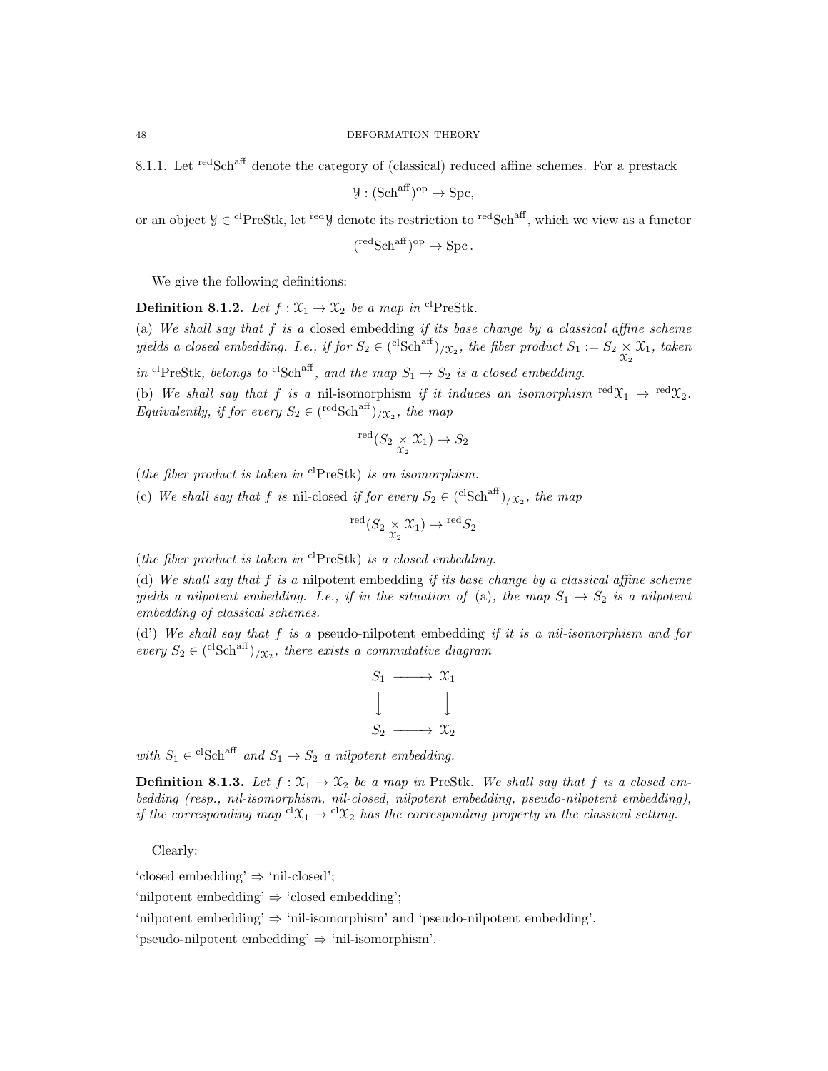8.1.1. Let ${}^{\mathrm{red}}\mathrm{Sch}^{\mathrm{aff}}$ denote the category of (classical) reduced affine schemes. For a prestack

$$\mathcal{Y} : (\mathrm{Sch}^{\mathrm{aff}})^{\mathrm{op}} \to \mathrm{Spc},$$

or an object $\mathcal{Y} \in {}^{\mathrm{cl}}\mathrm{PreStk}$, let ${}^{\mathrm{red}}\mathcal{Y}$ denote its restriction to ${}^{\mathrm{red}}\mathrm{Sch}^{\mathrm{aff}}$, which we view as a functor

$$({}^{\mathrm{red}}\mathrm{Sch}^{\mathrm{aff}})^{\mathrm{op}} \to \mathrm{Spc}\,.$$

We give the following definitions:

**Definition 8.1.2.** *Let $f : \mathcal{X}_1 \to \mathcal{X}_2$ be a map in ${}^{\mathrm{cl}}\mathrm{PreStk}$.*

(a) *We shall say that $f$ is a* closed embedding *if its base change by a classical affine scheme yields a closed embedding. I.e., if for $S_2 \in ({}^{\mathrm{cl}}\mathrm{Sch}^{\mathrm{aff}})_{/\mathcal{X}_2}$, the fiber product $S_1 := S_2 \underset{\mathcal{X}_2}{\times} \mathcal{X}_1$, taken in ${}^{\mathrm{cl}}\mathrm{PreStk}$, belongs to ${}^{\mathrm{cl}}\mathrm{Sch}^{\mathrm{aff}}$, and the map $S_1 \to S_2$ is a closed embedding.*

(b) *We shall say that $f$ is a* nil-isomorphism *if it induces an isomorphism ${}^{\mathrm{red}}\mathcal{X}_1 \to {}^{\mathrm{red}}\mathcal{X}_2$. Equivalently, if for every $S_2 \in ({}^{\mathrm{red}}\mathrm{Sch}^{\mathrm{aff}})_{/\mathcal{X}_2}$, the map*

$${}^{\mathrm{red}}(S_2 \underset{\mathcal{X}_2}{\times} \mathcal{X}_1) \to S_2$$

(*the fiber product is taken in* ${}^{\mathrm{cl}}\mathrm{PreStk}$) *is an isomorphism.*

(c) *We shall say that $f$ is* nil-closed *if for every $S_2 \in ({}^{\mathrm{cl}}\mathrm{Sch}^{\mathrm{aff}})_{/\mathcal{X}_2}$, the map*

$${}^{\mathrm{red}}(S_2 \underset{\mathcal{X}_2}{\times} \mathcal{X}_1) \to {}^{\mathrm{red}}S_2$$

(*the fiber product is taken in* ${}^{\mathrm{cl}}\mathrm{PreStk}$) *is a closed embedding.*

(d) *We shall say that $f$ is a* nilpotent embedding *if its base change by a classical affine scheme yields a nilpotent embedding. I.e., if in the situation of* (a), *the map $S_1 \to S_2$ is a nilpotent embedding of classical schemes.*

(d') *We shall say that $f$ is a* pseudo-nilpotent embedding *if it is a nil-isomorphism and for every $S_2 \in ({}^{\mathrm{cl}}\mathrm{Sch}^{\mathrm{aff}})_{/\mathcal{X}_2}$, there exists a commutative diagram*

$$\begin{array}{ccc} S_1 & \longrightarrow & \mathcal{X}_1 \\ \downarrow & & \downarrow \\ S_2 & \longrightarrow & \mathcal{X}_2 \end{array}$$

*with $S_1 \in {}^{\mathrm{cl}}\mathrm{Sch}^{\mathrm{aff}}$ and $S_1 \to S_2$ a nilpotent embedding.*

**Definition 8.1.3.** *Let $f : \mathcal{X}_1 \to \mathcal{X}_2$ be a map in $\mathrm{PreStk}$. We shall say that $f$ is a closed embedding (resp., nil-isomorphism, nil-closed, nilpotent embedding, pseudo-nilpotent embedding), if the corresponding map ${}^{\mathrm{cl}}\mathcal{X}_1 \to {}^{\mathrm{cl}}\mathcal{X}_2$ has the corresponding property in the classical setting.*

Clearly:

'closed embedding' $\Rightarrow$ 'nil-closed';

'nilpotent embedding' $\Rightarrow$ 'closed embedding';

'nilpotent embedding' $\Rightarrow$ 'nil-isomorphism' and 'pseudo-nilpotent embedding'.

'pseudo-nilpotent embedding' $\Rightarrow$ 'nil-isomorphism'.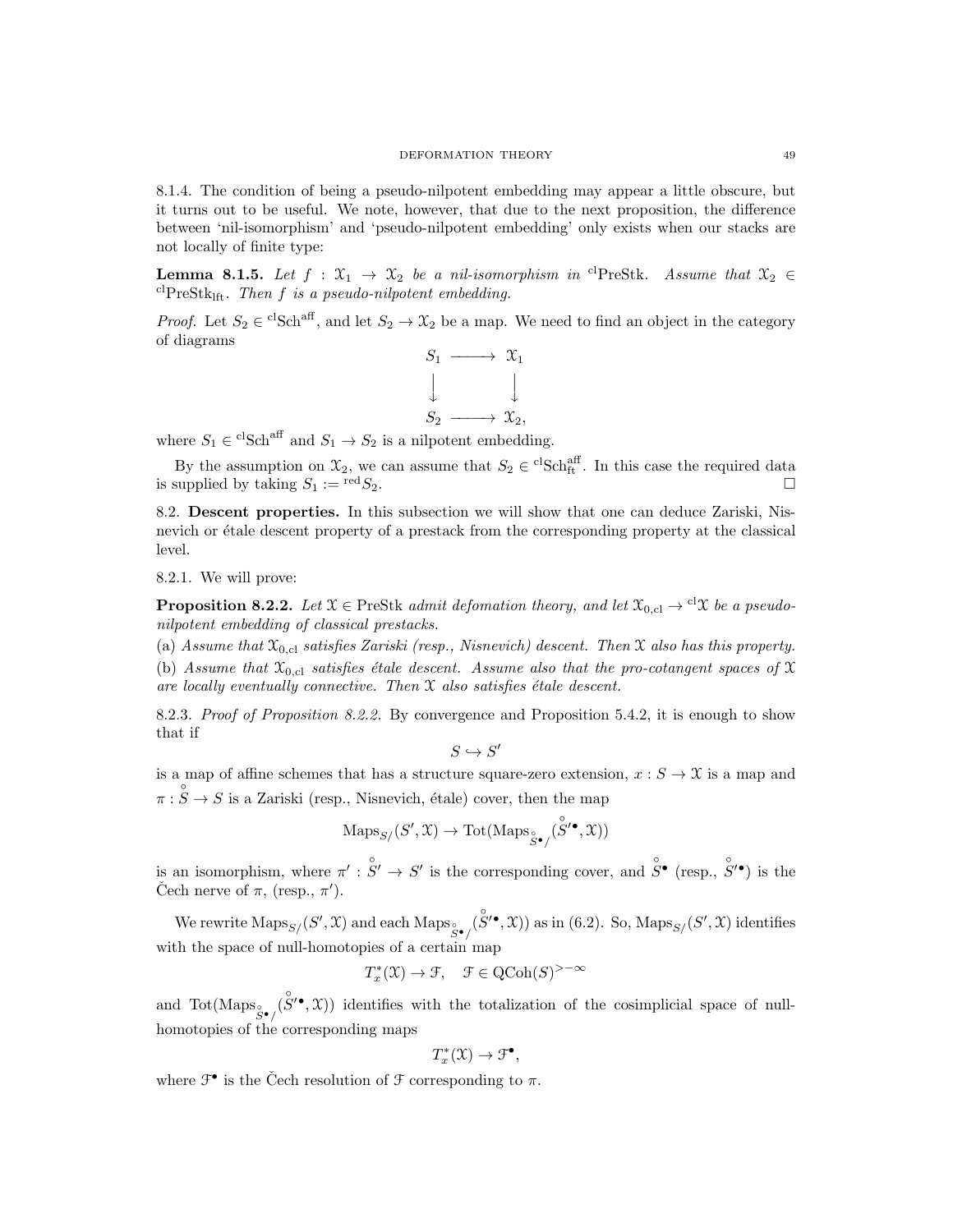8.1.4. The condition of being a pseudo-nilpotent embedding may appear a little obscure, but it turns out to be useful. We note, however, that due to the next proposition, the difference between 'nil-isomorphism' and 'pseudo-nilpotent embedding' only exists when our stacks are not locally of finite type:

**Lemma 8.1.5.** *Let $f : \mathcal{X}_1 \to \mathcal{X}_2$ be a nil-isomorphism in ${}^{\mathrm{cl}}\mathrm{PreStk}$. Assume that $\mathcal{X}_2 \in {}^{\mathrm{cl}}\mathrm{PreStk}_{\mathrm{lft}}$. Then $f$ is a pseudo-nilpotent embedding.*

*Proof.* Let $S_2 \in {}^{\mathrm{cl}}\mathrm{Sch}^{\mathrm{aff}}$, and let $S_2 \to \mathcal{X}_2$ be a map. We need to find an object in the category of diagrams

$$\begin{array}{ccc} S_1 & \longrightarrow & \mathcal{X}_1 \\ \big\downarrow & & \big\downarrow \\ S_2 & \longrightarrow & \mathcal{X}_2, \end{array}$$

where $S_1 \in {}^{\mathrm{cl}}\mathrm{Sch}^{\mathrm{aff}}$ and $S_1 \to S_2$ is a nilpotent embedding.

By the assumption on $\mathcal{X}_2$, we can assume that $S_2 \in {}^{\mathrm{cl}}\mathrm{Sch}^{\mathrm{aff}}_{\mathrm{ft}}$. In this case the required data is supplied by taking $S_1 := {}^{\mathrm{red}}S_2$. □

8.2. **Descent properties.** In this subsection we will show that one can deduce Zariski, Nisnevich or étale descent property of a prestack from the corresponding property at the classical level.

8.2.1. We will prove:

**Proposition 8.2.2.** *Let $\mathcal{X} \in \mathrm{PreStk}$ admit defomation theory, and let $\mathcal{X}_{0,\mathrm{cl}} \to {}^{\mathrm{cl}}\mathcal{X}$ be a pseudo-nilpotent embedding of classical prestacks.*

(a) *Assume that $\mathcal{X}_{0,\mathrm{cl}}$ satisfies Zariski (resp., Nisnevich) descent. Then $\mathcal{X}$ also has this property.*

(b) *Assume that $\mathcal{X}_{0,\mathrm{cl}}$ satisfies étale descent. Assume also that the pro-cotangent spaces of $\mathcal{X}$ are locally eventually connective. Then $\mathcal{X}$ also satisfies étale descent.*

8.2.3. *Proof of Proposition 8.2.2.* By convergence and Proposition 5.4.2, it is enough to show that if

$$S \hookrightarrow S'$$

is a map of affine schemes that has a structure square-zero extension, $x : S \to \mathcal{X}$ is a map and $\pi : \overset{\circ}{S} \to S$ is a Zariski (resp., Nisnevich, étale) cover, then the map

$$\mathrm{Maps}_{S/}(S', \mathcal{X}) \to \mathrm{Tot}(\mathrm{Maps}_{\overset{\circ}{S}{}^\bullet/}(\overset{\circ}{S}{}'^\bullet, \mathcal{X}))$$

is an isomorphism, where $\pi' : \overset{\circ}{S}{}' \to S'$ is the corresponding cover, and $\overset{\circ}{S}{}^\bullet$ (resp., $\overset{\circ}{S}{}'^\bullet$) is the Čech nerve of $\pi$, (resp., $\pi'$).

We rewrite $\mathrm{Maps}_{S/}(S', \mathcal{X})$ and each $\mathrm{Maps}_{\overset{\circ}{S}{}^\bullet/}(\overset{\circ}{S}{}'^\bullet, \mathcal{X}))$ as in (6.2). So, $\mathrm{Maps}_{S/}(S', \mathcal{X})$ identifies with the space of null-homotopies of a certain map

$$T^*_x(\mathcal{X}) \to \mathcal{F}, \quad \mathcal{F} \in \mathrm{QCoh}(S)^{>-\infty}$$

and $\mathrm{Tot}(\mathrm{Maps}_{\overset{\circ}{S}{}^\bullet/}(\overset{\circ}{S}{}'^\bullet, \mathcal{X}))$ identifies with the totalization of the cosimplicial space of null-homotopies of the corresponding maps

$$T^*_x(\mathcal{X}) \to \mathcal{F}^\bullet,$$

where $\mathcal{F}^\bullet$ is the Čech resolution of $\mathcal{F}$ corresponding to $\pi$.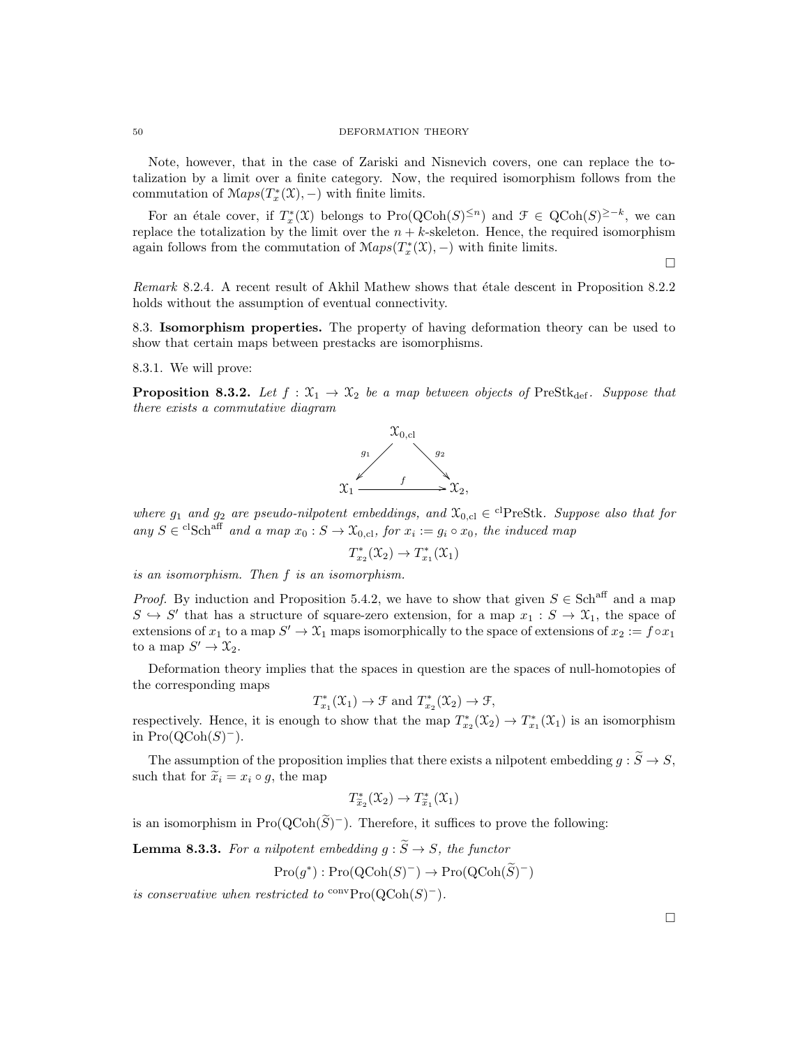Note, however, that in the case of Zariski and Nisnevich covers, one can replace the totalization by a limit over a finite category. Now, the required isomorphism follows from the commutation of $\mathcal{M}aps(T^*_x(\mathcal{X}), -)$ with finite limits.

For an étale cover, if $T^*_x(\mathcal{X})$ belongs to $\text{Pro}(\text{QCoh}(S)^{\leq n})$ and $\mathcal{F} \in \text{QCoh}(S)^{\geq -k}$, we can replace the totalization by the limit over the $n+k$-skeleton. Hence, the required isomorphism again follows from the commutation of $\mathcal{M}aps(T^*_x(\mathcal{X}), -)$ with finite limits.

□

*Remark* 8.2.4. A recent result of Akhil Mathew shows that étale descent in Proposition 8.2.2 holds without the assumption of eventual connectivity.

8.3. **Isomorphism properties.** The property of having deformation theory can be used to show that certain maps between prestacks are isomorphisms.

8.3.1. We will prove:

**Proposition 8.3.2.** *Let $f : \mathcal{X}_1 \to \mathcal{X}_2$ be a map between objects of $\text{PreStk}_{\text{def}}$. Suppose that there exists a commutative diagram*

$$\begin{array}{ccc} & \mathcal{X}_{0,\text{cl}} & \\ {\scriptstyle g_1} \swarrow & & \searrow {\scriptstyle g_2} \\ \mathcal{X}_1 & \xrightarrow{\quad f \quad} & \mathcal{X}_2, \end{array}$$

*where $g_1$ and $g_2$ are pseudo-nilpotent embeddings, and $\mathcal{X}_{0,\text{cl}} \in {}^{\text{cl}}\text{PreStk}$. Suppose also that for any $S \in {}^{\text{cl}}\text{Sch}^{\text{aff}}$ and a map $x_0 : S \to \mathcal{X}_{0,\text{cl}}$, for $x_i := g_i \circ x_0$, the induced map*

$$T^*_{x_2}(\mathcal{X}_2) \to T^*_{x_1}(\mathcal{X}_1)$$

*is an isomorphism. Then $f$ is an isomorphism.*

*Proof.* By induction and Proposition 5.4.2, we have to show that given $S \in \text{Sch}^{\text{aff}}$ and a map $S \hookrightarrow S'$ that has a structure of square-zero extension, for a map $x_1 : S \to \mathcal{X}_1$, the space of extensions of $x_1$ to a map $S' \to \mathcal{X}_1$ maps isomorphically to the space of extensions of $x_2 := f \circ x_1$ to a map $S' \to \mathcal{X}_2$.

Deformation theory implies that the spaces in question are the spaces of null-homotopies of the corresponding maps

$$T^*_{x_1}(\mathcal{X}_1) \to \mathcal{F} \text{ and } T^*_{x_2}(\mathcal{X}_2) \to \mathcal{F},$$

respectively. Hence, it is enough to show that the map $T^*_{x_2}(\mathcal{X}_2) \to T^*_{x_1}(\mathcal{X}_1)$ is an isomorphism in $\text{Pro}(\text{QCoh}(S)^-)$.

The assumption of the proposition implies that there exists a nilpotent embedding $g : \widetilde{S} \to S$, such that for $\widetilde{x}_i = x_i \circ g$, the map

$$T^*_{\widetilde{x}_2}(\mathcal{X}_2) \to T^*_{\widetilde{x}_1}(\mathcal{X}_1)$$

is an isomorphism in $\text{Pro}(\text{QCoh}(\widetilde{S})^-)$. Therefore, it suffices to prove the following:

**Lemma 8.3.3.** *For a nilpotent embedding $g : \widetilde{S} \to S$, the functor*

$$\text{Pro}(g^*) : \text{Pro}(\text{QCoh}(S)^-) \to \text{Pro}(\text{QCoh}(\widetilde{S})^-)$$

*is conservative when restricted to ${}^{\text{conv}}\text{Pro}(\text{QCoh}(S)^-)$.*

□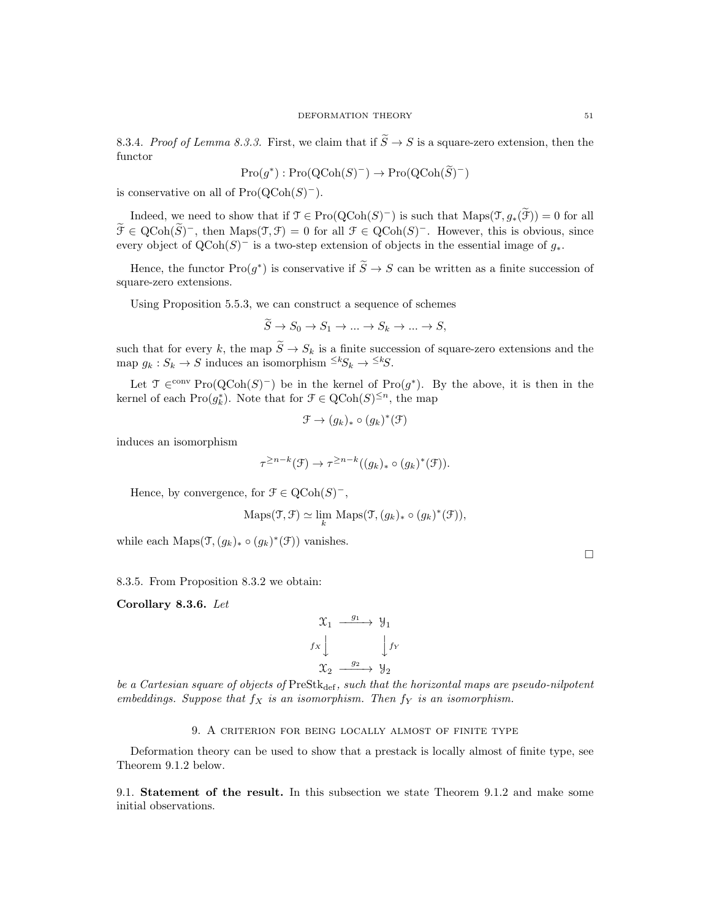8.3.4. *Proof of Lemma 8.3.3.* First, we claim that if $\widetilde{S} \to S$ is a square-zero extension, then the functor

$$\mathrm{Pro}(g^*) : \mathrm{Pro}(\mathrm{QCoh}(S)^-) \to \mathrm{Pro}(\mathrm{QCoh}(\widetilde{S})^-)$$

is conservative on all of $\mathrm{Pro}(\mathrm{QCoh}(S)^-)$.

Indeed, we need to show that if $\mathcal{T} \in \mathrm{Pro}(\mathrm{QCoh}(S)^-)$ is such that $\mathrm{Maps}(\mathcal{T}, g_*(\widetilde{\mathcal{F}})) = 0$ for all $\widetilde{\mathcal{F}} \in \mathrm{QCoh}(\widetilde{S})^-$, then $\mathrm{Maps}(\mathcal{T}, \mathcal{F}) = 0$ for all $\mathcal{F} \in \mathrm{QCoh}(S)^-$. However, this is obvious, since every object of $\mathrm{QCoh}(S)^-$ is a two-step extension of objects in the essential image of $g_*$.

Hence, the functor $\mathrm{Pro}(g^*)$ is conservative if $\widetilde{S} \to S$ can be written as a finite succession of square-zero extensions.

Using Proposition 5.5.3, we can construct a sequence of schemes

$$\widetilde{S} \to S_0 \to S_1 \to ... \to S_k \to ... \to S,$$

such that for every $k$, the map $\widetilde{S} \to S_k$ is a finite succession of square-zero extensions and the map $g_k : S_k \to S$ induces an isomorphism ${}^{\leq k}S_k \to {}^{\leq k}S$.

Let $\mathcal{T} \in^{\mathrm{conv}} \mathrm{Pro}(\mathrm{QCoh}(S)^-)$ be in the kernel of $\mathrm{Pro}(g^*)$. By the above, it is then in the kernel of each $\mathrm{Pro}(g_k^*)$. Note that for $\mathcal{F} \in \mathrm{QCoh}(S)^{\leq n}$, the map

$$\mathcal{F} \to (g_k)_* \circ (g_k)^*(\mathcal{F})$$

induces an isomorphism

$$\tau^{\geq n-k}(\mathcal{F}) \to \tau^{\geq n-k}((g_k)_* \circ (g_k)^*(\mathcal{F})).$$

Hence, by convergence, for $\mathcal{F} \in \mathrm{QCoh}(S)^-$,

$$\mathrm{Maps}(\mathcal{T}, \mathcal{F}) \simeq \lim_k \mathrm{Maps}(\mathcal{T}, (g_k)_* \circ (g_k)^*(\mathcal{F})),$$

while each $\mathrm{Maps}(\mathcal{T}, (g_k)_* \circ (g_k)^*(\mathcal{F}))$ vanishes.

□

8.3.5. From Proposition 8.3.2 we obtain:

**Corollary 8.3.6.** *Let*

$$\begin{array}{ccc} \mathcal{X}_1 & \xrightarrow{g_1} & \mathcal{Y}_1 \\ {\scriptstyle f_X}\downarrow & & \downarrow{\scriptstyle f_Y} \\ \mathcal{X}_2 & \xrightarrow{g_2} & \mathcal{Y}_2 \end{array}$$

*be a Cartesian square of objects of* $\mathrm{PreStk}_{\mathrm{def}}$*, such that the horizontal maps are pseudo-nilpotent embeddings. Suppose that $f_X$ is an isomorphism. Then $f_Y$ is an isomorphism.*

## 9. A criterion for being locally almost of finite type

Deformation theory can be used to show that a prestack is locally almost of finite type, see Theorem 9.1.2 below.

9.1. **Statement of the result.** In this subsection we state Theorem 9.1.2 and make some initial observations.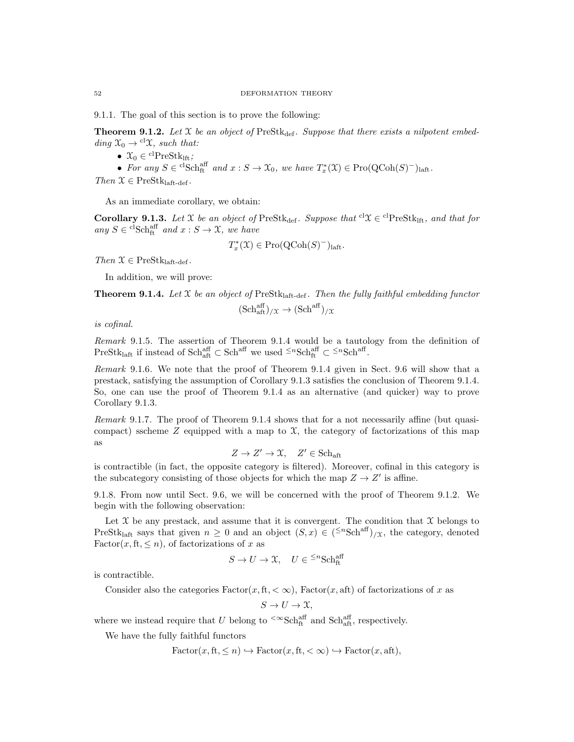9.1.1. The goal of this section is to prove the following:

**Theorem 9.1.2.** *Let $\mathcal{X}$ be an object of $\mathrm{PreStk}_{\mathrm{def}}$. Suppose that there exists a nilpotent embedding $\mathcal{X}_0 \to {}^{\mathrm{cl}}\mathcal{X}$, such that:*

- *$\mathcal{X}_0 \in {}^{\mathrm{cl}}\mathrm{PreStk}_{\mathrm{lft}}$;*
- *For any $S \in {}^{\mathrm{cl}}\mathrm{Sch}^{\mathrm{aff}}_{\mathrm{ft}}$ and $x : S \to \mathcal{X}_0$, we have $T^*_x(\mathcal{X}) \in \mathrm{Pro}(\mathrm{QCoh}(S)^-)_{\mathrm{laft}}$.*

*Then $\mathcal{X} \in \mathrm{PreStk}_{\mathrm{laft\text{-}def}}$.*

As an immediate corollary, we obtain:

**Corollary 9.1.3.** *Let $\mathcal{X}$ be an object of $\mathrm{PreStk}_{\mathrm{def}}$. Suppose that ${}^{\mathrm{cl}}\mathcal{X} \in {}^{\mathrm{cl}}\mathrm{PreStk}_{\mathrm{lft}}$, and that for any $S \in {}^{\mathrm{cl}}\mathrm{Sch}^{\mathrm{aff}}_{\mathrm{ft}}$ and $x : S \to \mathcal{X}$, we have*

$$T^*_x(\mathcal{X}) \in \mathrm{Pro}(\mathrm{QCoh}(S)^-)_{\mathrm{laft}}.$$

*Then $\mathcal{X} \in \mathrm{PreStk}_{\mathrm{laft\text{-}def}}$.*

In addition, we will prove:

**Theorem 9.1.4.** *Let $\mathcal{X}$ be an object of $\mathrm{PreStk}_{\mathrm{laft\text{-}def}}$. Then the fully faithful embedding functor*

$$(\mathrm{Sch}^{\mathrm{aff}}_{\mathrm{aft}})_{/\mathcal{X}} \to (\mathrm{Sch}^{\mathrm{aff}})_{/\mathcal{X}}$$

*is cofinal.*

*Remark* 9.1.5. The assertion of Theorem 9.1.4 would be a tautology from the definition of $\mathrm{PreStk}_{\mathrm{laft}}$ if instead of $\mathrm{Sch}^{\mathrm{aff}}_{\mathrm{aft}} \subset \mathrm{Sch}^{\mathrm{aff}}$ we used ${}^{\leq n}\mathrm{Sch}^{\mathrm{aff}}_{\mathrm{ft}} \subset {}^{\leq n}\mathrm{Sch}^{\mathrm{aff}}$.

*Remark* 9.1.6. We note that the proof of Theorem 9.1.4 given in Sect. 9.6 will show that a prestack, satisfying the assumption of Corollary 9.1.3 satisfies the conclusion of Theorem 9.1.4. So, one can use the proof of Theorem 9.1.4 as an alternative (and quicker) way to prove Corollary 9.1.3.

*Remark* 9.1.7. The proof of Theorem 9.1.4 shows that for a not necessarily affine (but quasi-compact) sscheme $Z$ equipped with a map to $\mathcal{X}$, the category of factorizations of this map as

$$Z \to Z' \to \mathcal{X}, \quad Z' \in \mathrm{Sch}_{\mathrm{aft}}$$

is contractible (in fact, the opposite category is filtered). Moreover, cofinal in this category is the subcategory consisting of those objects for which the map $Z \to Z'$ is affine.

9.1.8. From now until Sect. 9.6, we will be concerned with the proof of Theorem 9.1.2. We begin with the following observation:

Let $\mathcal{X}$ be any prestack, and assume that it is convergent. The condition that $\mathcal{X}$ belongs to $\mathrm{PreStk}_{\mathrm{laft}}$ says that given $n \geq 0$ and an object $(S, x) \in ({}^{\leq n}\mathrm{Sch}^{\mathrm{aff}})_{/\mathcal{X}}$, the category, denoted $\mathrm{Factor}(x, \mathrm{ft}, \leq n)$, of factorizations of $x$ as

$$S \to U \to \mathcal{X}, \quad U \in {}^{\leq n}\mathrm{Sch}^{\mathrm{aff}}_{\mathrm{ft}}$$

is contractible.

Consider also the categories $\mathrm{Factor}(x, \mathrm{ft}, < \infty)$, $\mathrm{Factor}(x, \mathrm{aft})$ of factorizations of $x$ as

$$S \to U \to \mathcal{X},$$

where we instead require that $U$ belong to ${}^{<\infty}\mathrm{Sch}^{\mathrm{aff}}_{\mathrm{ft}}$ and $\mathrm{Sch}^{\mathrm{aff}}_{\mathrm{aft}}$, respectively.

We have the fully faithful functors

$$\mathrm{Factor}(x, \mathrm{ft}, \leq n) \hookrightarrow \mathrm{Factor}(x, \mathrm{ft}, < \infty) \hookrightarrow \mathrm{Factor}(x, \mathrm{aft}),$$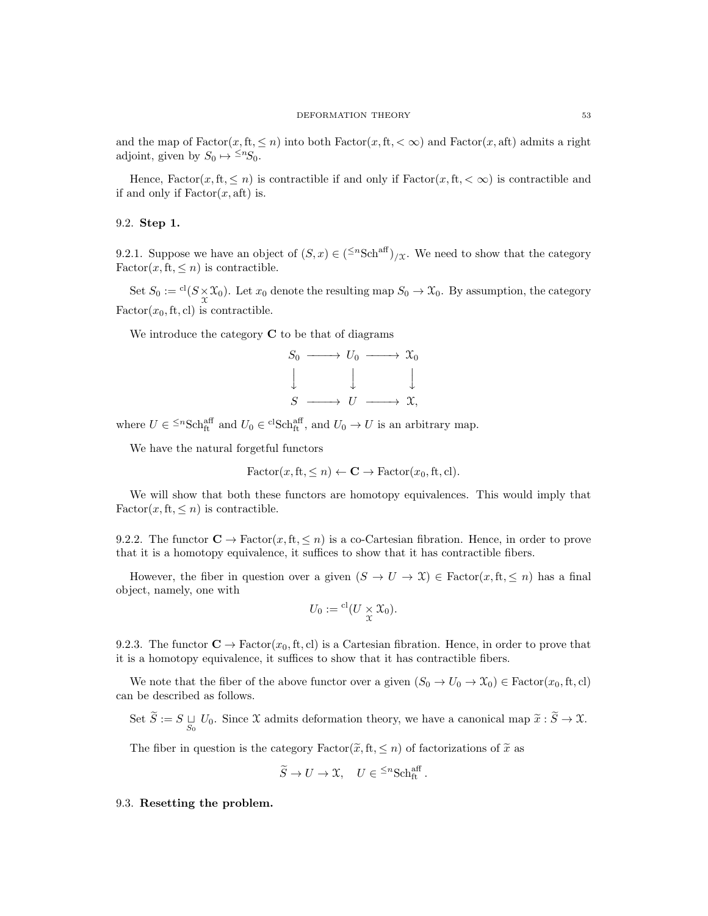and the map of $\text{Factor}(x, \text{ft}, \leq n)$ into both $\text{Factor}(x, \text{ft}, < \infty)$ and $\text{Factor}(x, \text{aft})$ admits a right adjoint, given by $S_0 \mapsto {}^{\leq n}S_0$.

Hence, $\text{Factor}(x, \text{ft}, \leq n)$ is contractible if and only if $\text{Factor}(x, \text{ft}, < \infty)$ is contractible and if and only if $\text{Factor}(x, \text{aft})$ is.

## 9.2. Step 1.

9.2.1. Suppose we have an object of $(S, x) \in ({}^{\leq n}\text{Sch}^{\text{aff}})_{/\mathcal{X}}$. We need to show that the category $\text{Factor}(x, \text{ft}, \leq n)$ is contractible.

Set $S_0 := {}^{\text{cl}}(S \underset{\mathcal{X}}{\times} \mathcal{X}_0)$. Let $x_0$ denote the resulting map $S_0 \to \mathcal{X}_0$. By assumption, the category $\text{Factor}(x_0, \text{ft}, \text{cl})$ is contractible.

We introduce the category $\mathbf{C}$ to be that of diagrams

$$
\begin{array}{ccccc}
S_0 & \longrightarrow & U_0 & \longrightarrow & \mathcal{X}_0 \\
\downarrow & & \downarrow & & \downarrow \\
S & \longrightarrow & U & \longrightarrow & \mathcal{X},
\end{array}
$$

where $U \in {}^{\leq n}\text{Sch}^{\text{aff}}_{\text{ft}}$ and $U_0 \in {}^{\text{cl}}\text{Sch}^{\text{aff}}_{\text{ft}}$, and $U_0 \to U$ is an arbitrary map.

We have the natural forgetful functors

$$\text{Factor}(x, \text{ft}, \leq n) \leftarrow \mathbf{C} \to \text{Factor}(x_0, \text{ft}, \text{cl}).$$

We will show that both these functors are homotopy equivalences. This would imply that $\text{Factor}(x, \text{ft}, \leq n)$ is contractible.

9.2.2. The functor $\mathbf{C} \to \text{Factor}(x, \text{ft}, \leq n)$ is a co-Cartesian fibration. Hence, in order to prove that it is a homotopy equivalence, it suffices to show that it has contractible fibers.

However, the fiber in question over a given $(S \to U \to \mathcal{X}) \in \text{Factor}(x, \text{ft}, \leq n)$ has a final object, namely, one with

$$U_0 := {}^{\text{cl}}(U \underset{\mathcal{X}}{\times} \mathcal{X}_0).$$

9.2.3. The functor $\mathbf{C} \to \text{Factor}(x_0, \text{ft}, \text{cl})$ is a Cartesian fibration. Hence, in order to prove that it is a homotopy equivalence, it suffices to show that it has contractible fibers.

We note that the fiber of the above functor over a given $(S_0 \to U_0 \to \mathcal{X}_0) \in \text{Factor}(x_0, \text{ft}, \text{cl})$ can be described as follows.

Set $\widetilde{S} := S \underset{S_0}{\sqcup} U_0$. Since $\mathcal{X}$ admits deformation theory, we have a canonical map $\widetilde{x} : \widetilde{S} \to \mathcal{X}$.

The fiber in question is the category $\text{Factor}(\widetilde{x}, \text{ft}, \leq n)$ of factorizations of $\widetilde{x}$ as

$$\widetilde{S} \to U \to \mathcal{X}, \quad U \in {}^{\leq n}\text{Sch}^{\text{aff}}_{\text{ft}}.$$

## 9.3. Resetting the problem.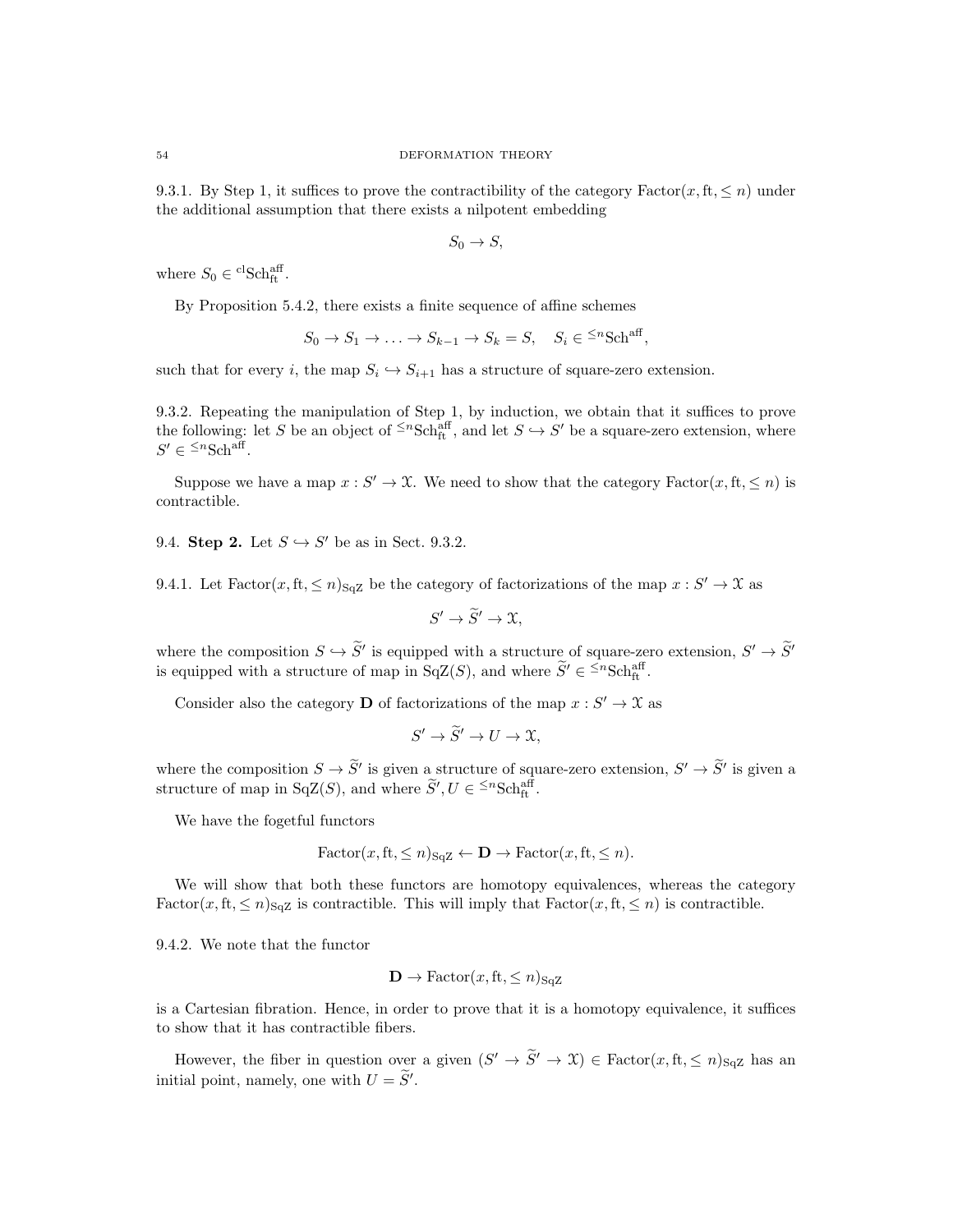9.3.1. By Step 1, it suffices to prove the contractibility of the category $\text{Factor}(x, \text{ft}, \leq n)$ under the additional assumption that there exists a nilpotent embedding

$$S_0 \to S,$$

where $S_0 \in {}^{\text{cl}}\text{Sch}^{\text{aff}}_{\text{ft}}$.

By Proposition 5.4.2, there exists a finite sequence of affine schemes

$$S_0 \to S_1 \to \ldots \to S_{k-1} \to S_k = S, \quad S_i \in {}^{\leq n}\text{Sch}^{\text{aff}},$$

such that for every $i$, the map $S_i \hookrightarrow S_{i+1}$ has a structure of square-zero extension.

9.3.2. Repeating the manipulation of Step 1, by induction, we obtain that it suffices to prove the following: let $S$ be an object of ${}^{\leq n}\text{Sch}^{\text{aff}}_{\text{ft}}$, and let $S \hookrightarrow S'$ be a square-zero extension, where $S' \in {}^{\leq n}\text{Sch}^{\text{aff}}$.

Suppose we have a map $x : S' \to \mathcal{X}$. We need to show that the category $\text{Factor}(x, \text{ft}, \leq n)$ is contractible.

9.4. **Step 2.** Let $S \hookrightarrow S'$ be as in Sect. 9.3.2.

9.4.1. Let $\text{Factor}(x, \text{ft}, \leq n)_{\text{SqZ}}$ be the category of factorizations of the map $x : S' \to \mathcal{X}$ as

$$S' \to \widetilde{S}' \to \mathcal{X},$$

where the composition $S \hookrightarrow \widetilde{S}'$ is equipped with a structure of square-zero extension, $S' \to \widetilde{S}'$ is equipped with a structure of map in $\text{SqZ}(S)$, and where $\widetilde{S}' \in {}^{\leq n}\text{Sch}^{\text{aff}}_{\text{ft}}$.

Consider also the category $\mathbf{D}$ of factorizations of the map $x : S' \to \mathcal{X}$ as

$$S' \to \widetilde{S}' \to U \to \mathcal{X},$$

where the composition $S \to \widetilde{S}'$ is given a structure of square-zero extension, $S' \to \widetilde{S}'$ is given a structure of map in $\text{SqZ}(S)$, and where $\widetilde{S}', U \in {}^{\leq n}\text{Sch}^{\text{aff}}_{\text{ft}}$.

We have the fogetful functors

$$\text{Factor}(x, \text{ft}, \leq n)_{\text{SqZ}} \leftarrow \mathbf{D} \to \text{Factor}(x, \text{ft}, \leq n).$$

We will show that both these functors are homotopy equivalences, whereas the category $\text{Factor}(x, \text{ft}, \leq n)_{\text{SqZ}}$ is contractible. This will imply that $\text{Factor}(x, \text{ft}, \leq n)$ is contractible.

9.4.2. We note that the functor

$$\mathbf{D} \to \text{Factor}(x, \text{ft}, \leq n)_{\text{SqZ}}$$

is a Cartesian fibration. Hence, in order to prove that it is a homotopy equivalence, it suffices to show that it has contractible fibers.

However, the fiber in question over a given $(S' \to \widetilde{S}' \to \mathcal{X}) \in \text{Factor}(x, \text{ft}, \leq n)_{\text{SqZ}}$ has an initial point, namely, one with $U = \widetilde{S}'$.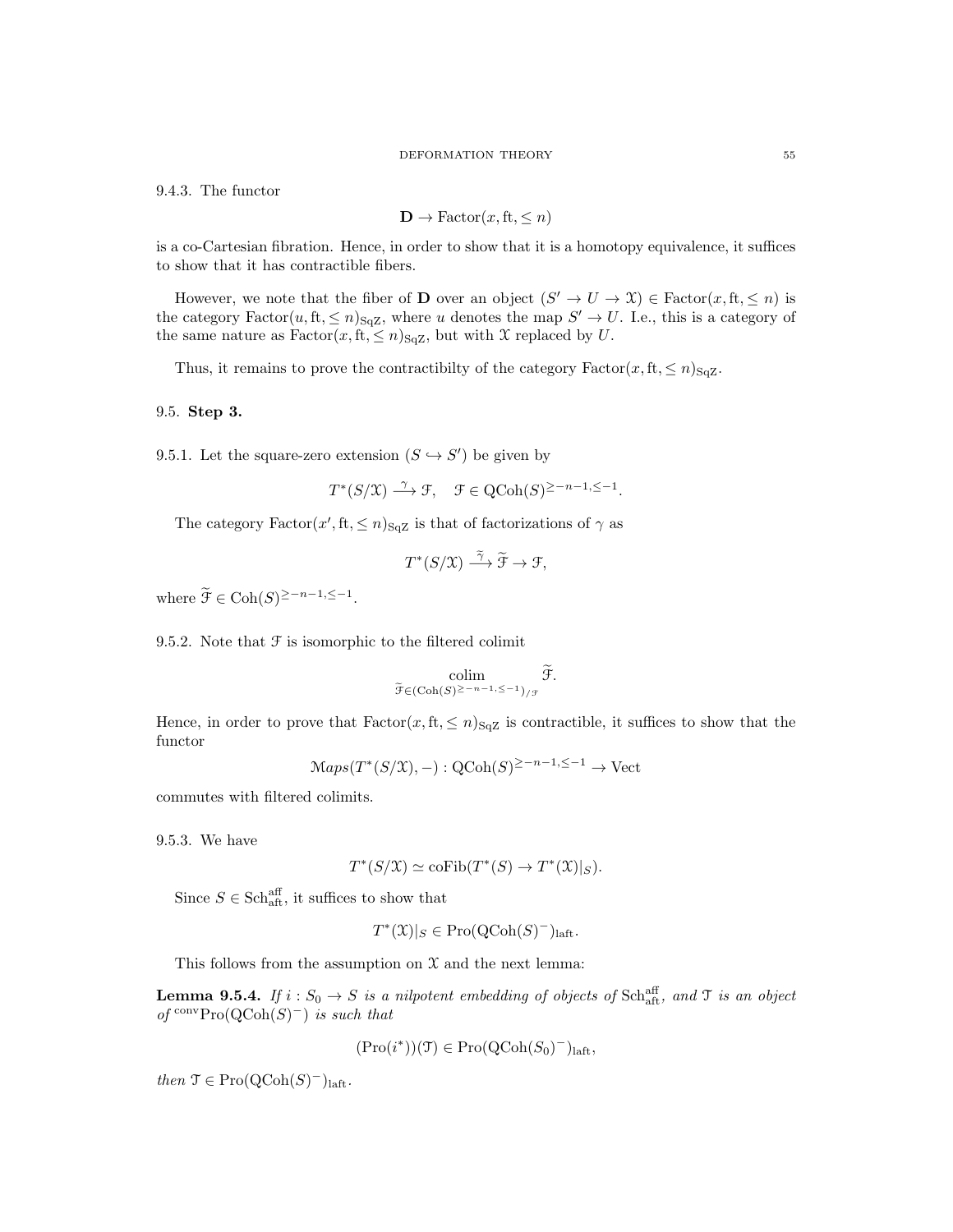9.4.3. The functor

$$\mathbf{D} \to \operatorname{Factor}(x, \mathrm{ft}, \leq n)$$

is a co-Cartesian fibration. Hence, in order to show that it is a homotopy equivalence, it suffices to show that it has contractible fibers.

However, we note that the fiber of $\mathbf{D}$ over an object $(S' \to U \to \mathcal{X}) \in \operatorname{Factor}(x, \mathrm{ft}, \leq n)$ is the category $\operatorname{Factor}(u, \mathrm{ft}, \leq n)_{\mathrm{SqZ}}$, where $u$ denotes the map $S' \to U$. I.e., this is a category of the same nature as $\operatorname{Factor}(x, \mathrm{ft}, \leq n)_{\mathrm{SqZ}}$, but with $\mathcal{X}$ replaced by $U$.

Thus, it remains to prove the contractibilty of the category $\operatorname{Factor}(x, \mathrm{ft}, \leq n)_{\mathrm{SqZ}}$.

## 9.5. Step 3.

9.5.1. Let the square-zero extension $(S \hookrightarrow S')$ be given by

$$T^*(S/\mathcal{X}) \xrightarrow{\gamma} \mathcal{F}, \quad \mathcal{F} \in \operatorname{QCoh}(S)^{\geq -n-1, \leq -1}.$$

The category $\operatorname{Factor}(x', \mathrm{ft}, \leq n)_{\mathrm{SqZ}}$ is that of factorizations of $\gamma$ as

$$T^*(S/\mathcal{X}) \xrightarrow{\widetilde{\gamma}} \widetilde{\mathcal{F}} \to \mathcal{F},$$

where $\widetilde{\mathcal{F}} \in \operatorname{Coh}(S)^{\geq -n-1, \leq -1}$.

9.5.2. Note that $\mathcal{F}$ is isomorphic to the filtered colimit

$$\underset{\widetilde{\mathcal{F}} \in (\operatorname{Coh}(S)^{\geq -n-1, \leq -1})_{/\mathcal{F}}}{\operatorname{colim}} \widetilde{\mathcal{F}}.$$

Hence, in order to prove that $\operatorname{Factor}(x, \mathrm{ft}, \leq n)_{\mathrm{SqZ}}$ is contractible, it suffices to show that the functor

$$\mathcal{M}aps(T^*(S/\mathcal{X}), -) : \operatorname{QCoh}(S)^{\geq -n-1, \leq -1} \to \operatorname{Vect}$$

commutes with filtered colimits.

9.5.3. We have

$$T^*(S/\mathcal{X}) \simeq \operatorname{coFib}(T^*(S) \to T^*(\mathcal{X})|_S).$$

Since $S \in \operatorname{Sch}^{\mathrm{aff}}_{\mathrm{aft}}$, it suffices to show that

$$T^*(\mathcal{X})|_S \in \operatorname{Pro}(\operatorname{QCoh}(S)^-)_{\mathrm{laft}}.$$

This follows from the assumption on $\mathcal{X}$ and the next lemma:

**Lemma 9.5.4.** *If $i : S_0 \to S$ is a nilpotent embedding of objects of $\operatorname{Sch}^{\mathrm{aff}}_{\mathrm{aft}}$, and $\mathcal{T}$ is an object of ${}^{\mathrm{conv}}\operatorname{Pro}(\operatorname{QCoh}(S)^-)$ is such that*

$$(\operatorname{Pro}(i^*))(\mathcal{T}) \in \operatorname{Pro}(\operatorname{QCoh}(S_0)^-)_{\mathrm{laft}},$$

*then $\mathcal{T} \in \operatorname{Pro}(\operatorname{QCoh}(S)^-)_{\mathrm{laft}}$.*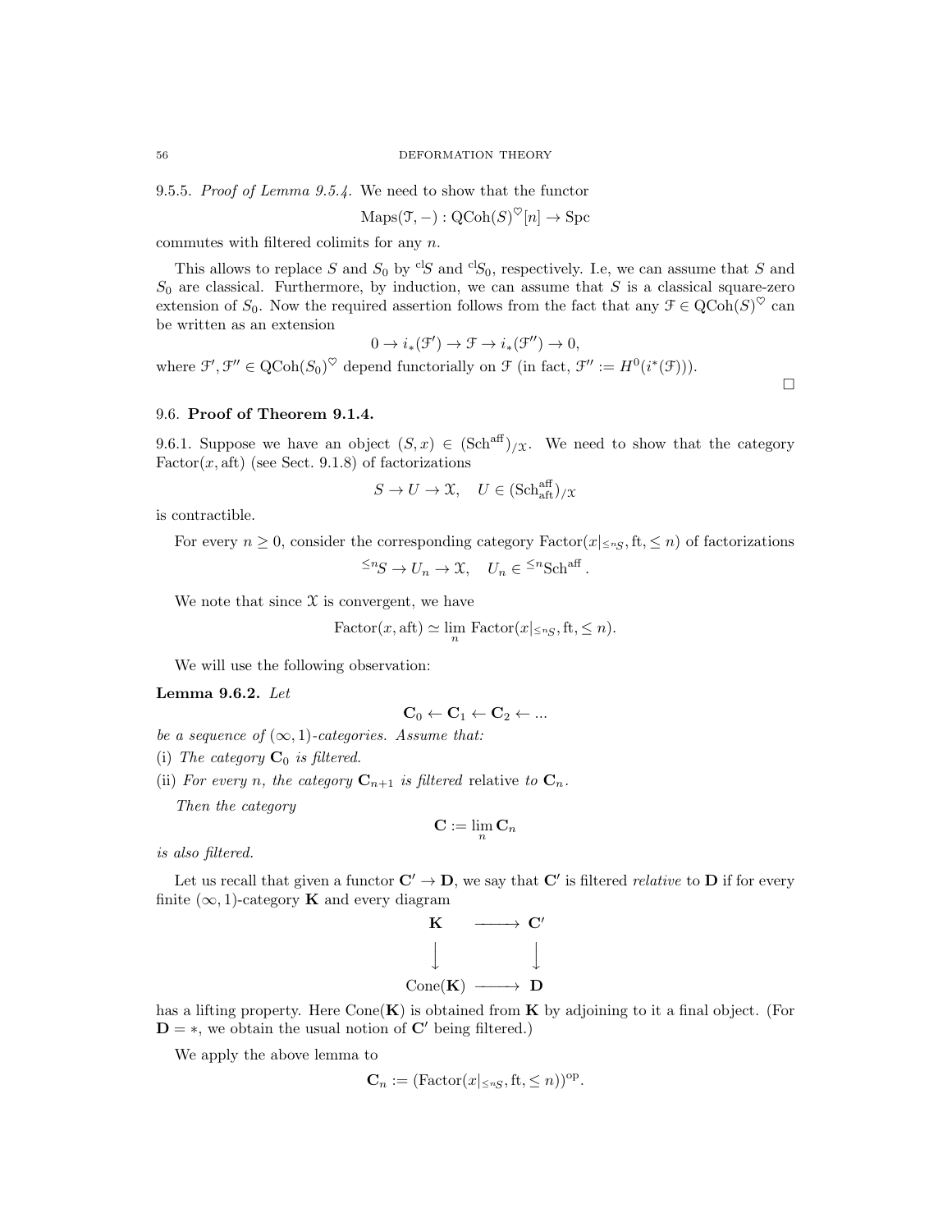9.5.5. *Proof of Lemma 9.5.4.* We need to show that the functor

$$\mathrm{Maps}(\mathcal{T}, -) : \mathrm{QCoh}(S)^{\heartsuit}[n] \to \mathrm{Spc}$$

commutes with filtered colimits for any $n$.

This allows to replace $S$ and $S_0$ by ${}^{cl}S$ and ${}^{cl}S_0$, respectively. I.e, we can assume that $S$ and $S_0$ are classical. Furthermore, by induction, we can assume that $S$ is a classical square-zero extension of $S_0$. Now the required assertion follows from the fact that any $\mathcal{F} \in \mathrm{QCoh}(S)^{\heartsuit}$ can be written as an extension

$$0 \to i_*(\mathcal{F}') \to \mathcal{F} \to i_*(\mathcal{F}'') \to 0,$$

where $\mathcal{F}', \mathcal{F}'' \in \mathrm{QCoh}(S_0)^{\heartsuit}$ depend functorially on $\mathcal{F}$ (in fact, $\mathcal{F}'' := H^0(i^*(\mathcal{F}))$).

□

## 9.6. Proof of Theorem 9.1.4.

9.6.1. Suppose we have an object $(S, x) \in (\mathrm{Sch}^{\mathrm{aff}})_{/\mathcal{X}}$. We need to show that the category $\mathrm{Factor}(x, \mathrm{aft})$ (see Sect. 9.1.8) of factorizations

$$S \to U \to \mathcal{X}, \quad U \in (\mathrm{Sch}^{\mathrm{aff}}_{\mathrm{aft}})_{/\mathcal{X}}$$

is contractible.

For every $n \geq 0$, consider the corresponding category $\mathrm{Factor}(x|_{\leq n S}, \mathrm{ft}, \leq n)$ of factorizations

$${}^{\leq n}S \to U_n \to \mathcal{X}, \quad U_n \in {}^{\leq n}\mathrm{Sch}^{\mathrm{aff}}.$$

We note that since $\mathcal{X}$ is convergent, we have

$$\mathrm{Factor}(x, \mathrm{aft}) \simeq \lim_n \mathrm{Factor}(x|_{\leq n S}, \mathrm{ft}, \leq n).$$

We will use the following observation:

**Lemma 9.6.2.** *Let*

$$\mathbf{C}_0 \leftarrow \mathbf{C}_1 \leftarrow \mathbf{C}_2 \leftarrow ...$$

*be a sequence of $(\infty, 1)$-categories. Assume that:*

(i) *The category $\mathbf{C}_0$ is filtered.*

(ii) *For every $n$, the category $\mathbf{C}_{n+1}$ is filtered* relative *to $\mathbf{C}_n$.*

*Then the category*

$$\mathbf{C} := \lim_n \mathbf{C}_n$$

*is also filtered.*

Let us recall that given a functor $\mathbf{C}' \to \mathbf{D}$, we say that $\mathbf{C}'$ is filtered *relative* to $\mathbf{D}$ if for every finite $(\infty, 1)$-category $\mathbf{K}$ and every diagram

$$\begin{array}{ccc} \mathbf{K} & \longrightarrow & \mathbf{C}' \\ \downarrow & & \downarrow \\ \mathrm{Cone}(\mathbf{K}) & \longrightarrow & \mathbf{D} \end{array}$$

has a lifting property. Here $\mathrm{Cone}(\mathbf{K})$ is obtained from $\mathbf{K}$ by adjoining to it a final object. (For $\mathbf{D} = *$, we obtain the usual notion of $\mathbf{C}'$ being filtered.)

We apply the above lemma to

$$\mathbf{C}_n := (\mathrm{Factor}(x|_{\leq n S}, \mathrm{ft}, \leq n))^{\mathrm{op}}.$$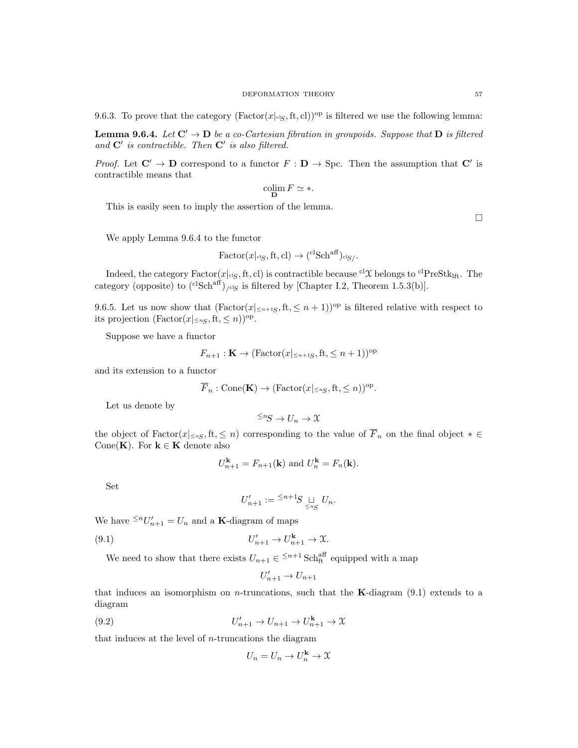9.6.3. To prove that the category $(\text{Factor}(x|_{^{\text{cl}}S}, \text{ft}, \text{cl}))^{\text{op}}$ is filtered we use the following lemma:

**Lemma 9.6.4.** *Let $\mathbf{C}' \to \mathbf{D}$ be a co-Cartesian fibration in groupoids. Suppose that $\mathbf{D}$ is filtered and $\mathbf{C}'$ is contractible. Then $\mathbf{C}'$ is also filtered.*

*Proof.* Let $\mathbf{C}' \to \mathbf{D}$ correspond to a functor $F : \mathbf{D} \to \text{Spc}$. Then the assumption that $\mathbf{C}'$ is contractible means that

$$\underset{\mathbf{D}}{\text{colim}}\, F \simeq *.$$

This is easily seen to imply the assertion of the lemma.

□

We apply Lemma 9.6.4 to the functor

$$\text{Factor}(x|_{^{\text{cl}}S}, \text{ft}, \text{cl}) \to ({}^{\text{cl}}\text{Sch}^{\text{aff}})_{^{\text{cl}}S/}.$$

Indeed, the category $\text{Factor}(x|_{^{\text{cl}}S}, \text{ft}, \text{cl})$ is contractible because ${}^{\text{cl}}\mathcal{X}$ belongs to ${}^{\text{cl}}\text{PreStk}_{\text{lft}}$. The category (opposite) to $({}^{\text{cl}}\text{Sch}^{\text{aff}})_{/^{\text{cl}}S}$ is filtered by [Chapter I.2, Theorem 1.5.3(b)].

9.6.5. Let us now show that $(\text{Factor}(x|_{\leq n+1S}, \text{ft}, \leq n+1))^{\text{op}}$ is filtered relative with respect to its projection $(\text{Factor}(x|_{\leq nS}, \text{ft}, \leq n))^{\text{op}}$.

Suppose we have a functor

$$F_{n+1} : \mathbf{K} \to (\text{Factor}(x|_{\leq n+1S}, \text{ft}, \leq n+1))^{\text{op}}$$

and its extension to a functor

$$\overline{F}_n : \text{Cone}(\mathbf{K}) \to (\text{Factor}(x|_{\leq nS}, \text{ft}, \leq n))^{\text{op}}.$$

Let us denote by

$${}^{\leq n}S \to U_n \to \mathcal{X}$$

the object of $\text{Factor}(x|_{\leq nS}, \text{ft}, \leq n)$ corresponding to the value of $\overline{F}_n$ on the final object $* \in \text{Cone}(\mathbf{K})$. For $\mathbf{k} \in \mathbf{K}$ denote also

$$U^{\mathbf{k}}_{n+1} = F_{n+1}(\mathbf{k}) \text{ and } U^{\mathbf{k}}_n = F_n(\mathbf{k}).$$

Set

$$U'_{n+1} := {}^{\leq n+1}S \underset{{}^{\leq n}S}{\sqcup} U_n.$$

We have ${}^{\leq n}U'_{n+1} = U_n$ and a $\mathbf{K}$-diagram of maps

$$U'_{n+1} \to U^{\mathbf{k}}_{n+1} \to \mathcal{X}. \tag{9.1}$$

We need to show that there exists $U_{n+1} \in {}^{\leq n+1}\text{Sch}^{\text{aff}}_{\text{ft}}$ equipped with a map

$$U'_{n+1} \to U_{n+1}$$

that induces an isomorphism on $n$-truncations, such that the $\mathbf{K}$-diagram (9.1) extends to a diagram

$$U'_{n+1} \to U_{n+1} \to U^{\mathbf{k}}_{n+1} \to \mathcal{X} \tag{9.2}$$

that induces at the level of $n$-truncations the diagram

$$U_n = U_n \to U^{\mathbf{k}}_n \to \mathcal{X}$$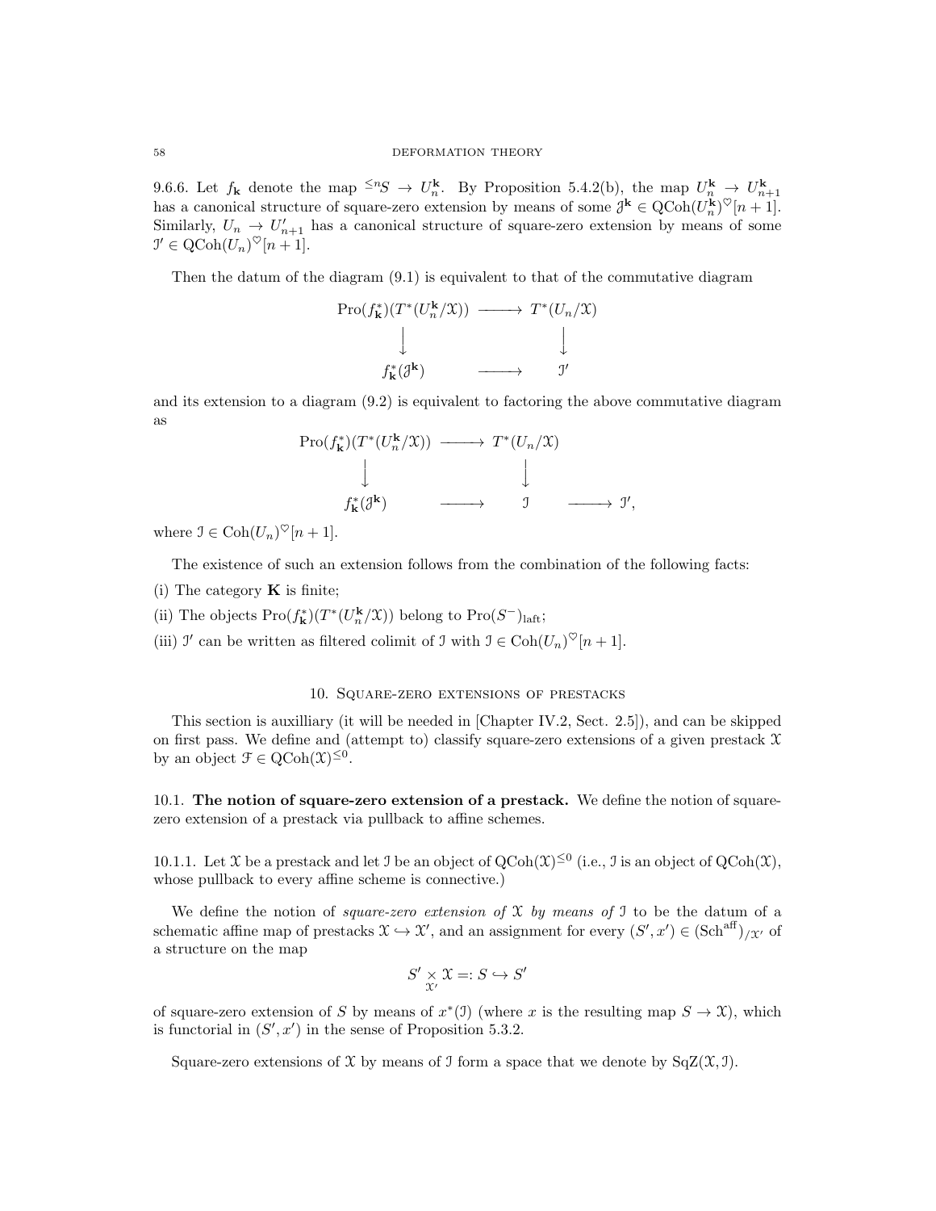9.6.6. Let $f_{\mathbf{k}}$ denote the map ${}^{\leq n}S \to U_n^{\mathbf{k}}$. By Proposition 5.4.2(b), the map $U_n^{\mathbf{k}} \to U_{n+1}^{\mathbf{k}}$ has a canonical structure of square-zero extension by means of some $\mathcal{J}^{\mathbf{k}} \in \mathrm{QCoh}(U_n^{\mathbf{k}})^{\heartsuit}[n+1]$. Similarly, $U_n \to U'_{n+1}$ has a canonical structure of square-zero extension by means of some $\mathcal{I}' \in \mathrm{QCoh}(U_n)^{\heartsuit}[n+1]$.

Then the datum of the diagram (9.1) is equivalent to that of the commutative diagram

$$\begin{array}{ccc} \mathrm{Pro}(f_{\mathbf{k}}^*)(T^*(U_n^{\mathbf{k}}/\mathcal{X})) & \longrightarrow & T^*(U_n/\mathcal{X}) \\ \downarrow & & \downarrow \\ f_{\mathbf{k}}^*(\mathcal{J}^{\mathbf{k}}) & \longrightarrow & \mathcal{I}' \end{array}$$

and its extension to a diagram (9.2) is equivalent to factoring the above commutative diagram as

$$\begin{array}{ccccc} \mathrm{Pro}(f_{\mathbf{k}}^*)(T^*(U_n^{\mathbf{k}}/\mathcal{X})) & \longrightarrow & T^*(U_n/\mathcal{X}) & & \\ \downarrow & & \downarrow & & \\ f_{\mathbf{k}}^*(\mathcal{J}^{\mathbf{k}}) & \longrightarrow & \mathcal{I} & \longrightarrow & \mathcal{I}', \end{array}$$

where $\mathcal{I} \in \mathrm{Coh}(U_n)^{\heartsuit}[n+1]$.

The existence of such an extension follows from the combination of the following facts:

(i) The category $\mathbf{K}$ is finite;

(ii) The objects $\mathrm{Pro}(f_{\mathbf{k}}^*)(T^*(U_n^{\mathbf{k}}/\mathcal{X}))$ belong to $\mathrm{Pro}(S^-)_{\mathrm{laft}}$;

(iii) $\mathcal{I}'$ can be written as filtered colimit of $\mathcal{I}$ with $\mathcal{I} \in \mathrm{Coh}(U_n)^{\heartsuit}[n+1]$.

## 10. Square-zero extensions of prestacks

This section is auxilliary (it will be needed in [Chapter IV.2, Sect. 2.5]), and can be skipped on first pass. We define and (attempt to) classify square-zero extensions of a given prestack $\mathcal{X}$ by an object $\mathcal{F} \in \mathrm{QCoh}(\mathcal{X})^{\leq 0}$.

### 10.1. The notion of square-zero extension of a prestack.

We define the notion of square-zero extension of a prestack via pullback to affine schemes.

10.1.1. Let $\mathcal{X}$ be a prestack and let $\mathcal{I}$ be an object of $\mathrm{QCoh}(\mathcal{X})^{\leq 0}$ (i.e., $\mathcal{I}$ is an object of $\mathrm{QCoh}(\mathcal{X})$, whose pullback to every affine scheme is connective.)

We define the notion of *square-zero extension of* $\mathcal{X}$ *by means of* $\mathcal{I}$ to be the datum of a schematic affine map of prestacks $\mathcal{X} \hookrightarrow \mathcal{X}'$, and an assignment for every $(S', x') \in (\mathrm{Sch}^{\mathrm{aff}})_{/\mathcal{X}'}$ of a structure on the map

$$S' \underset{\mathcal{X}'}{\times} \mathcal{X} =: S \hookrightarrow S'$$

of square-zero extension of $S$ by means of $x^*(\mathcal{I})$ (where $x$ is the resulting map $S \to \mathcal{X}$), which is functorial in $(S', x')$ in the sense of Proposition 5.3.2.

Square-zero extensions of $\mathcal{X}$ by means of $\mathcal{I}$ form a space that we denote by $\mathrm{SqZ}(\mathcal{X}, \mathcal{I})$.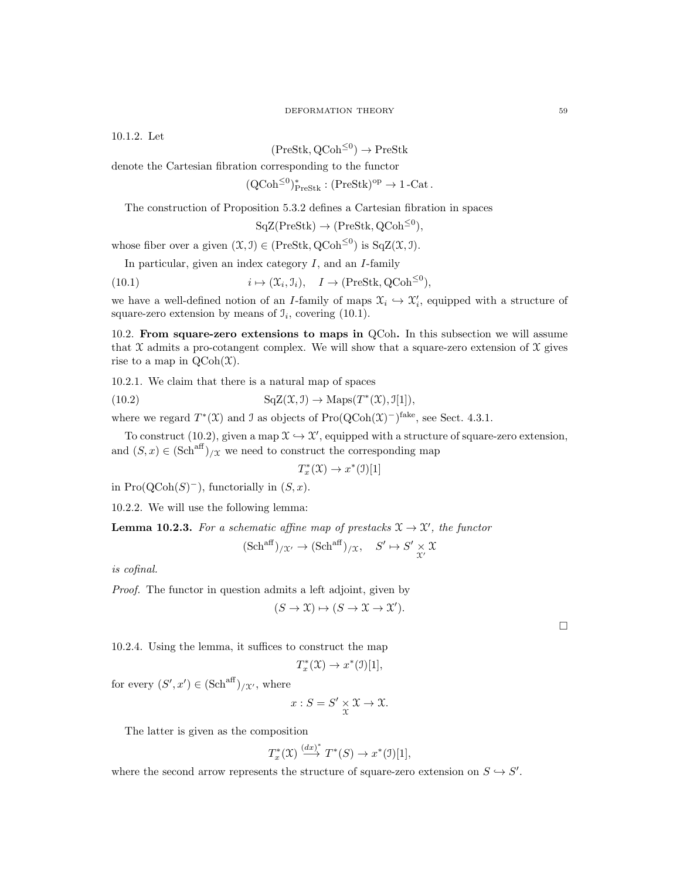10.1.2. Let

$$(\mathrm{PreStk}, \mathrm{QCoh}^{\leq 0}) \to \mathrm{PreStk}$$

denote the Cartesian fibration corresponding to the functor

$$(\mathrm{QCoh}^{\leq 0})^*_{\mathrm{PreStk}} : (\mathrm{PreStk})^{\mathrm{op}} \to 1\text{-}\mathrm{Cat}\,.$$

The construction of Proposition 5.3.2 defines a Cartesian fibration in spaces

$$\mathrm{SqZ}(\mathrm{PreStk}) \to (\mathrm{PreStk}, \mathrm{QCoh}^{\leq 0}),$$

whose fiber over a given $(\mathcal{X}, \mathcal{I}) \in (\mathrm{PreStk}, \mathrm{QCoh}^{\leq 0})$ is $\mathrm{SqZ}(\mathcal{X}, \mathcal{I})$.

In particular, given an index category $I$, and an $I$-family

$$i \mapsto (\mathcal{X}_i, \mathcal{I}_i), \quad I \to (\mathrm{PreStk}, \mathrm{QCoh}^{\leq 0}), \tag{10.1}$$

we have a well-defined notion of an $I$-family of maps $\mathcal{X}_i \hookrightarrow \mathcal{X}'_i$, equipped with a structure of square-zero extension by means of $\mathcal{I}_i$, covering (10.1).

10.2. **From square-zero extensions to maps in** QCoh. In this subsection we will assume that $\mathcal{X}$ admits a pro-cotangent complex. We will show that a square-zero extension of $\mathcal{X}$ gives rise to a map in $\mathrm{QCoh}(\mathcal{X})$.

10.2.1. We claim that there is a natural map of spaces

$$\mathrm{SqZ}(\mathcal{X}, \mathcal{I}) \to \mathrm{Maps}(T^*(\mathcal{X}), \mathcal{I}[1]), \tag{10.2}$$

where we regard $T^*(\mathcal{X})$ and $\mathcal{I}$ as objects of $\mathrm{Pro}(\mathrm{QCoh}(\mathcal{X})^-)^{\mathrm{fake}}$, see Sect. 4.3.1.

To construct (10.2), given a map $\mathcal{X} \hookrightarrow \mathcal{X}'$, equipped with a structure of square-zero extension, and $(S, x) \in (\mathrm{Sch}^{\mathrm{aff}})_{/\mathcal{X}}$ we need to construct the corresponding map

$$T^*_x(\mathcal{X}) \to x^*(\mathcal{I})[1]$$

in $\mathrm{Pro}(\mathrm{QCoh}(S)^-)$, functorially in $(S, x)$.

10.2.2. We will use the following lemma:

**Lemma 10.2.3.** *For a schematic affine map of prestacks $\mathcal{X} \to \mathcal{X}'$, the functor*

$$(\mathrm{Sch}^{\mathrm{aff}})_{/\mathcal{X}'} \to (\mathrm{Sch}^{\mathrm{aff}})_{/\mathcal{X}}, \quad S' \mapsto S' \underset{\mathcal{X}'}{\times} \mathcal{X}$$

*is cofinal.*

*Proof.* The functor in question admits a left adjoint, given by

$$(S \to \mathcal{X}) \mapsto (S \to \mathcal{X} \to \mathcal{X}').$$

$\square$

10.2.4. Using the lemma, it suffices to construct the map

$$T^*_x(\mathcal{X}) \to x^*(\mathcal{I})[1],$$

for every $(S', x') \in (\mathrm{Sch}^{\mathrm{aff}})_{/\mathcal{X}'}$, where

$$x : S = S' \underset{\mathcal{X}}{\times} \mathcal{X} \to \mathcal{X}.$$

The latter is given as the composition

$$T^*_x(\mathcal{X}) \xrightarrow{(dx)^*} T^*(S) \to x^*(\mathcal{I})[1],$$

where the second arrow represents the structure of square-zero extension on $S \hookrightarrow S'$.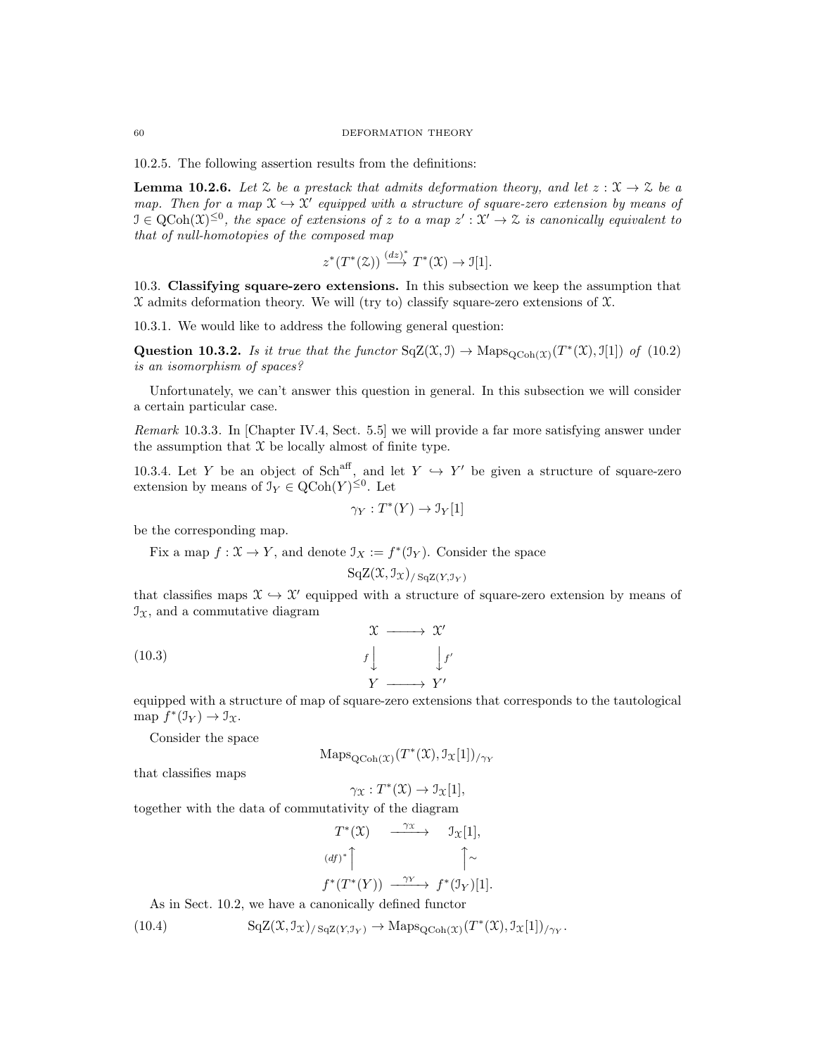10.2.5. The following assertion results from the definitions:

**Lemma 10.2.6.** *Let $\mathcal{Z}$ be a prestack that admits deformation theory, and let $z : \mathcal{X} \to \mathcal{Z}$ be a map. Then for a map $\mathcal{X} \hookrightarrow \mathcal{X}'$ equipped with a structure of square-zero extension by means of $\mathcal{I} \in \mathrm{QCoh}(\mathcal{X})^{\leq 0}$, the space of extensions of $z$ to a map $z' : \mathcal{X}' \to \mathcal{Z}$ is canonically equivalent to that of null-homotopies of the composed map*

$$z^*(T^*(\mathcal{Z})) \xrightarrow{(dz)^*} T^*(\mathcal{X}) \to \mathcal{I}[1].$$

## 10.3. Classifying square-zero extensions.

In this subsection we keep the assumption that $\mathcal{X}$ admits deformation theory. We will (try to) classify square-zero extensions of $\mathcal{X}$.

10.3.1. We would like to address the following general question:

**Question 10.3.2.** *Is it true that the functor $\mathrm{SqZ}(\mathcal{X}, \mathcal{I}) \to \mathrm{Maps}_{\mathrm{QCoh}(\mathcal{X})}(T^*(\mathcal{X}), \mathcal{I}[1])$ of* (10.2) *is an isomorphism of spaces?*

Unfortunately, we can't answer this question in general. In this subsection we will consider a certain particular case.

*Remark* 10.3.3. In [Chapter IV.4, Sect. 5.5] we will provide a far more satisfying answer under the assumption that $\mathcal{X}$ be locally almost of finite type.

10.3.4. Let $Y$ be an object of $\mathrm{Sch}^{\mathrm{aff}}$, and let $Y \hookrightarrow Y'$ be given a structure of square-zero extension by means of $\mathcal{I}_Y \in \mathrm{QCoh}(Y)^{\leq 0}$. Let

$$\gamma_Y : T^*(Y) \to \mathcal{I}_Y[1]$$

be the corresponding map.

Fix a map $f : \mathcal{X} \to Y$, and denote $\mathcal{I}_X := f^*(\mathcal{I}_Y)$. Consider the space

$$\mathrm{SqZ}(\mathcal{X}, \mathcal{I}_{\mathcal{X}})_{/\,\mathrm{SqZ}(Y, \mathcal{I}_Y)}$$

that classifies maps $\mathcal{X} \hookrightarrow \mathcal{X}'$ equipped with a structure of square-zero extension by means of $\mathcal{I}_{\mathcal{X}}$, and a commutative diagram

$$\begin{array}{ccc} \mathcal{X} & \longrightarrow & \mathcal{X}' \\ {\scriptstyle f}\downarrow & & \downarrow{\scriptstyle f'} \\ Y & \longrightarrow & Y' \end{array} \tag{10.3}$$

equipped with a structure of map of square-zero extensions that corresponds to the tautological map $f^*(\mathcal{I}_Y) \to \mathcal{I}_{\mathcal{X}}$.

Consider the space

$$\mathrm{Maps}_{\mathrm{QCoh}(\mathcal{X})}(T^*(\mathcal{X}), \mathcal{I}_{\mathcal{X}}[1])_{/\gamma_Y}$$

that classifies maps

$$\gamma_{\mathcal{X}} : T^*(\mathcal{X}) \to \mathcal{I}_{\mathcal{X}}[1],$$

together with the data of commutativity of the diagram

$$\begin{array}{ccc} T^*(\mathcal{X}) & \xrightarrow{\gamma_{\mathcal{X}}} & \mathcal{I}_{\mathcal{X}}[1], \\ {\scriptstyle (df)^*}\uparrow & & \uparrow{\scriptstyle \sim} \\ f^*(T^*(Y)) & \xrightarrow{\gamma_Y} & f^*(\mathcal{I}_Y)[1]. \end{array}$$

As in Sect. 10.2, we have a canonically defined functor

$$\mathrm{SqZ}(\mathcal{X}, \mathcal{I}_{\mathcal{X}})_{/\,\mathrm{SqZ}(Y, \mathcal{I}_Y)} \to \mathrm{Maps}_{\mathrm{QCoh}(\mathcal{X})}(T^*(\mathcal{X}), \mathcal{I}_{\mathcal{X}}[1])_{/\gamma_Y}. \tag{10.4}$$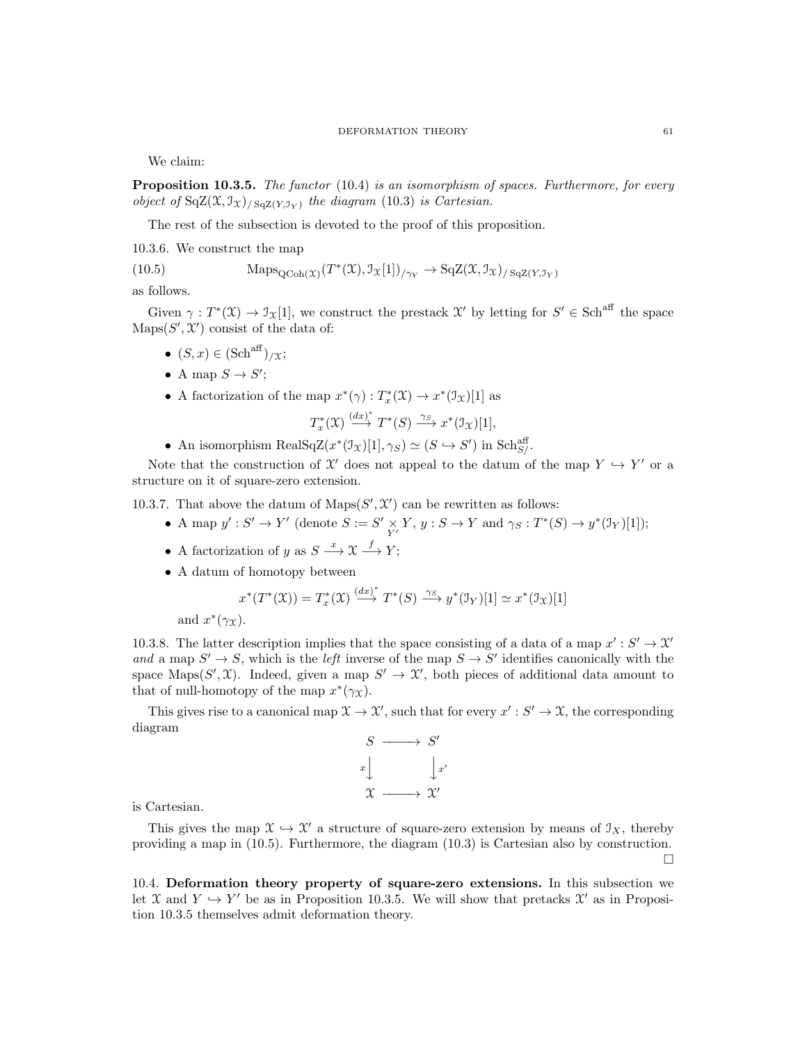We claim:

**Proposition 10.3.5.** *The functor* (10.4) *is an isomorphism of spaces. Furthermore, for every object of* $\mathrm{SqZ}(\mathcal{X}, \mathcal{I}_{\mathcal{X}})_{/\,\mathrm{SqZ}(Y,\mathcal{I}_Y)}$ *the diagram* (10.3) *is Cartesian.*

The rest of the subsection is devoted to the proof of this proposition.

10.3.6. We construct the map

$$\mathrm{Maps}_{\mathrm{QCoh}(\mathcal{X})}(T^*(\mathcal{X}), \mathcal{I}_{\mathcal{X}}[1])_{/\gamma_Y} \to \mathrm{SqZ}(\mathcal{X}, \mathcal{I}_{\mathcal{X}})_{/\,\mathrm{SqZ}(Y,\mathcal{I}_Y)} \tag{10.5}$$

as follows.

Given $\gamma : T^*(\mathcal{X}) \to \mathcal{I}_{\mathcal{X}}[1]$, we construct the prestack $\mathcal{X}'$ by letting for $S' \in \mathrm{Sch}^{\mathrm{aff}}$ the space $\mathrm{Maps}(S', \mathcal{X}')$ consist of the data of:

- $(S, x) \in (\mathrm{Sch}^{\mathrm{aff}})_{/\mathcal{X}}$;
- A map $S \to S'$;
- A factorization of the map $x^*(\gamma) : T^*_x(\mathcal{X}) \to x^*(\mathcal{I}_{\mathcal{X}})[1]$ as
$$T^*_x(\mathcal{X}) \overset{(dx)^*}{\longrightarrow} T^*(S) \overset{\gamma_S}{\longrightarrow} x^*(\mathcal{I}_{\mathcal{X}})[1],$$
- An isomorphism $\mathrm{RealSqZ}(x^*(\mathcal{I}_{\mathcal{X}})[1], \gamma_S) \simeq (S \hookrightarrow S')$ in $\mathrm{Sch}^{\mathrm{aff}}_{S/}$.

Note that the construction of $\mathcal{X}'$ does not appeal to the datum of the map $Y \hookrightarrow Y'$ or a structure on it of square-zero extension.

10.3.7. That above the datum of $\mathrm{Maps}(S', \mathcal{X}')$ can be rewritten as follows:

- A map $y' : S' \to Y'$ (denote $S := S' \underset{Y'}{\times} Y$, $y : S \to Y$ and $\gamma_S : T^*(S) \to y^*(\mathcal{I}_Y)[1]$);
- A factorization of $y$ as $S \overset{x}{\longrightarrow} \mathcal{X} \overset{f}{\longrightarrow} Y$;
- A datum of homotopy between
$$x^*(T^*(\mathcal{X})) = T^*_x(\mathcal{X}) \overset{(dx)^*}{\longrightarrow} T^*(S) \overset{\gamma_S}{\longrightarrow} y^*(\mathcal{I}_Y)[1] \simeq x^*(\mathcal{I}_{\mathcal{X}})[1]$$
and $x^*(\gamma_{\mathcal{X}})$.

10.3.8. The latter description implies that the space consisting of a data of a map $x' : S' \to \mathcal{X}'$ *and* a map $S' \to S$, which is the *left* inverse of the map $S \to S'$ identifies canonically with the space $\mathrm{Maps}(S', \mathcal{X})$. Indeed, given a map $S' \to \mathcal{X}'$, both pieces of additional data amount to that of null-homotopy of the map $x^*(\gamma_{\mathcal{X}})$.

This gives rise to a canonical map $\mathcal{X} \to \mathcal{X}'$, such that for every $x' : S' \to \mathcal{X}$, the corresponding diagram

$$\begin{array}{ccc} S & \longrightarrow & S' \\ {\scriptstyle x}\downarrow & & \downarrow{\scriptstyle x'} \\ \mathcal{X} & \longrightarrow & \mathcal{X}' \end{array}$$

is Cartesian.

This gives the map $\mathcal{X} \hookrightarrow \mathcal{X}'$ a structure of square-zero extension by means of $\mathcal{I}_X$, thereby providing a map in (10.5). Furthermore, the diagram (10.3) is Cartesian also by construction. $\square$

10.4. **Deformation theory property of square-zero extensions.** In this subsection we let $\mathcal{X}$ and $Y \hookrightarrow Y'$ be as in Proposition 10.3.5. We will show that pretacks $\mathcal{X}'$ as in Proposition 10.3.5 themselves admit deformation theory.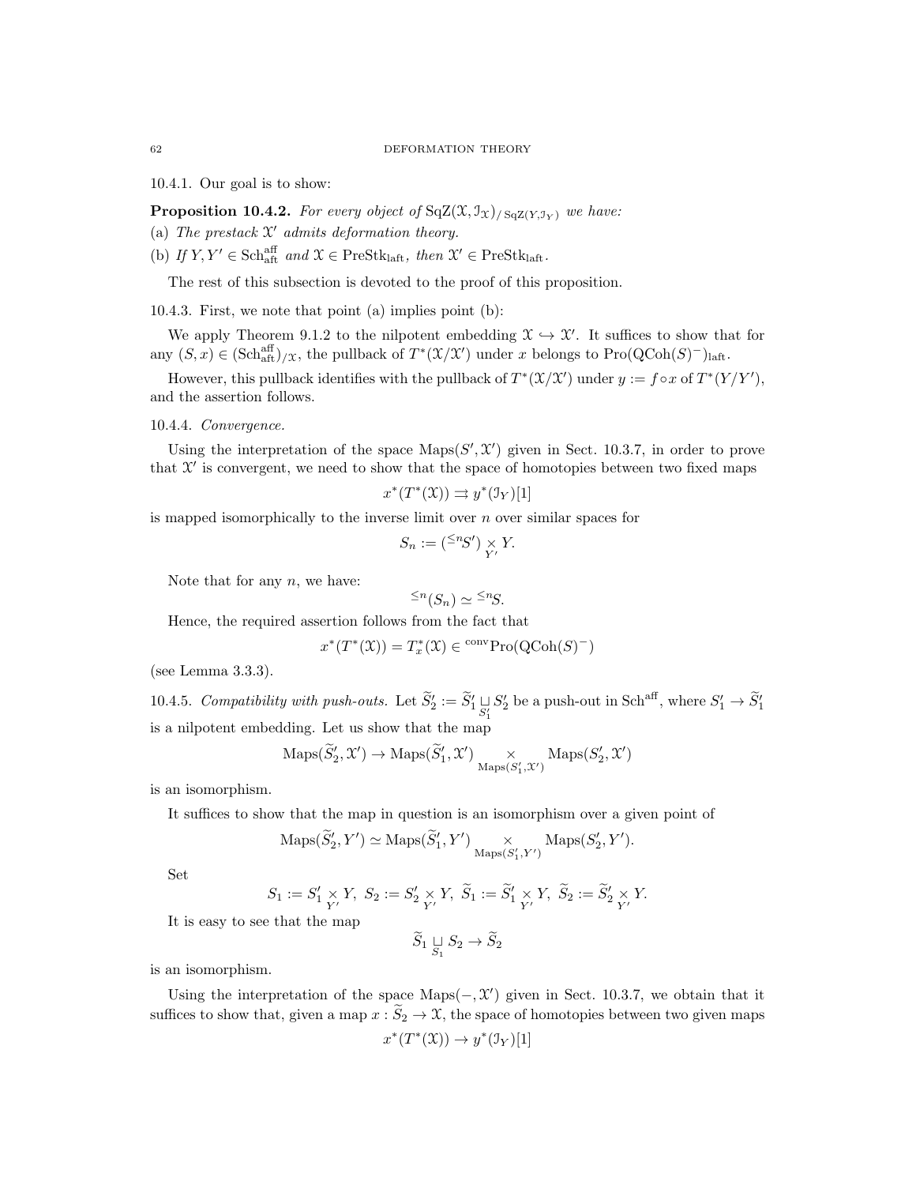10.4.1. Our goal is to show:

**Proposition 10.4.2.** *For every object of* $\mathrm{SqZ}(\mathcal{X}, \mathcal{I}_{\mathcal{X}})_{/\,\mathrm{SqZ}(Y,\mathcal{I}_Y)}$ *we have:*
(a) *The prestack* $\mathcal{X}'$ *admits deformation theory.*
(b) *If* $Y, Y' \in \mathrm{Sch}^{\mathrm{aff}}_{\mathrm{aft}}$ *and* $\mathcal{X} \in \mathrm{PreStk}_{\mathrm{laft}}$*, then* $\mathcal{X}' \in \mathrm{PreStk}_{\mathrm{laft}}$.

The rest of this subsection is devoted to the proof of this proposition.

10.4.3. First, we note that point (a) implies point (b):

We apply Theorem 9.1.2 to the nilpotent embedding $\mathcal{X} \hookrightarrow \mathcal{X}'$. It suffices to show that for any $(S, x) \in (\mathrm{Sch}^{\mathrm{aff}}_{\mathrm{aft}})_{/\mathcal{X}}$, the pullback of $T^*(\mathcal{X}/\mathcal{X}')$ under $x$ belongs to $\mathrm{Pro}(\mathrm{QCoh}(S)^-)_{\mathrm{laft}}$.

However, this pullback identifies with the pullback of $T^*(\mathcal{X}/\mathcal{X}')$ under $y := f \circ x$ of $T^*(Y/Y')$, and the assertion follows.

10.4.4. *Convergence.*

Using the interpretation of the space $\mathrm{Maps}(S', \mathcal{X}')$ given in Sect. 10.3.7, in order to prove that $\mathcal{X}'$ is convergent, we need to show that the space of homotopies between two fixed maps

$$x^*(T^*(\mathcal{X})) \rightrightarrows y^*(\mathcal{I}_Y)[1]$$

is mapped isomorphically to the inverse limit over $n$ over similar spaces for

$$S_n := ({}^{\leq n}S') \underset{Y'}{\times} Y.$$

Note that for any $n$, we have:

$${}^{\leq n}(S_n) \simeq {}^{\leq n}S.$$

Hence, the required assertion follows from the fact that

$$x^*(T^*(\mathcal{X})) = T^*_x(\mathcal{X}) \in {}^{\mathrm{conv}}\mathrm{Pro}(\mathrm{QCoh}(S)^-)$$

(see Lemma 3.3.3).

10.4.5. *Compatibility with push-outs.* Let $\widetilde{S}'_2 := \widetilde{S}'_1 \underset{S'_1}{\sqcup} S'_2$ be a push-out in $\mathrm{Sch}^{\mathrm{aff}}$, where $S'_1 \to \widetilde{S}'_1$ is a nilpotent embedding. Let us show that the map

$$\mathrm{Maps}(\widetilde{S}'_2, \mathcal{X}') \to \mathrm{Maps}(\widetilde{S}'_1, \mathcal{X}') \underset{\mathrm{Maps}(S'_1, \mathcal{X}')}{\times} \mathrm{Maps}(S'_2, \mathcal{X}')$$

is an isomorphism.

It suffices to show that the map in question is an isomorphism over a given point of

$$\mathrm{Maps}(\widetilde{S}'_2, Y') \simeq \mathrm{Maps}(\widetilde{S}'_1, Y') \underset{\mathrm{Maps}(S'_1, Y')}{\times} \mathrm{Maps}(S'_2, Y').$$

Set

$$S_1 := S'_1 \underset{Y'}{\times} Y,\ S_2 := S'_2 \underset{Y'}{\times} Y,\ \widetilde{S}_1 := \widetilde{S}'_1 \underset{Y'}{\times} Y,\ \widetilde{S}_2 := \widetilde{S}'_2 \underset{Y'}{\times} Y.$$

It is easy to see that the map

$$\widetilde{S}_1 \underset{S_1}{\sqcup} S_2 \to \widetilde{S}_2$$

is an isomorphism.

Using the interpretation of the space $\mathrm{Maps}(-, \mathcal{X}')$ given in Sect. 10.3.7, we obtain that it suffices to show that, given a map $x : \widetilde{S}_2 \to \mathcal{X}$, the space of homotopies between two given maps

$$x^*(T^*(\mathcal{X})) \to y^*(\mathcal{I}_Y)[1]$$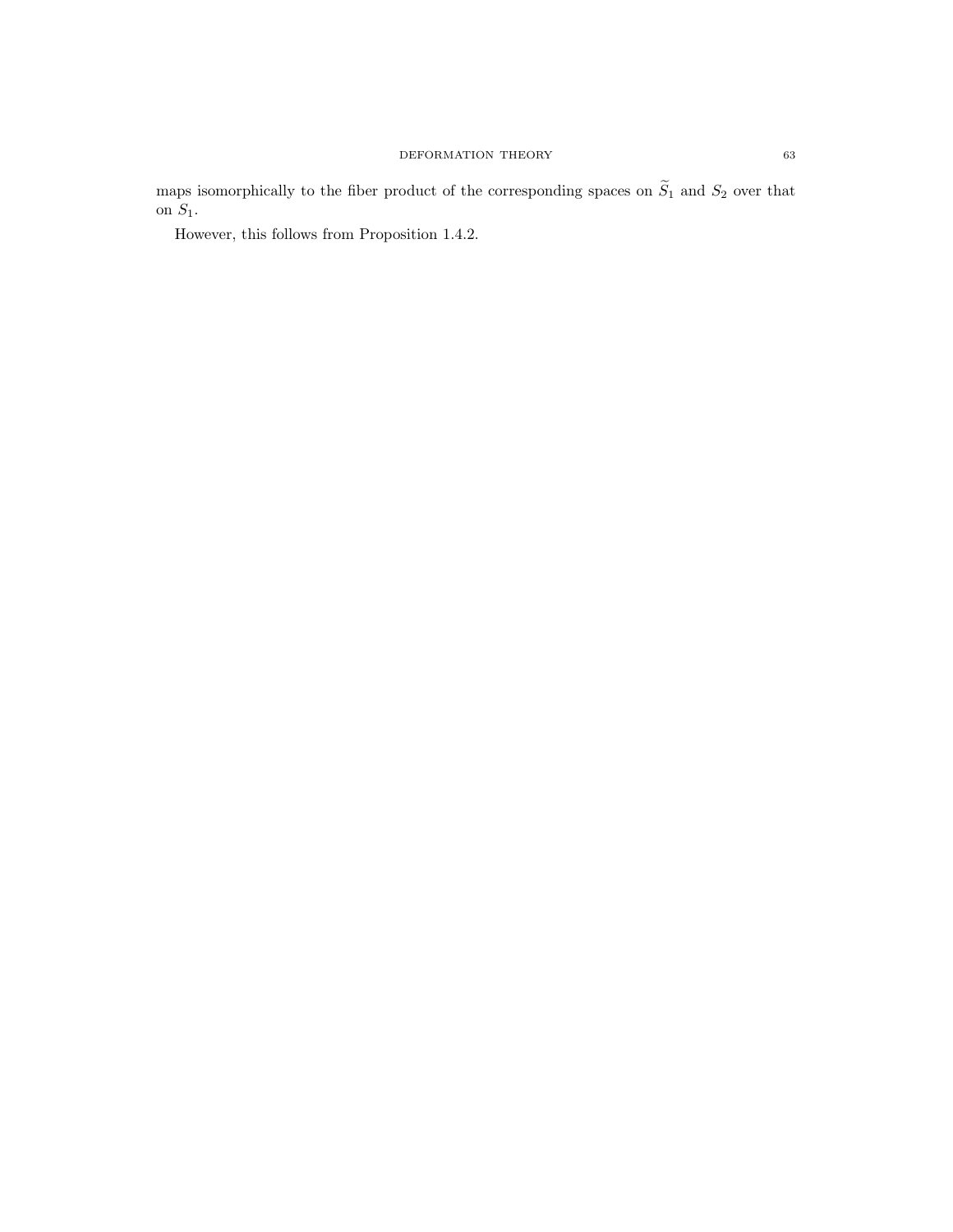maps isomorphically to the fiber product of the corresponding spaces on $\widetilde{S}_1$ and $S_2$ over that on $S_1$.

However, this follows from Proposition 1.4.2.